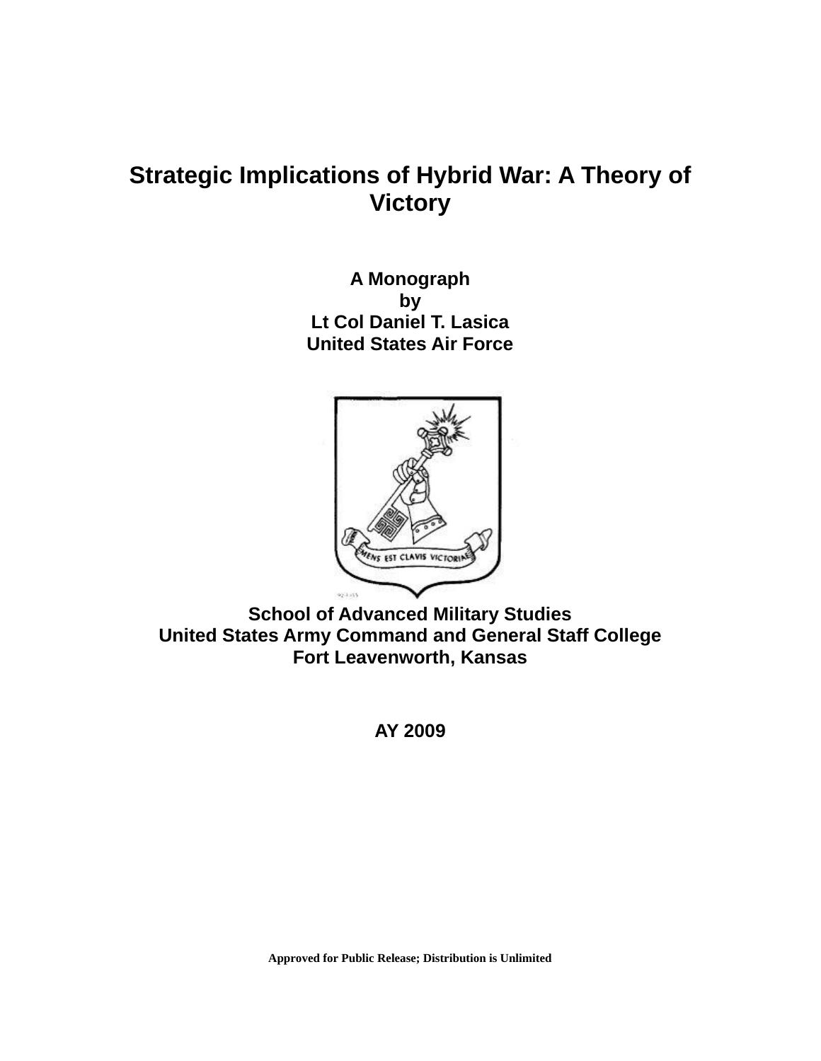# Strategic Implications of Hybrid War: A Theory of Victory

**A Monograph**
**by**
**Lt Col Daniel T. Lasica**
**United States Air Force**

**School of Advanced Military Studies**
**United States Army Command and General Staff College**
**Fort Leavenworth, Kansas**

**AY 2009**

**Approved for Public Release; Distribution is Unlimited**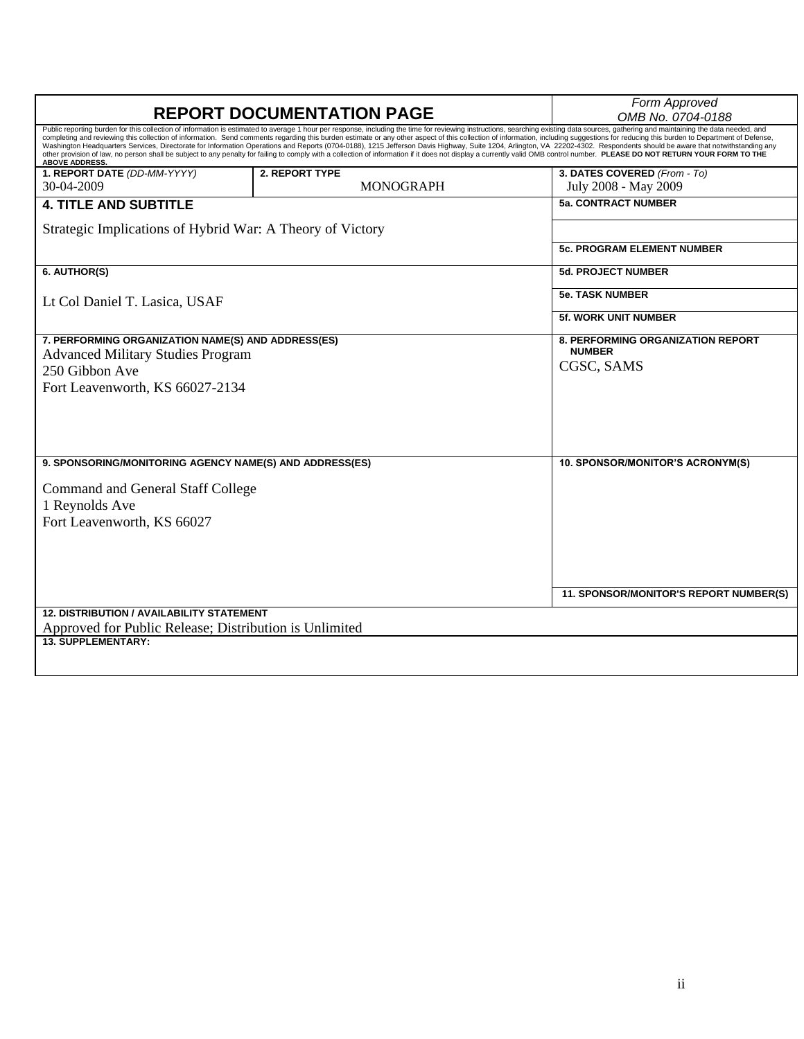| REPORT DOCUMENTATION PAGE | | *Form Approved* *OMB No. 0704-0188* |
|---|---|---|
| Public reporting burden for this collection of information is estimated to average 1 hour per response, including the time for reviewing instructions, searching existing data sources, gathering and maintaining the data needed, and completing and reviewing this collection of information. Send comments regarding this burden estimate or any other aspect of this collection of information, including suggestions for reducing this burden to Department of Defense, Washington Headquarters Services, Directorate for Information Operations and Reports (0704-0188), 1215 Jefferson Davis Highway, Suite 1204, Arlington, VA 22202-4302. Respondents should be aware that notwithstanding any other provision of law, no person shall be subject to any penalty for failing to comply with a collection of information if it does not display a currently valid OMB control number. **PLEASE DO NOT RETURN YOUR FORM TO THE ABOVE ADDRESS.** | | |
| **1. REPORT DATE** *(DD-MM-YYYY)* 30-04-2009 | **2. REPORT TYPE** MONOGRAPH | **3. DATES COVERED** *(From - To)* July 2008 - May 2009 |
| **4. TITLE AND SUBTITLE** Strategic Implications of Hybrid War: A Theory of Victory | | **5a. CONTRACT NUMBER** |
| | | |
| | | **5c. PROGRAM ELEMENT NUMBER** |
| **6. AUTHOR(S)** Lt Col Daniel T. Lasica, USAF | | **5d. PROJECT NUMBER** |
| | | **5e. TASK NUMBER** |
| | | **5f. WORK UNIT NUMBER** |
| **7. PERFORMING ORGANIZATION NAME(S) AND ADDRESS(ES)** Advanced Military Studies Program 250 Gibbon Ave Fort Leavenworth, KS 66027-2134 | | **8. PERFORMING ORGANIZATION REPORT NUMBER** CGSC, SAMS |
| **9. SPONSORING/MONITORING AGENCY NAME(S) AND ADDRESS(ES)** Command and General Staff College 1 Reynolds Ave Fort Leavenworth, KS 66027 | | **10. SPONSOR/MONITOR'S ACRONYM(S)** |
| | | **11. SPONSOR/MONITOR'S REPORT NUMBER(S)** |
| **12. DISTRIBUTION / AVAILABILITY STATEMENT** Approved for Public Release; Distribution is Unlimited | | |
| **13. SUPPLEMENTARY:** | | |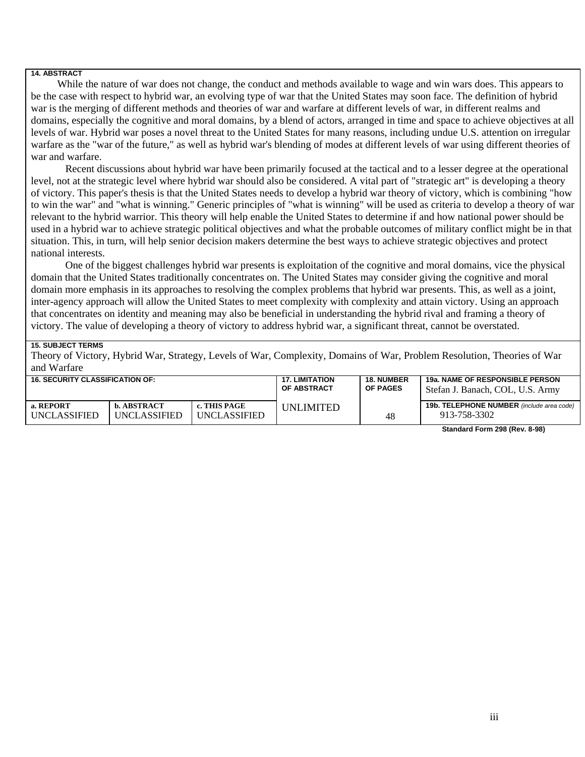**14. ABSTRACT**

While the nature of war does not change, the conduct and methods available to wage and win wars does. This appears to be the case with respect to hybrid war, an evolving type of war that the United States may soon face. The definition of hybrid war is the merging of different methods and theories of war and warfare at different levels of war, in different realms and domains, especially the cognitive and moral domains, by a blend of actors, arranged in time and space to achieve objectives at all levels of war. Hybrid war poses a novel threat to the United States for many reasons, including undue U.S. attention on irregular warfare as the "war of the future," as well as hybrid war's blending of modes at different levels of war using different theories of war and warfare.

Recent discussions about hybrid war have been primarily focused at the tactical and to a lesser degree at the operational level, not at the strategic level where hybrid war should also be considered. A vital part of "strategic art" is developing a theory of victory. This paper's thesis is that the United States needs to develop a hybrid war theory of victory, which is combining "how to win the war" and "what is winning." Generic principles of "what is winning" will be used as criteria to develop a theory of war relevant to the hybrid warrior. This theory will help enable the United States to determine if and how national power should be used in a hybrid war to achieve strategic political objectives and what the probable outcomes of military conflict might be in that situation. This, in turn, will help senior decision makers determine the best ways to achieve strategic objectives and protect national interests.

One of the biggest challenges hybrid war presents is exploitation of the cognitive and moral domains, vice the physical domain that the United States traditionally concentrates on. The United States may consider giving the cognitive and moral domain more emphasis in its approaches to resolving the complex problems that hybrid war presents. This, as well as a joint, inter-agency approach will allow the United States to meet complexity with complexity and attain victory. Using an approach that concentrates on identity and meaning may also be beneficial in understanding the hybrid rival and framing a theory of victory. The value of developing a theory of victory to address hybrid war, a significant threat, cannot be overstated.

**15. SUBJECT TERMS**

Theory of Victory, Hybrid War, Strategy, Levels of War, Complexity, Domains of War, Problem Resolution, Theories of War and Warfare

| 16. SECURITY CLASSIFICATION OF: | | | 17. LIMITATION OF ABSTRACT | 18. NUMBER OF PAGES | 19a. NAME OF RESPONSIBLE PERSON |
|---|---|---|---|---|---|
| | | | | | Stefan J. Banach, COL, U.S. Army |
| a. REPORT | b. ABSTRACT | c. THIS PAGE | | | 19b. TELEPHONE NUMBER (include area code) |
| UNCLASSIFIED | UNCLASSIFIED | UNCLASSIFIED | UNLIMITED | 48 | 913-758-3302 |

**Standard Form 298 (Rev. 8-98)**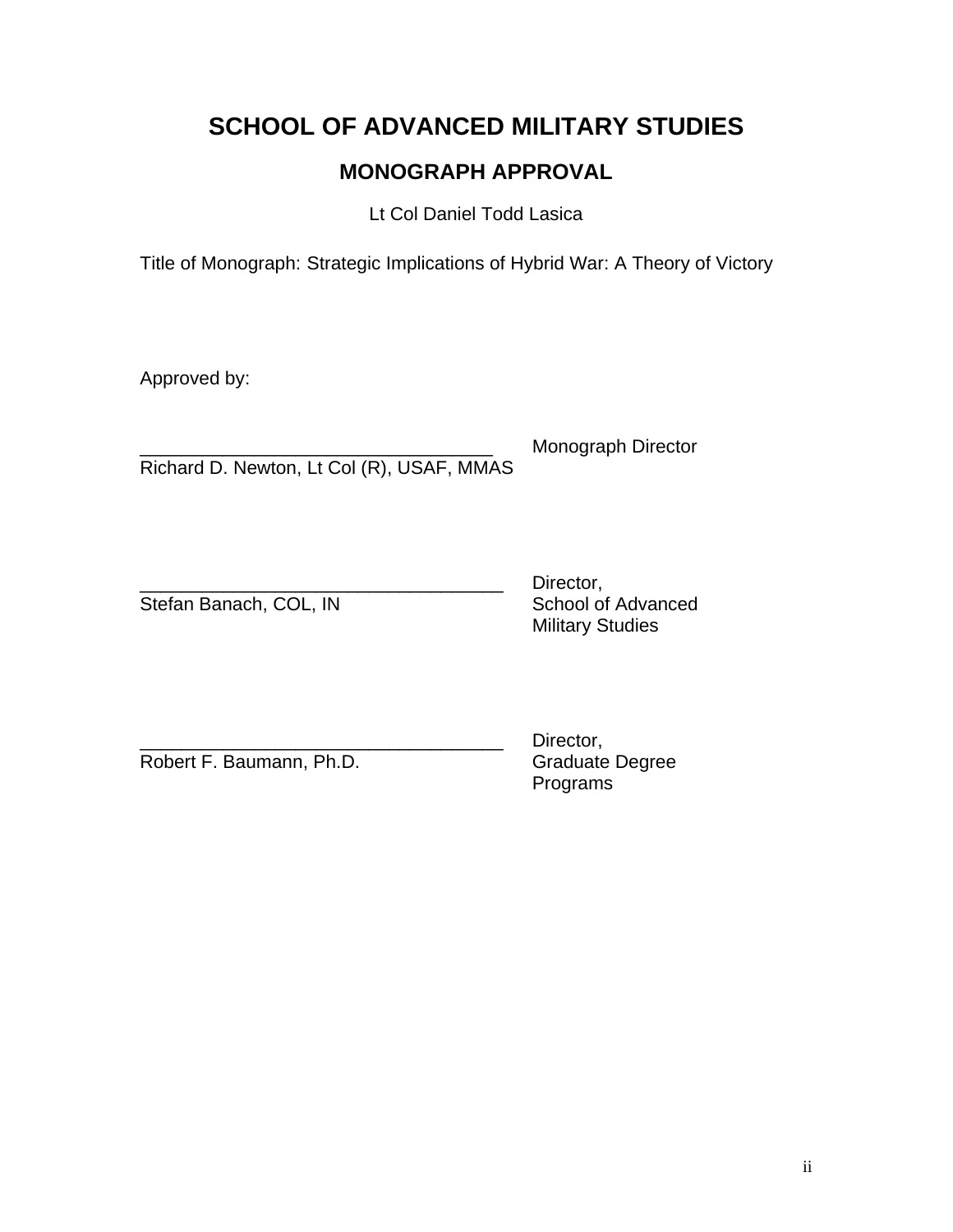# SCHOOL OF ADVANCED MILITARY STUDIES

## MONOGRAPH APPROVAL

Lt Col Daniel Todd Lasica

Title of Monograph: Strategic Implications of Hybrid War: A Theory of Victory

Approved by:

__________________________________ Monograph Director
Richard D. Newton, Lt Col (R), USAF, MMAS

__________________________________ Director,
Stefan Banach, COL, IN School of Advanced Military Studies

__________________________________ Director,
Robert F. Baumann, Ph.D. Graduate Degree Programs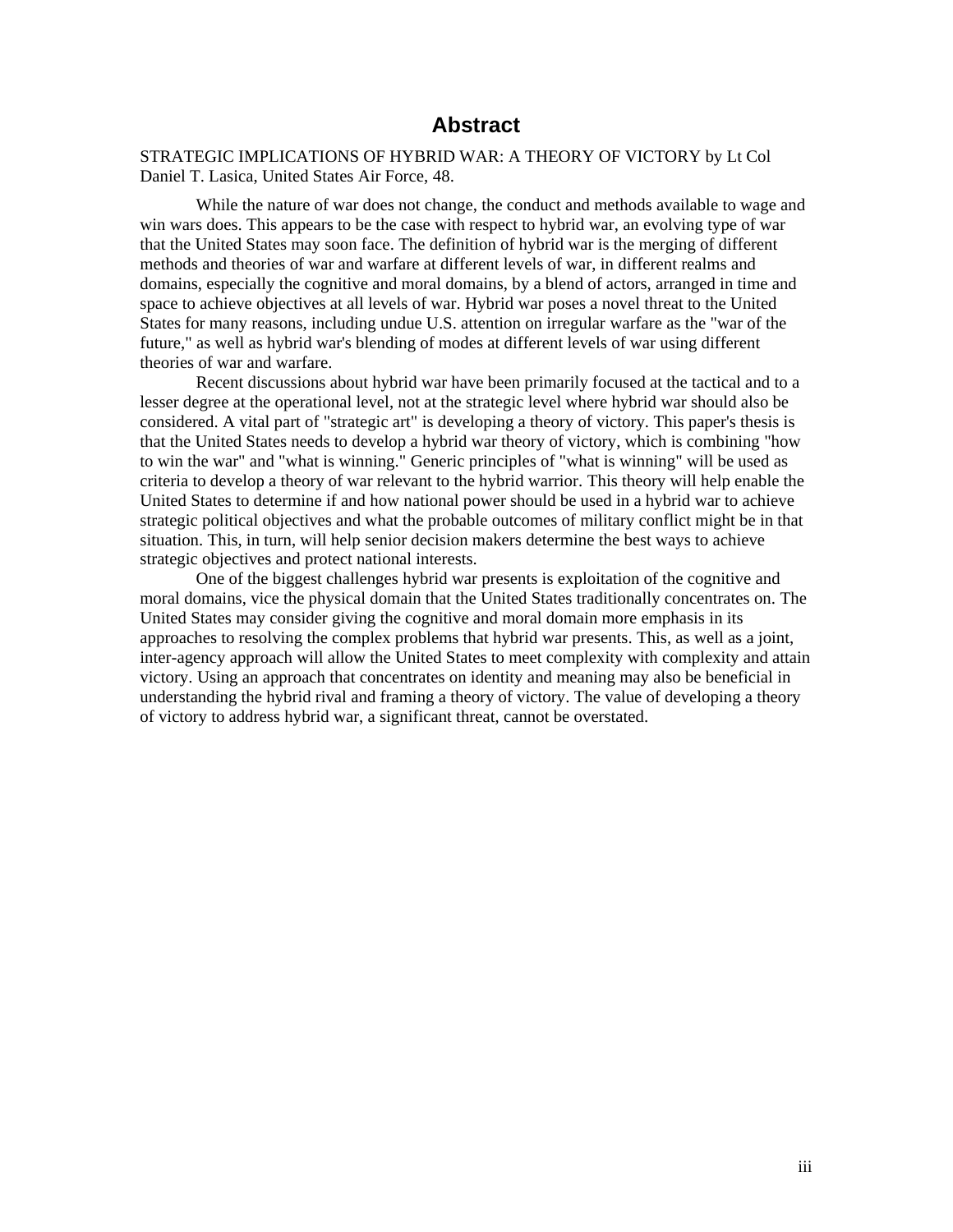# Abstract

STRATEGIC IMPLICATIONS OF HYBRID WAR: A THEORY OF VICTORY by Lt Col Daniel T. Lasica, United States Air Force, 48.

While the nature of war does not change, the conduct and methods available to wage and win wars does. This appears to be the case with respect to hybrid war, an evolving type of war that the United States may soon face. The definition of hybrid war is the merging of different methods and theories of war and warfare at different levels of war, in different realms and domains, especially the cognitive and moral domains, by a blend of actors, arranged in time and space to achieve objectives at all levels of war. Hybrid war poses a novel threat to the United States for many reasons, including undue U.S. attention on irregular warfare as the "war of the future," as well as hybrid war's blending of modes at different levels of war using different theories of war and warfare.

Recent discussions about hybrid war have been primarily focused at the tactical and to a lesser degree at the operational level, not at the strategic level where hybrid war should also be considered. A vital part of "strategic art" is developing a theory of victory. This paper's thesis is that the United States needs to develop a hybrid war theory of victory, which is combining "how to win the war" and "what is winning." Generic principles of "what is winning" will be used as criteria to develop a theory of war relevant to the hybrid warrior. This theory will help enable the United States to determine if and how national power should be used in a hybrid war to achieve strategic political objectives and what the probable outcomes of military conflict might be in that situation. This, in turn, will help senior decision makers determine the best ways to achieve strategic objectives and protect national interests.

One of the biggest challenges hybrid war presents is exploitation of the cognitive and moral domains, vice the physical domain that the United States traditionally concentrates on. The United States may consider giving the cognitive and moral domain more emphasis in its approaches to resolving the complex problems that hybrid war presents. This, as well as a joint, inter-agency approach will allow the United States to meet complexity with complexity and attain victory. Using an approach that concentrates on identity and meaning may also be beneficial in understanding the hybrid rival and framing a theory of victory. The value of developing a theory of victory to address hybrid war, a significant threat, cannot be overstated.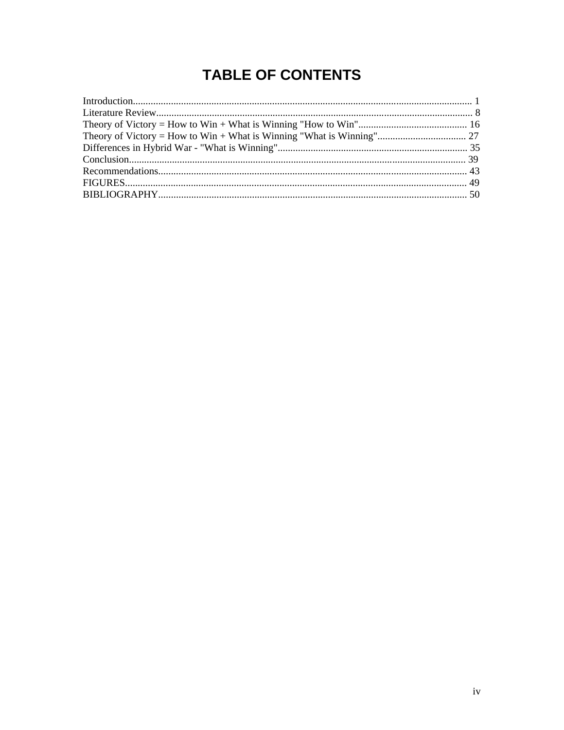# TABLE OF CONTENTS

Introduction.................................................................................................................................... 1
Literature Review............................................................................................................................ 8
Theory of Victory = How to Win + What is Winning "How to Win"........................................... 16
Theory of Victory = How to Win + What is Winning "What is Winning"................................... 27
Differences in Hybrid War - "What is Winning"........................................................................... 35
Conclusion.................................................................................................................................... 39
Recommendations......................................................................................................................... 43
FIGURES...................................................................................................................................... 49
BIBLIOGRAPHY.......................................................................................................................... 50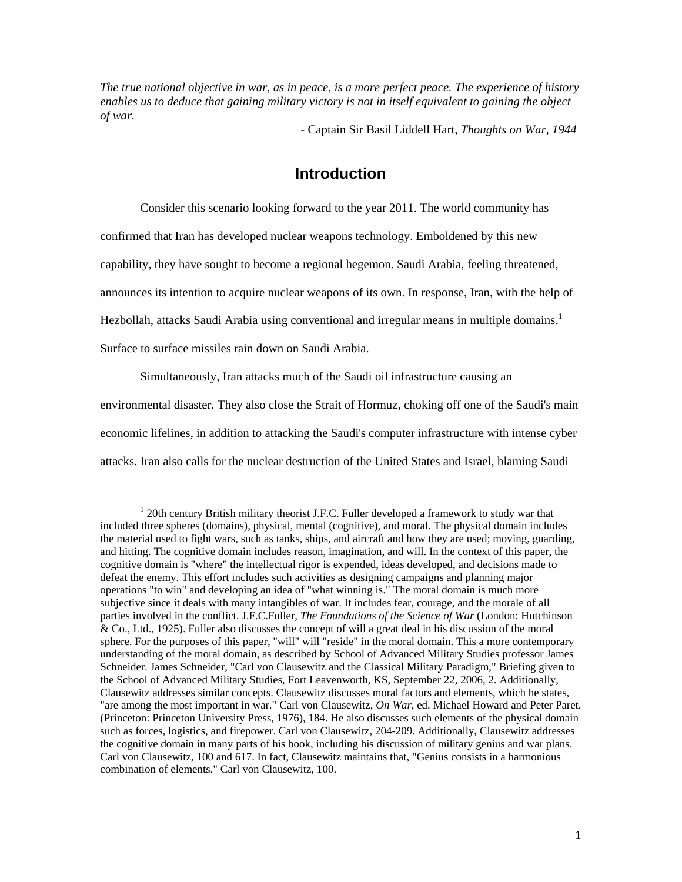*The true national objective in war, as in peace, is a more perfect peace. The experience of history enables us to deduce that gaining military victory is not in itself equivalent to gaining the object of war.*

- Captain Sir Basil Liddell Hart, *Thoughts on War, 1944*

## Introduction

Consider this scenario looking forward to the year 2011. The world community has confirmed that Iran has developed nuclear weapons technology. Emboldened by this new capability, they have sought to become a regional hegemon. Saudi Arabia, feeling threatened, announces its intention to acquire nuclear weapons of its own. In response, Iran, with the help of Hezbollah, attacks Saudi Arabia using conventional and irregular means in multiple domains.[1] Surface to surface missiles rain down on Saudi Arabia.

Simultaneously, Iran attacks much of the Saudi oil infrastructure causing an environmental disaster. They also close the Strait of Hormuz, choking off one of the Saudi's main economic lifelines, in addition to attacking the Saudi's computer infrastructure with intense cyber attacks. Iran also calls for the nuclear destruction of the United States and Israel, blaming Saudi

---

[1] 20th century British military theorist J.F.C. Fuller developed a framework to study war that included three spheres (domains), physical, mental (cognitive), and moral. The physical domain includes the material used to fight wars, such as tanks, ships, and aircraft and how they are used; moving, guarding, and hitting. The cognitive domain includes reason, imagination, and will. In the context of this paper, the cognitive domain is "where" the intellectual rigor is expended, ideas developed, and decisions made to defeat the enemy. This effort includes such activities as designing campaigns and planning major operations "to win" and developing an idea of "what winning is." The moral domain is much more subjective since it deals with many intangibles of war. It includes fear, courage, and the morale of all parties involved in the conflict. J.F.C.Fuller, *The Foundations of the Science of War* (London: Hutchinson & Co., Ltd., 1925). Fuller also discusses the concept of will a great deal in his discussion of the moral sphere. For the purposes of this paper, "will" will "reside" in the moral domain. This a more contemporary understanding of the moral domain, as described by School of Advanced Military Studies professor James Schneider. James Schneider, "Carl von Clausewitz and the Classical Military Paradigm," Briefing given to the School of Advanced Military Studies, Fort Leavenworth, KS, September 22, 2006, 2. Additionally, Clausewitz addresses similar concepts. Clausewitz discusses moral factors and elements, which he states, "are among the most important in war." Carl von Clausewitz, *On War*, ed. Michael Howard and Peter Paret. (Princeton: Princeton University Press, 1976), 184. He also discusses such elements of the physical domain such as forces, logistics, and firepower. Carl von Clausewitz, 204-209. Additionally, Clausewitz addresses the cognitive domain in many parts of his book, including his discussion of military genius and war plans. Carl von Clausewitz, 100 and 617. In fact, Clausewitz maintains that, "Genius consists in a harmonious combination of elements." Carl von Clausewitz, 100.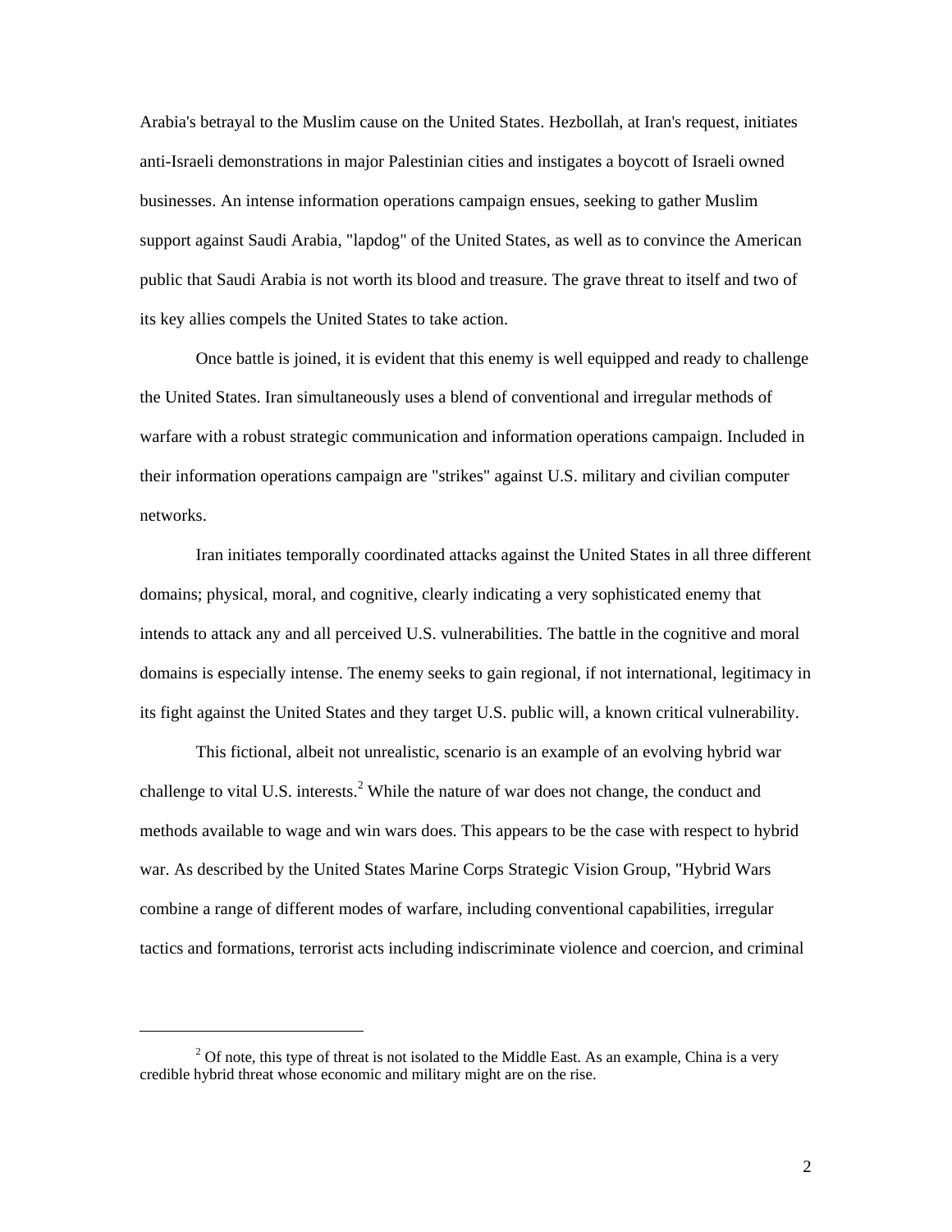Arabia's betrayal to the Muslim cause on the United States. Hezbollah, at Iran's request, initiates anti-Israeli demonstrations in major Palestinian cities and instigates a boycott of Israeli owned businesses. An intense information operations campaign ensues, seeking to gather Muslim support against Saudi Arabia, "lapdog" of the United States, as well as to convince the American public that Saudi Arabia is not worth its blood and treasure. The grave threat to itself and two of its key allies compels the United States to take action.

Once battle is joined, it is evident that this enemy is well equipped and ready to challenge the United States. Iran simultaneously uses a blend of conventional and irregular methods of warfare with a robust strategic communication and information operations campaign. Included in their information operations campaign are "strikes" against U.S. military and civilian computer networks.

Iran initiates temporally coordinated attacks against the United States in all three different domains; physical, moral, and cognitive, clearly indicating a very sophisticated enemy that intends to attack any and all perceived U.S. vulnerabilities. The battle in the cognitive and moral domains is especially intense. The enemy seeks to gain regional, if not international, legitimacy in its fight against the United States and they target U.S. public will, a known critical vulnerability.

This fictional, albeit not unrealistic, scenario is an example of an evolving hybrid war challenge to vital U.S. interests.[2] While the nature of war does not change, the conduct and methods available to wage and win wars does. This appears to be the case with respect to hybrid war. As described by the United States Marine Corps Strategic Vision Group, "Hybrid Wars combine a range of different modes of warfare, including conventional capabilities, irregular tactics and formations, terrorist acts including indiscriminate violence and coercion, and criminal

[2] Of note, this type of threat is not isolated to the Middle East. As an example, China is a very credible hybrid threat whose economic and military might are on the rise.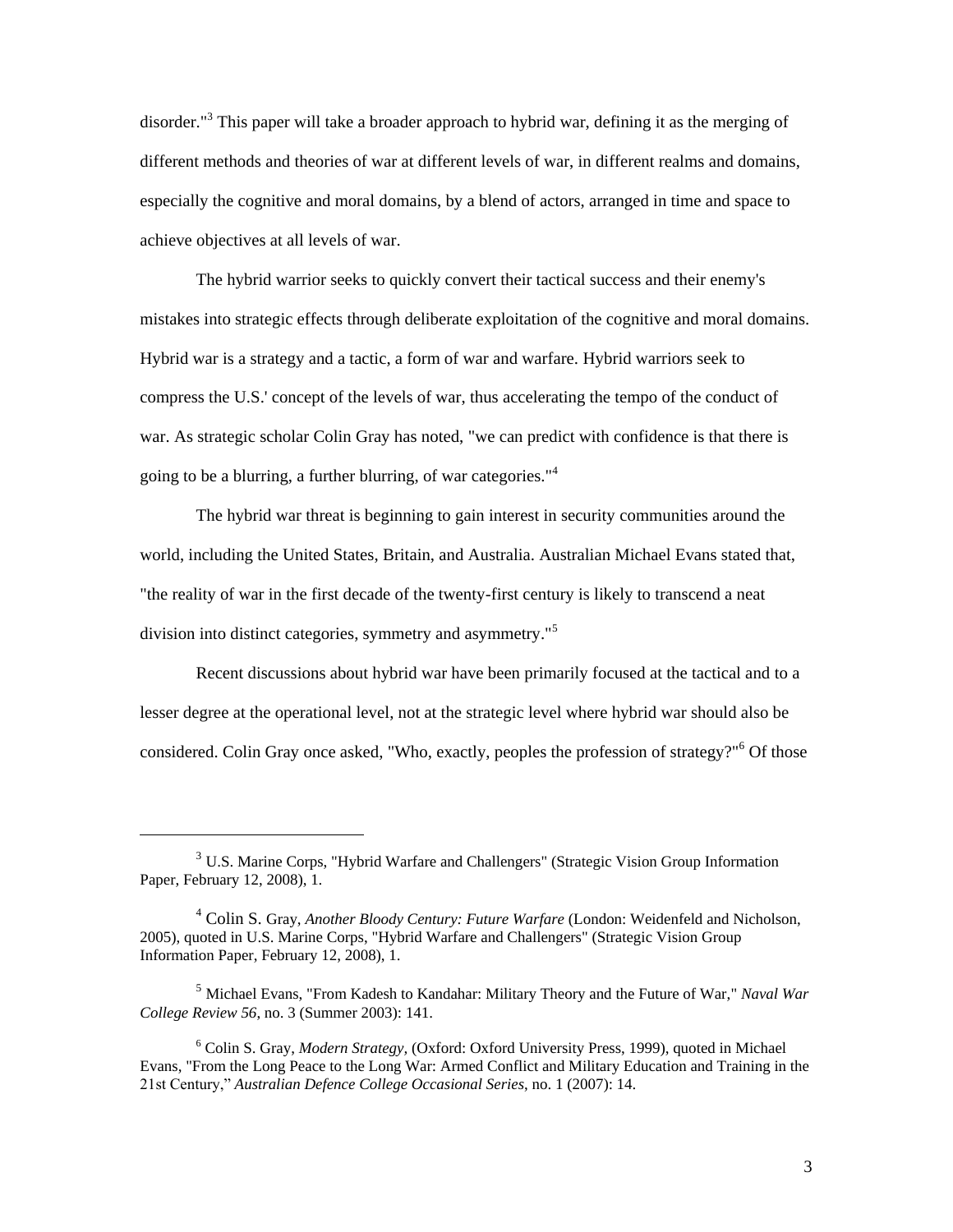disorder."[3] This paper will take a broader approach to hybrid war, defining it as the merging of different methods and theories of war at different levels of war, in different realms and domains, especially the cognitive and moral domains, by a blend of actors, arranged in time and space to achieve objectives at all levels of war.

The hybrid warrior seeks to quickly convert their tactical success and their enemy's mistakes into strategic effects through deliberate exploitation of the cognitive and moral domains. Hybrid war is a strategy and a tactic, a form of war and warfare. Hybrid warriors seek to compress the U.S.' concept of the levels of war, thus accelerating the tempo of the conduct of war. As strategic scholar Colin Gray has noted, "we can predict with confidence is that there is going to be a blurring, a further blurring, of war categories."[4]

The hybrid war threat is beginning to gain interest in security communities around the world, including the United States, Britain, and Australia. Australian Michael Evans stated that, "the reality of war in the first decade of the twenty-first century is likely to transcend a neat division into distinct categories, symmetry and asymmetry."[5]

Recent discussions about hybrid war have been primarily focused at the tactical and to a lesser degree at the operational level, not at the strategic level where hybrid war should also be considered. Colin Gray once asked, "Who, exactly, peoples the profession of strategy?"[6] Of those

---

[3] U.S. Marine Corps, "Hybrid Warfare and Challengers" (Strategic Vision Group Information Paper, February 12, 2008), 1.

[4] Colin S. Gray, *Another Bloody Century: Future Warfare* (London: Weidenfeld and Nicholson, 2005), quoted in U.S. Marine Corps, "Hybrid Warfare and Challengers" (Strategic Vision Group Information Paper, February 12, 2008), 1.

[5] Michael Evans, "From Kadesh to Kandahar: Military Theory and the Future of War," *Naval War College Review 56*, no. 3 (Summer 2003): 141.

[6] Colin S. Gray, *Modern Strategy,* (Oxford: Oxford University Press, 1999), quoted in Michael Evans, "From the Long Peace to the Long War: Armed Conflict and Military Education and Training in the 21st Century," *Australian Defence College Occasional Series*, no. 1 (2007): 14.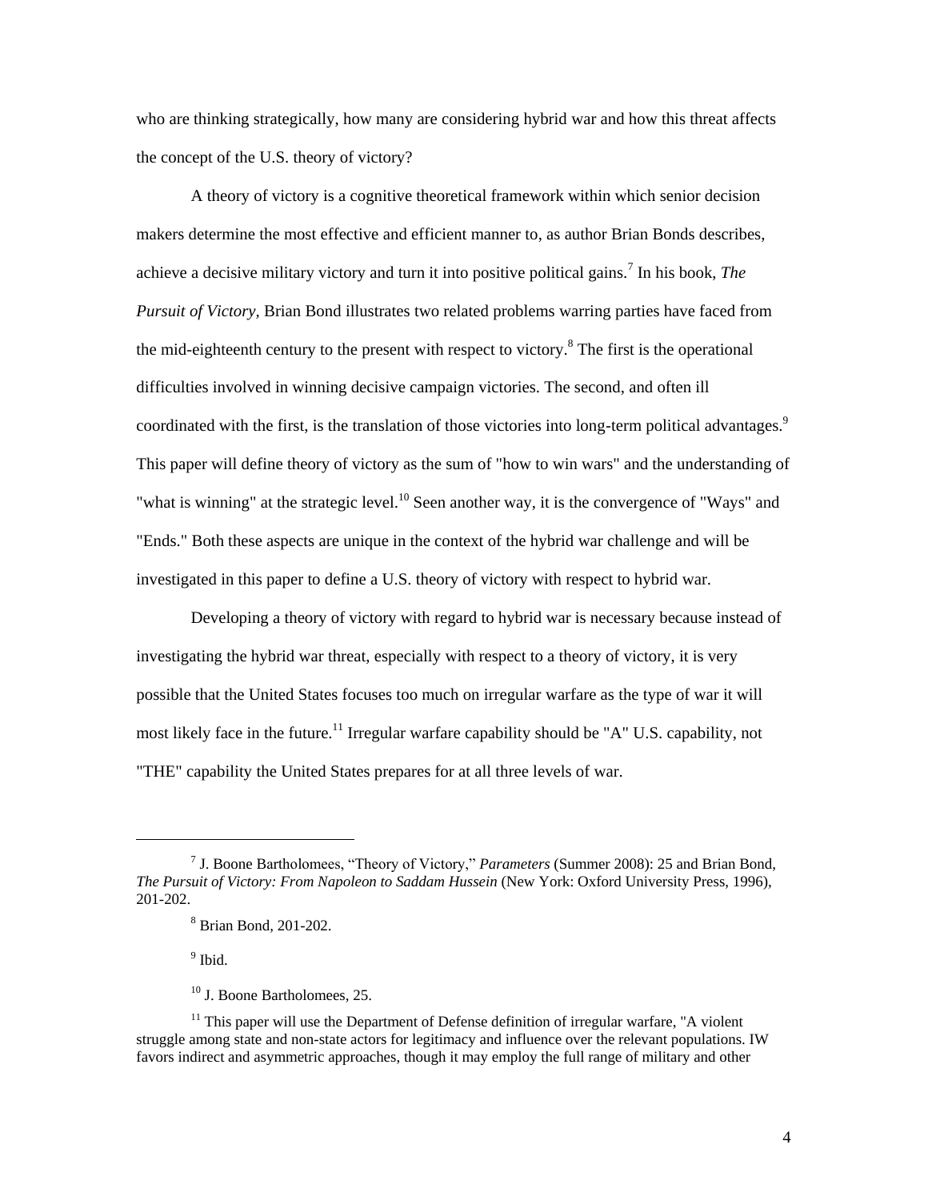who are thinking strategically, how many are considering hybrid war and how this threat affects the concept of the U.S. theory of victory?

A theory of victory is a cognitive theoretical framework within which senior decision makers determine the most effective and efficient manner to, as author Brian Bonds describes, achieve a decisive military victory and turn it into positive political gains.[7] In his book, *The Pursuit of Victory*, Brian Bond illustrates two related problems warring parties have faced from the mid-eighteenth century to the present with respect to victory.[8] The first is the operational difficulties involved in winning decisive campaign victories. The second, and often ill coordinated with the first, is the translation of those victories into long-term political advantages.[9] This paper will define theory of victory as the sum of "how to win wars" and the understanding of "what is winning" at the strategic level.[10] Seen another way, it is the convergence of "Ways" and "Ends." Both these aspects are unique in the context of the hybrid war challenge and will be investigated in this paper to define a U.S. theory of victory with respect to hybrid war.

Developing a theory of victory with regard to hybrid war is necessary because instead of investigating the hybrid war threat, especially with respect to a theory of victory, it is very possible that the United States focuses too much on irregular warfare as the type of war it will most likely face in the future.[11] Irregular warfare capability should be "A" U.S. capability, not "THE" capability the United States prepares for at all three levels of war.

---

[7] J. Boone Bartholomees, "Theory of Victory," *Parameters* (Summer 2008): 25 and Brian Bond, *The Pursuit of Victory: From Napoleon to Saddam Hussein* (New York: Oxford University Press, 1996), 201-202.

[8] Brian Bond, 201-202.

[9] Ibid.

[10] J. Boone Bartholomees, 25.

[11] This paper will use the Department of Defense definition of irregular warfare, "A violent struggle among state and non-state actors for legitimacy and influence over the relevant populations. IW favors indirect and asymmetric approaches, though it may employ the full range of military and other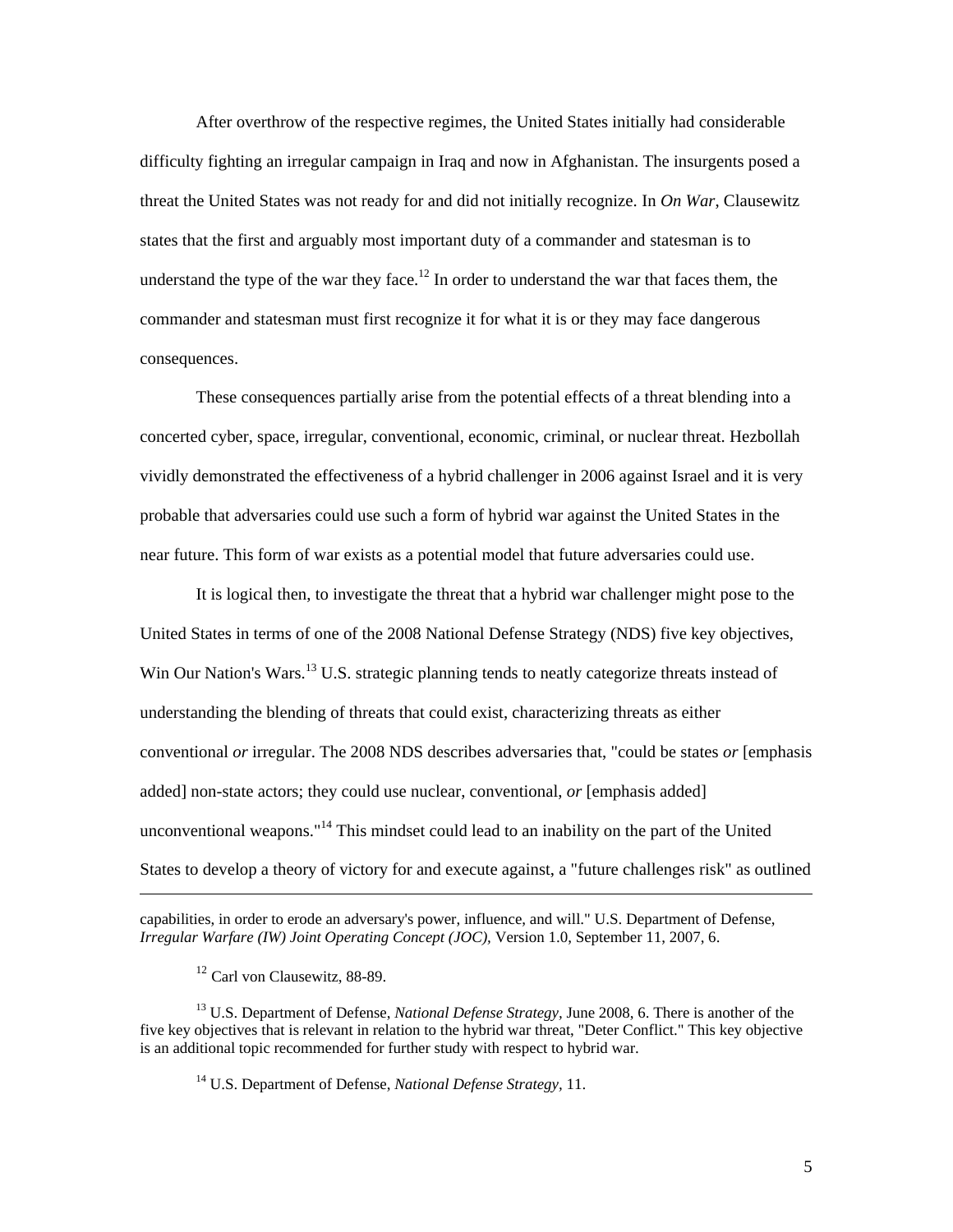After overthrow of the respective regimes, the United States initially had considerable difficulty fighting an irregular campaign in Iraq and now in Afghanistan. The insurgents posed a threat the United States was not ready for and did not initially recognize. In *On War*, Clausewitz states that the first and arguably most important duty of a commander and statesman is to understand the type of the war they face.[12] In order to understand the war that faces them, the commander and statesman must first recognize it for what it is or they may face dangerous consequences.

These consequences partially arise from the potential effects of a threat blending into a concerted cyber, space, irregular, conventional, economic, criminal, or nuclear threat. Hezbollah vividly demonstrated the effectiveness of a hybrid challenger in 2006 against Israel and it is very probable that adversaries could use such a form of hybrid war against the United States in the near future. This form of war exists as a potential model that future adversaries could use.

It is logical then, to investigate the threat that a hybrid war challenger might pose to the United States in terms of one of the 2008 National Defense Strategy (NDS) five key objectives, Win Our Nation's Wars.[13] U.S. strategic planning tends to neatly categorize threats instead of understanding the blending of threats that could exist, characterizing threats as either conventional *or* irregular. The 2008 NDS describes adversaries that, "could be states *or* [emphasis added] non-state actors; they could use nuclear, conventional, *or* [emphasis added] unconventional weapons."[14] This mindset could lead to an inability on the part of the United States to develop a theory of victory for and execute against, a "future challenges risk" as outlined

---

capabilities, in order to erode an adversary's power, influence, and will." U.S. Department of Defense, *Irregular Warfare (IW) Joint Operating Concept (JOC)*, Version 1.0, September 11, 2007, 6.

[12] Carl von Clausewitz, 88-89.

[13] U.S. Department of Defense, *National Defense Strategy*, June 2008, 6. There is another of the five key objectives that is relevant in relation to the hybrid war threat, "Deter Conflict." This key objective is an additional topic recommended for further study with respect to hybrid war.

[14] U.S. Department of Defense, *National Defense Strategy*, 11.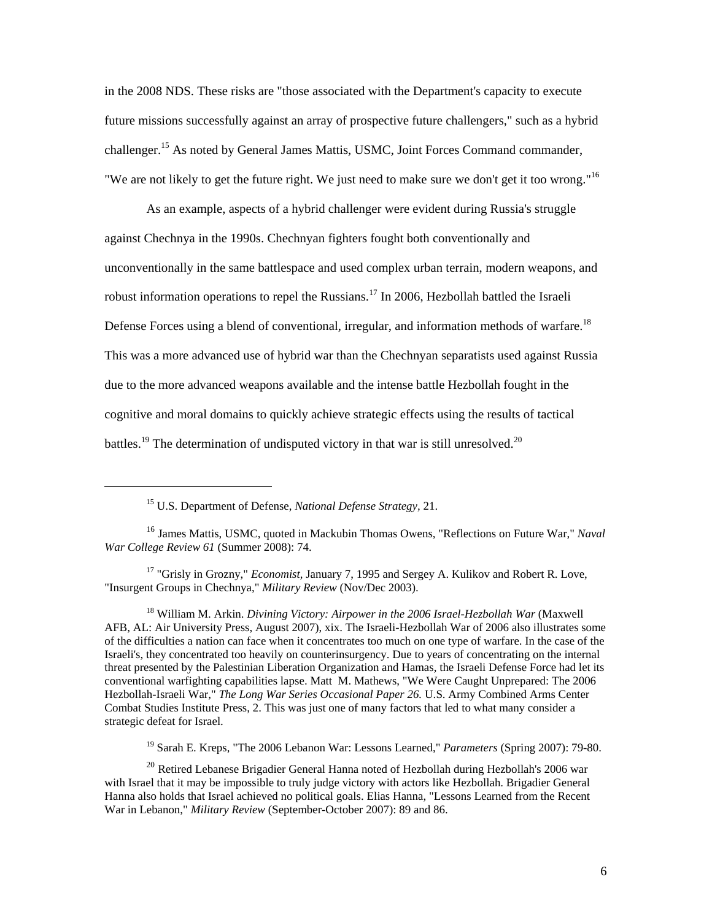in the 2008 NDS. These risks are "those associated with the Department's capacity to execute future missions successfully against an array of prospective future challengers," such as a hybrid challenger.[15] As noted by General James Mattis, USMC, Joint Forces Command commander, "We are not likely to get the future right. We just need to make sure we don't get it too wrong."[16]

As an example, aspects of a hybrid challenger were evident during Russia's struggle against Chechnya in the 1990s. Chechnyan fighters fought both conventionally and unconventionally in the same battlespace and used complex urban terrain, modern weapons, and robust information operations to repel the Russians.[17] In 2006, Hezbollah battled the Israeli Defense Forces using a blend of conventional, irregular, and information methods of warfare.[18] This was a more advanced use of hybrid war than the Chechnyan separatists used against Russia due to the more advanced weapons available and the intense battle Hezbollah fought in the cognitive and moral domains to quickly achieve strategic effects using the results of tactical battles.[19] The determination of undisputed victory in that war is still unresolved.[20]

---

[15] U.S. Department of Defense, *National Defense Strategy,* 21.

[16] James Mattis, USMC, quoted in Mackubin Thomas Owens, "Reflections on Future War," *Naval War College Review 61* (Summer 2008): 74.

[17] "Grisly in Grozny," *Economist,* January 7, 1995 and Sergey A. Kulikov and Robert R. Love, "Insurgent Groups in Chechnya," *Military Review* (Nov/Dec 2003).

[18] William M. Arkin. *Divining Victory: Airpower in the 2006 Israel-Hezbollah War* (Maxwell AFB, AL: Air University Press, August 2007), xix. The Israeli-Hezbollah War of 2006 also illustrates some of the difficulties a nation can face when it concentrates too much on one type of warfare. In the case of the Israeli's, they concentrated too heavily on counterinsurgency. Due to years of concentrating on the internal threat presented by the Palestinian Liberation Organization and Hamas, the Israeli Defense Force had let its conventional warfighting capabilities lapse. Matt M. Mathews, "We Were Caught Unprepared: The 2006 Hezbollah-Israeli War," *The Long War Series Occasional Paper 26.* U.S. Army Combined Arms Center Combat Studies Institute Press, 2. This was just one of many factors that led to what many consider a strategic defeat for Israel.

[19] Sarah E. Kreps, "The 2006 Lebanon War: Lessons Learned," *Parameters* (Spring 2007): 79-80.

[20] Retired Lebanese Brigadier General Hanna noted of Hezbollah during Hezbollah's 2006 war with Israel that it may be impossible to truly judge victory with actors like Hezbollah. Brigadier General Hanna also holds that Israel achieved no political goals. Elias Hanna, "Lessons Learned from the Recent War in Lebanon," *Military Review* (September-October 2007): 89 and 86.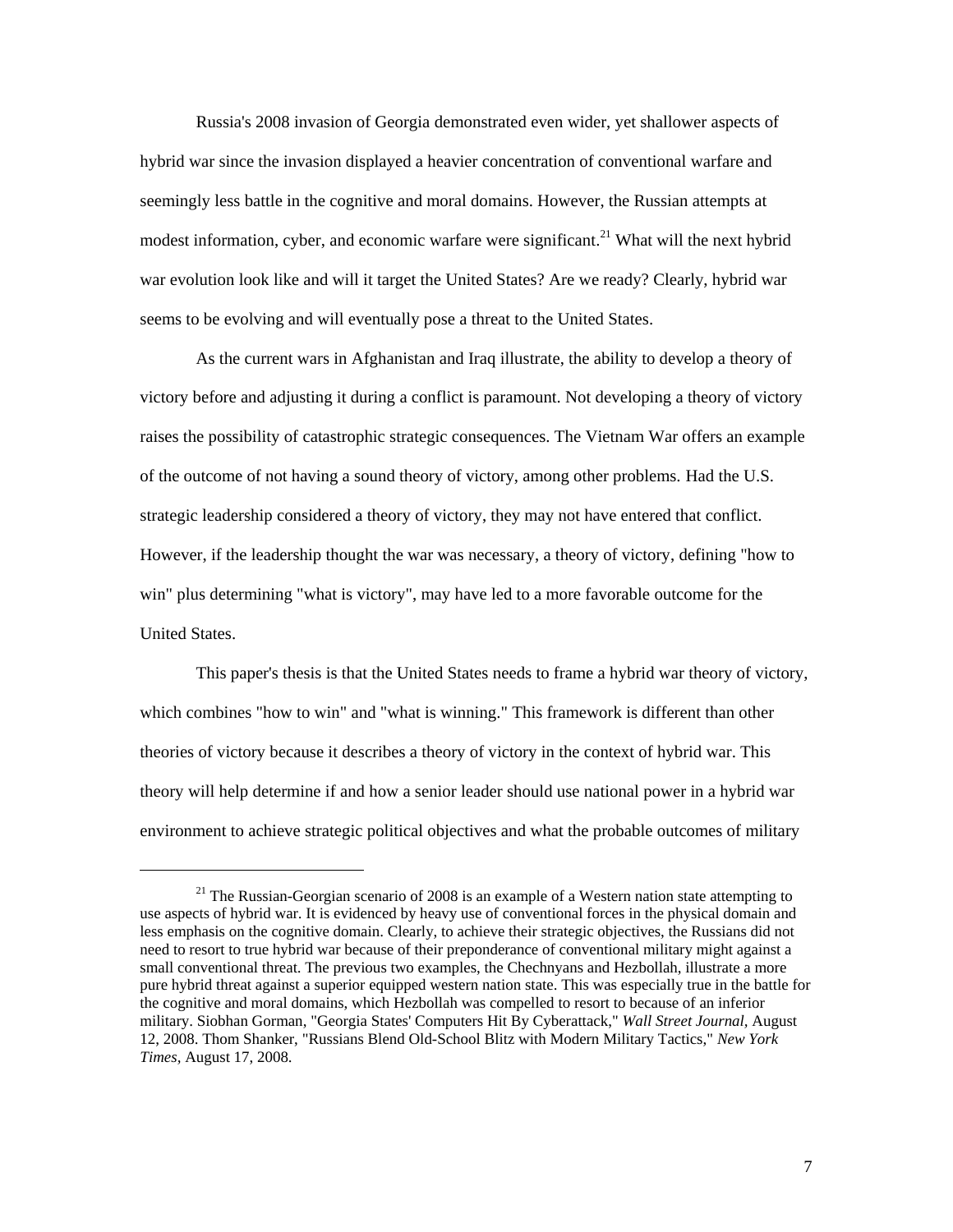Russia's 2008 invasion of Georgia demonstrated even wider, yet shallower aspects of hybrid war since the invasion displayed a heavier concentration of conventional warfare and seemingly less battle in the cognitive and moral domains. However, the Russian attempts at modest information, cyber, and economic warfare were significant.[21] What will the next hybrid war evolution look like and will it target the United States? Are we ready? Clearly, hybrid war seems to be evolving and will eventually pose a threat to the United States.

As the current wars in Afghanistan and Iraq illustrate, the ability to develop a theory of victory before and adjusting it during a conflict is paramount. Not developing a theory of victory raises the possibility of catastrophic strategic consequences. The Vietnam War offers an example of the outcome of not having a sound theory of victory, among other problems. Had the U.S. strategic leadership considered a theory of victory, they may not have entered that conflict. However, if the leadership thought the war was necessary, a theory of victory, defining "how to win" plus determining "what is victory", may have led to a more favorable outcome for the United States.

This paper's thesis is that the United States needs to frame a hybrid war theory of victory, which combines "how to win" and "what is winning." This framework is different than other theories of victory because it describes a theory of victory in the context of hybrid war. This theory will help determine if and how a senior leader should use national power in a hybrid war environment to achieve strategic political objectives and what the probable outcomes of military

---

[21] The Russian-Georgian scenario of 2008 is an example of a Western nation state attempting to use aspects of hybrid war. It is evidenced by heavy use of conventional forces in the physical domain and less emphasis on the cognitive domain. Clearly, to achieve their strategic objectives, the Russians did not need to resort to true hybrid war because of their preponderance of conventional military might against a small conventional threat. The previous two examples, the Chechnyans and Hezbollah, illustrate a more pure hybrid threat against a superior equipped western nation state. This was especially true in the battle for the cognitive and moral domains, which Hezbollah was compelled to resort to because of an inferior military. Siobhan Gorman, "Georgia States' Computers Hit By Cyberattack," *Wall Street Journal,* August 12, 2008. Thom Shanker, "Russians Blend Old-School Blitz with Modern Military Tactics," *New York Times,* August 17, 2008.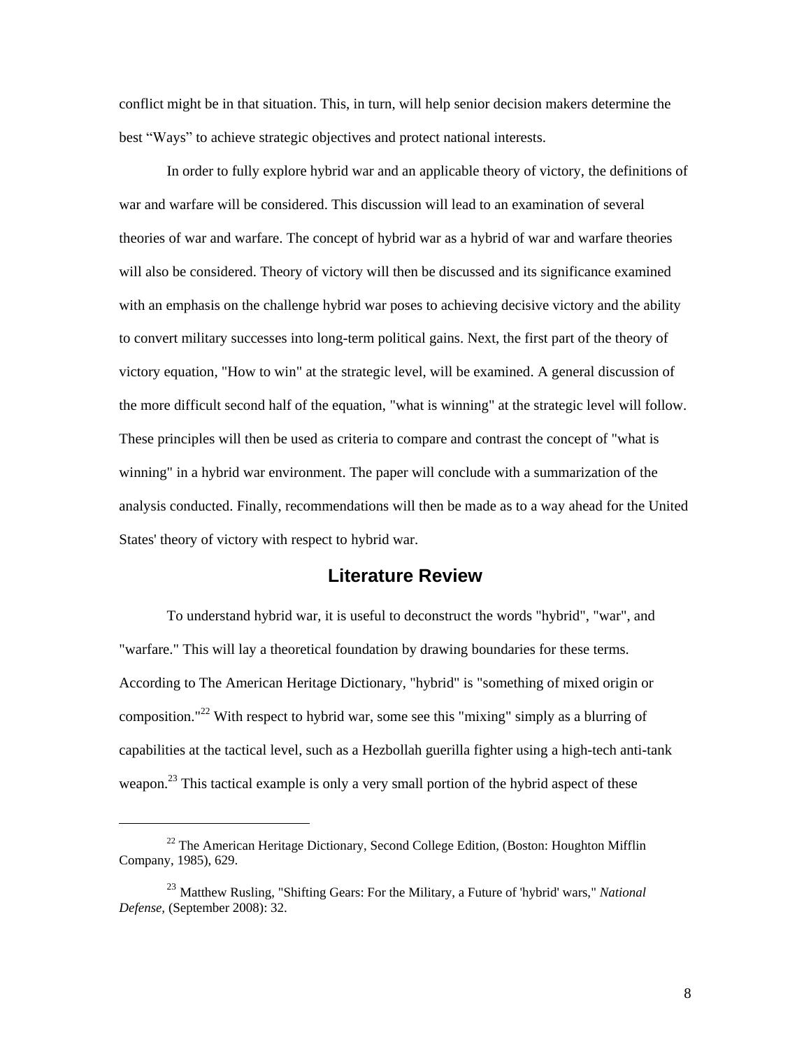conflict might be in that situation. This, in turn, will help senior decision makers determine the best "Ways" to achieve strategic objectives and protect national interests.

In order to fully explore hybrid war and an applicable theory of victory, the definitions of war and warfare will be considered. This discussion will lead to an examination of several theories of war and warfare. The concept of hybrid war as a hybrid of war and warfare theories will also be considered. Theory of victory will then be discussed and its significance examined with an emphasis on the challenge hybrid war poses to achieving decisive victory and the ability to convert military successes into long-term political gains. Next, the first part of the theory of victory equation, "How to win" at the strategic level, will be examined. A general discussion of the more difficult second half of the equation, "what is winning" at the strategic level will follow. These principles will then be used as criteria to compare and contrast the concept of "what is winning" in a hybrid war environment. The paper will conclude with a summarization of the analysis conducted. Finally, recommendations will then be made as to a way ahead for the United States' theory of victory with respect to hybrid war.

## Literature Review

To understand hybrid war, it is useful to deconstruct the words "hybrid", "war", and "warfare." This will lay a theoretical foundation by drawing boundaries for these terms. According to The American Heritage Dictionary, "hybrid" is "something of mixed origin or composition."[22] With respect to hybrid war, some see this "mixing" simply as a blurring of capabilities at the tactical level, such as a Hezbollah guerilla fighter using a high-tech anti-tank weapon.[23] This tactical example is only a very small portion of the hybrid aspect of these

---

[22] The American Heritage Dictionary, Second College Edition, (Boston: Houghton Mifflin Company, 1985), 629.

[23] Matthew Rusling, "Shifting Gears: For the Military, a Future of 'hybrid' wars," *National Defense,* (September 2008): 32.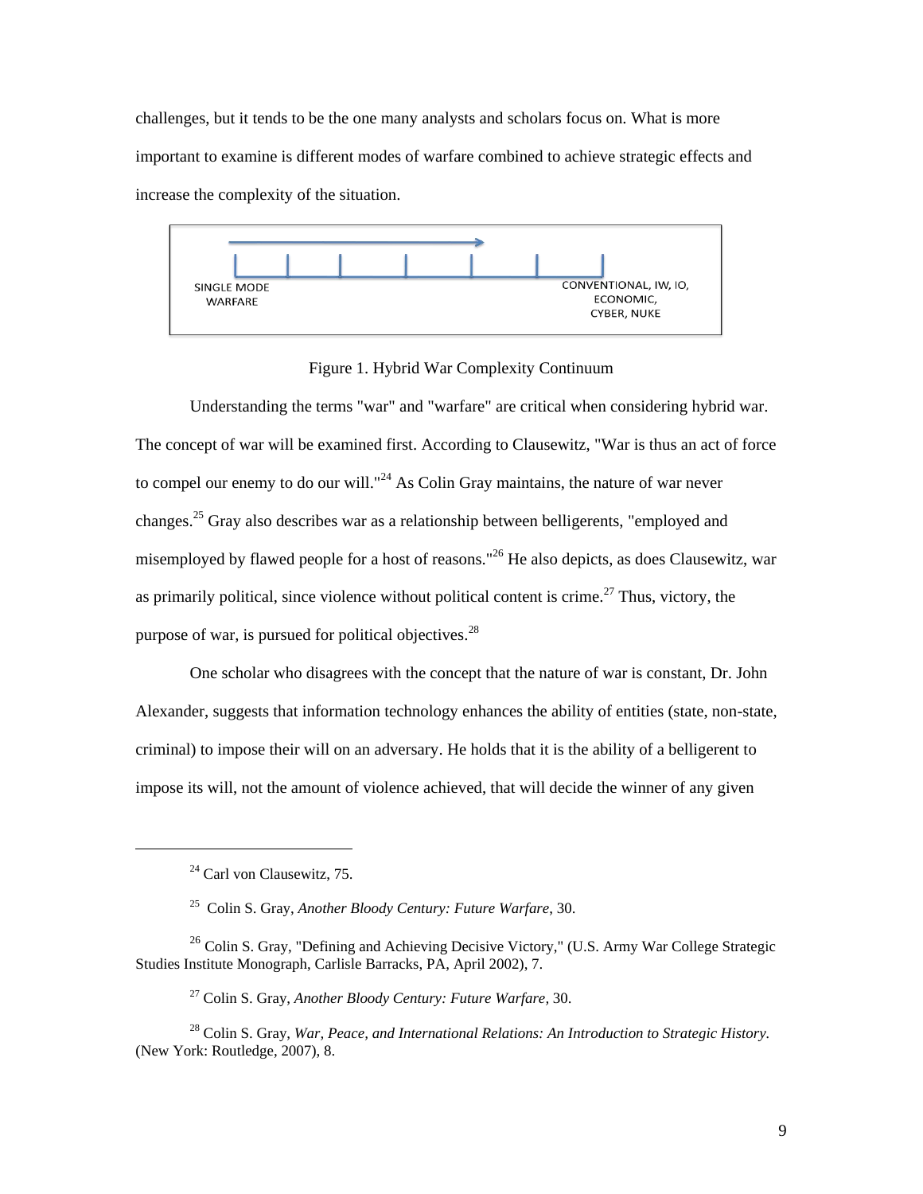challenges, but it tends to be the one many analysts and scholars focus on. What is more important to examine is different modes of warfare combined to achieve strategic effects and increase the complexity of the situation.

SINGLE MODE WARFARE → CONVENTIONAL, IW, IO, ECONOMIC, CYBER, NUKE

Figure 1. Hybrid War Complexity Continuum

Understanding the terms "war" and "warfare" are critical when considering hybrid war. The concept of war will be examined first. According to Clausewitz, "War is thus an act of force to compel our enemy to do our will."[24] As Colin Gray maintains, the nature of war never changes.[25] Gray also describes war as a relationship between belligerents, "employed and misemployed by flawed people for a host of reasons."[26] He also depicts, as does Clausewitz, war as primarily political, since violence without political content is crime.[27] Thus, victory, the purpose of war, is pursued for political objectives.[28]

One scholar who disagrees with the concept that the nature of war is constant, Dr. John Alexander, suggests that information technology enhances the ability of entities (state, non-state, criminal) to impose their will on an adversary. He holds that it is the ability of a belligerent to impose its will, not the amount of violence achieved, that will decide the winner of any given

---

[24] Carl von Clausewitz, 75.

[25] Colin S. Gray, *Another Bloody Century: Future Warfare*, 30.

[26] Colin S. Gray, "Defining and Achieving Decisive Victory," (U.S. Army War College Strategic Studies Institute Monograph, Carlisle Barracks, PA, April 2002), 7.

[27] Colin S. Gray, *Another Bloody Century: Future Warfare*, 30.

[28] Colin S. Gray, *War, Peace, and International Relations: An Introduction to Strategic History*. (New York: Routledge, 2007), 8.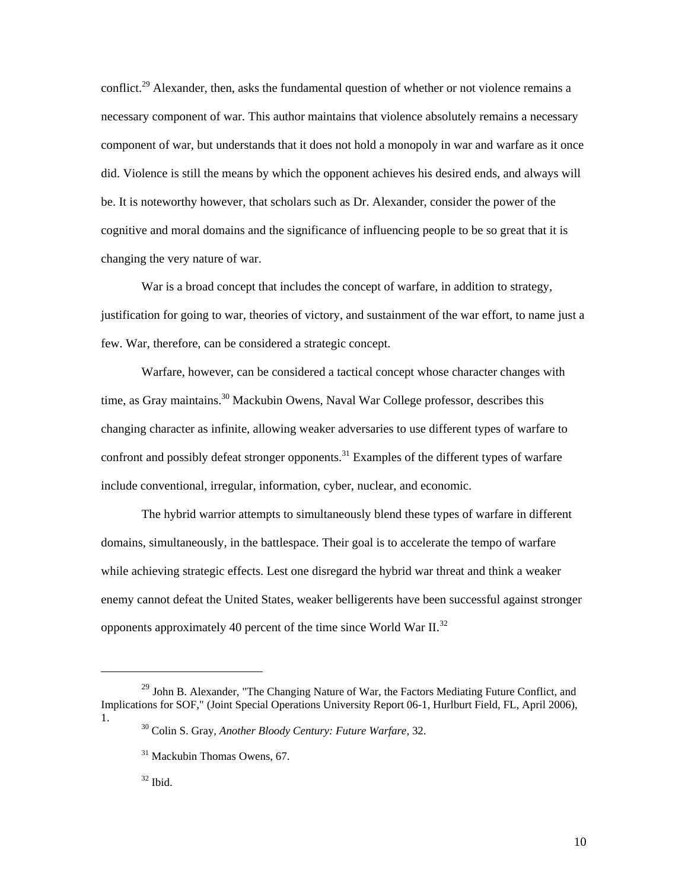conflict.[29] Alexander, then, asks the fundamental question of whether or not violence remains a necessary component of war. This author maintains that violence absolutely remains a necessary component of war, but understands that it does not hold a monopoly in war and warfare as it once did. Violence is still the means by which the opponent achieves his desired ends, and always will be. It is noteworthy however, that scholars such as Dr. Alexander, consider the power of the cognitive and moral domains and the significance of influencing people to be so great that it is changing the very nature of war.

War is a broad concept that includes the concept of warfare, in addition to strategy, justification for going to war, theories of victory, and sustainment of the war effort, to name just a few. War, therefore, can be considered a strategic concept.

Warfare, however, can be considered a tactical concept whose character changes with time, as Gray maintains.[30] Mackubin Owens, Naval War College professor, describes this changing character as infinite, allowing weaker adversaries to use different types of warfare to confront and possibly defeat stronger opponents.[31] Examples of the different types of warfare include conventional, irregular, information, cyber, nuclear, and economic.

The hybrid warrior attempts to simultaneously blend these types of warfare in different domains, simultaneously, in the battlespace. Their goal is to accelerate the tempo of warfare while achieving strategic effects. Lest one disregard the hybrid war threat and think a weaker enemy cannot defeat the United States, weaker belligerents have been successful against stronger opponents approximately 40 percent of the time since World War II.[32]

---

[29] John B. Alexander, "The Changing Nature of War, the Factors Mediating Future Conflict, and Implications for SOF," (Joint Special Operations University Report 06-1, Hurlburt Field, FL, April 2006), 1.

[30] Colin S. Gray, *Another Bloody Century: Future Warfare*, 32.

[31] Mackubin Thomas Owens, 67.

[32] Ibid.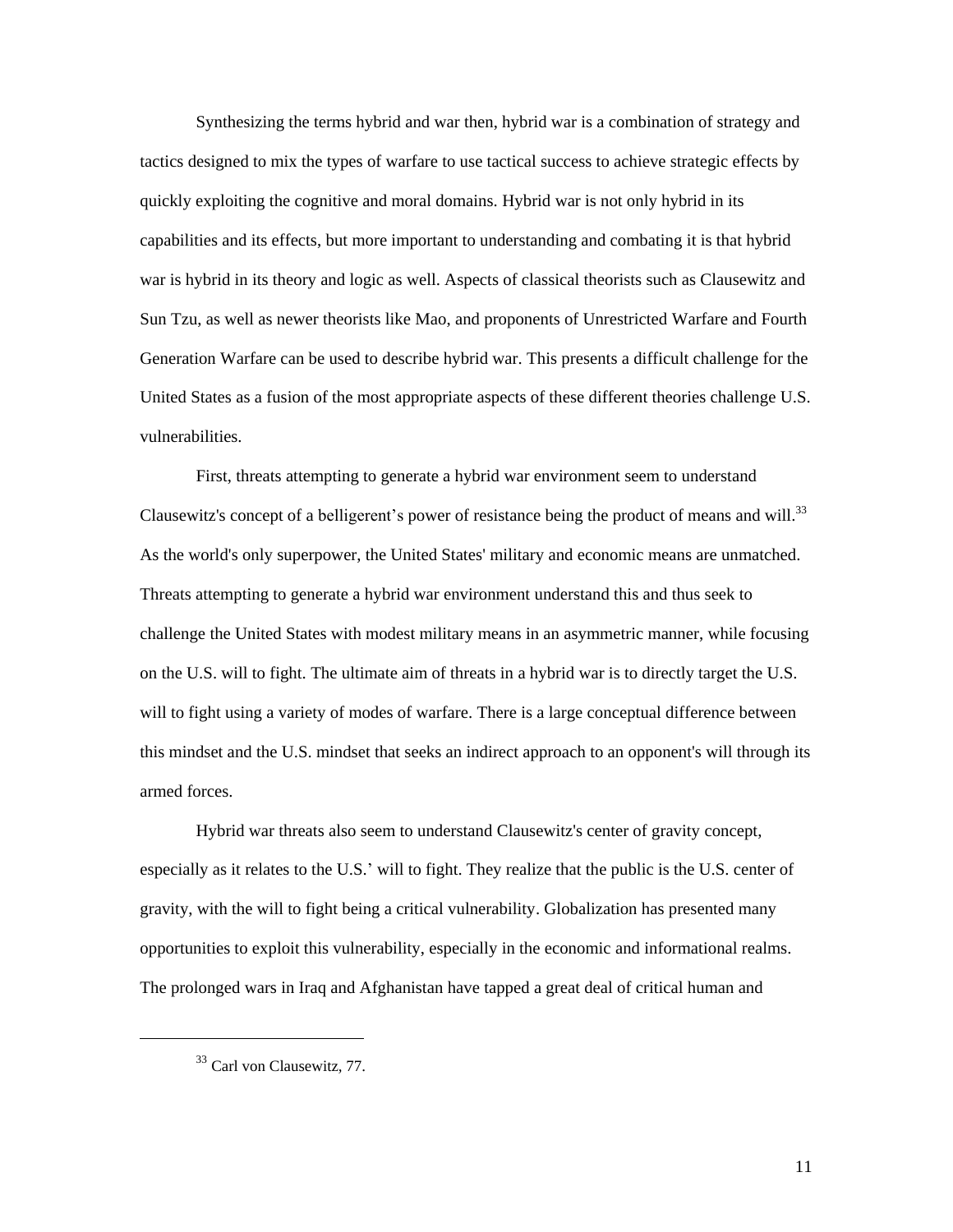Synthesizing the terms hybrid and war then, hybrid war is a combination of strategy and tactics designed to mix the types of warfare to use tactical success to achieve strategic effects by quickly exploiting the cognitive and moral domains. Hybrid war is not only hybrid in its capabilities and its effects, but more important to understanding and combating it is that hybrid war is hybrid in its theory and logic as well. Aspects of classical theorists such as Clausewitz and Sun Tzu, as well as newer theorists like Mao, and proponents of Unrestricted Warfare and Fourth Generation Warfare can be used to describe hybrid war. This presents a difficult challenge for the United States as a fusion of the most appropriate aspects of these different theories challenge U.S. vulnerabilities.

First, threats attempting to generate a hybrid war environment seem to understand Clausewitz's concept of a belligerent's power of resistance being the product of means and will.[33] As the world's only superpower, the United States' military and economic means are unmatched. Threats attempting to generate a hybrid war environment understand this and thus seek to challenge the United States with modest military means in an asymmetric manner, while focusing on the U.S. will to fight. The ultimate aim of threats in a hybrid war is to directly target the U.S. will to fight using a variety of modes of warfare. There is a large conceptual difference between this mindset and the U.S. mindset that seeks an indirect approach to an opponent's will through its armed forces.

Hybrid war threats also seem to understand Clausewitz's center of gravity concept, especially as it relates to the U.S.' will to fight. They realize that the public is the U.S. center of gravity, with the will to fight being a critical vulnerability. Globalization has presented many opportunities to exploit this vulnerability, especially in the economic and informational realms. The prolonged wars in Iraq and Afghanistan have tapped a great deal of critical human and

---

[33] Carl von Clausewitz, 77.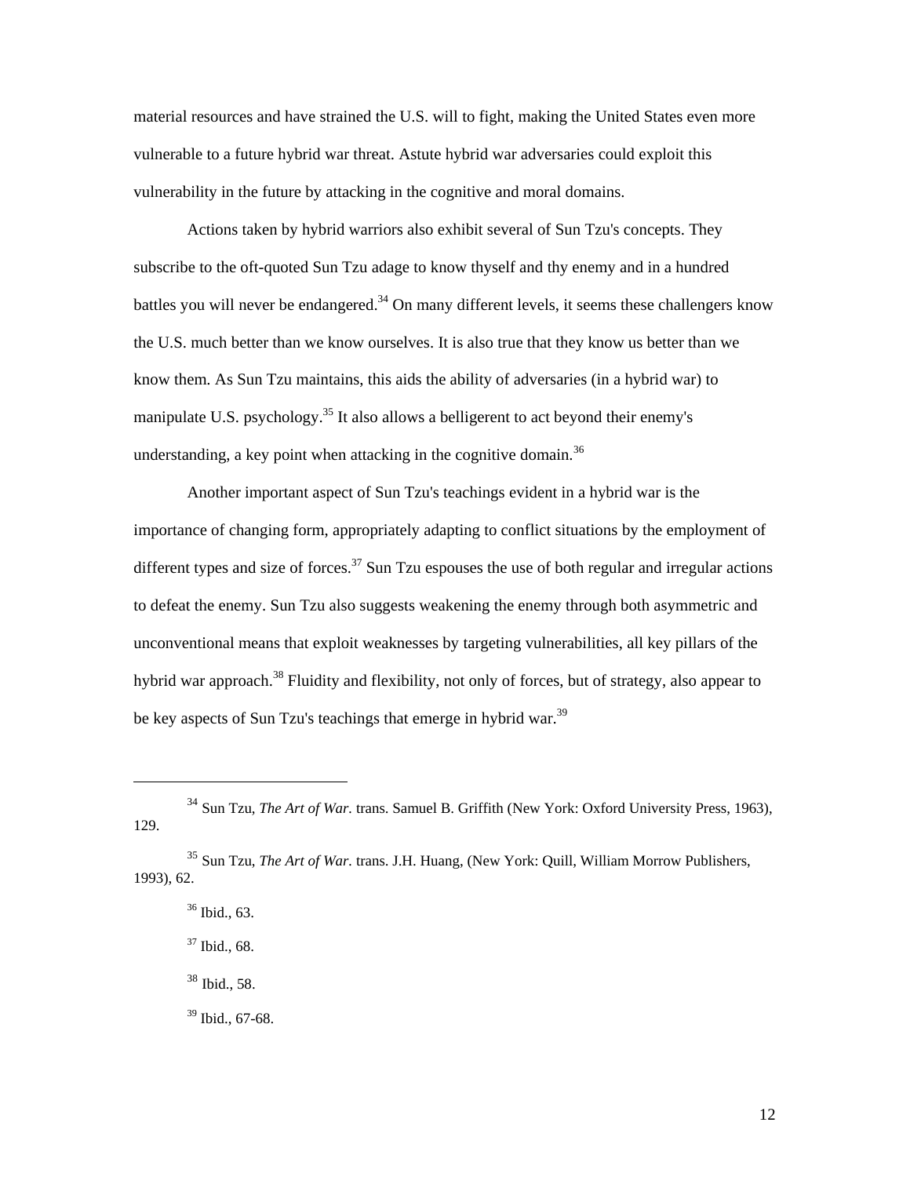material resources and have strained the U.S. will to fight, making the United States even more vulnerable to a future hybrid war threat. Astute hybrid war adversaries could exploit this vulnerability in the future by attacking in the cognitive and moral domains.

Actions taken by hybrid warriors also exhibit several of Sun Tzu's concepts. They subscribe to the oft-quoted Sun Tzu adage to know thyself and thy enemy and in a hundred battles you will never be endangered.[34] On many different levels, it seems these challengers know the U.S. much better than we know ourselves. It is also true that they know us better than we know them. As Sun Tzu maintains, this aids the ability of adversaries (in a hybrid war) to manipulate U.S. psychology.[35] It also allows a belligerent to act beyond their enemy's understanding, a key point when attacking in the cognitive domain.[36]

Another important aspect of Sun Tzu's teachings evident in a hybrid war is the importance of changing form, appropriately adapting to conflict situations by the employment of different types and size of forces.[37] Sun Tzu espouses the use of both regular and irregular actions to defeat the enemy. Sun Tzu also suggests weakening the enemy through both asymmetric and unconventional means that exploit weaknesses by targeting vulnerabilities, all key pillars of the hybrid war approach.[38] Fluidity and flexibility, not only of forces, but of strategy, also appear to be key aspects of Sun Tzu's teachings that emerge in hybrid war.[39]

---

[34] Sun Tzu, *The Art of War.* trans. Samuel B. Griffith (New York: Oxford University Press, 1963), 129.

[35] Sun Tzu, *The Art of War.* trans. J.H. Huang, (New York: Quill, William Morrow Publishers, 1993), 62.

[36] Ibid., 63.

[37] Ibid., 68.

[38] Ibid., 58.

[39] Ibid., 67-68.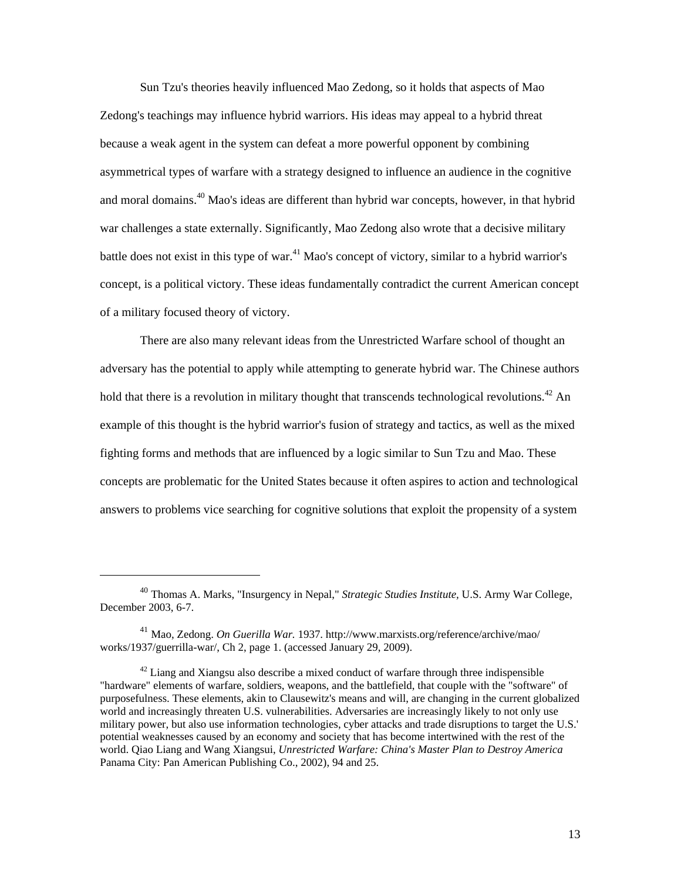Sun Tzu's theories heavily influenced Mao Zedong, so it holds that aspects of Mao Zedong's teachings may influence hybrid warriors. His ideas may appeal to a hybrid threat because a weak agent in the system can defeat a more powerful opponent by combining asymmetrical types of warfare with a strategy designed to influence an audience in the cognitive and moral domains.[40] Mao's ideas are different than hybrid war concepts, however, in that hybrid war challenges a state externally. Significantly, Mao Zedong also wrote that a decisive military battle does not exist in this type of war.[41] Mao's concept of victory, similar to a hybrid warrior's concept, is a political victory. These ideas fundamentally contradict the current American concept of a military focused theory of victory.

There are also many relevant ideas from the Unrestricted Warfare school of thought an adversary has the potential to apply while attempting to generate hybrid war. The Chinese authors hold that there is a revolution in military thought that transcends technological revolutions.[42] An example of this thought is the hybrid warrior's fusion of strategy and tactics, as well as the mixed fighting forms and methods that are influenced by a logic similar to Sun Tzu and Mao. These concepts are problematic for the United States because it often aspires to action and technological answers to problems vice searching for cognitive solutions that exploit the propensity of a system

---

[40] Thomas A. Marks, "Insurgency in Nepal," *Strategic Studies Institute,* U.S. Army War College, December 2003, 6-7.

[41] Mao, Zedong. *On Guerilla War.* 1937. http://www.marxists.org/reference/archive/mao/works/1937/guerrilla-war/, Ch 2, page 1. (accessed January 29, 2009).

[42] Liang and Xiangsu also describe a mixed conduct of warfare through three indispensible "hardware" elements of warfare, soldiers, weapons, and the battlefield, that couple with the "software" of purposefulness. These elements, akin to Clausewitz's means and will, are changing in the current globalized world and increasingly threaten U.S. vulnerabilities. Adversaries are increasingly likely to not only use military power, but also use information technologies, cyber attacks and trade disruptions to target the U.S.' potential weaknesses caused by an economy and society that has become intertwined with the rest of the world. Qiao Liang and Wang Xiangsui, *Unrestricted Warfare: China's Master Plan to Destroy America* Panama City: Pan American Publishing Co., 2002), 94 and 25.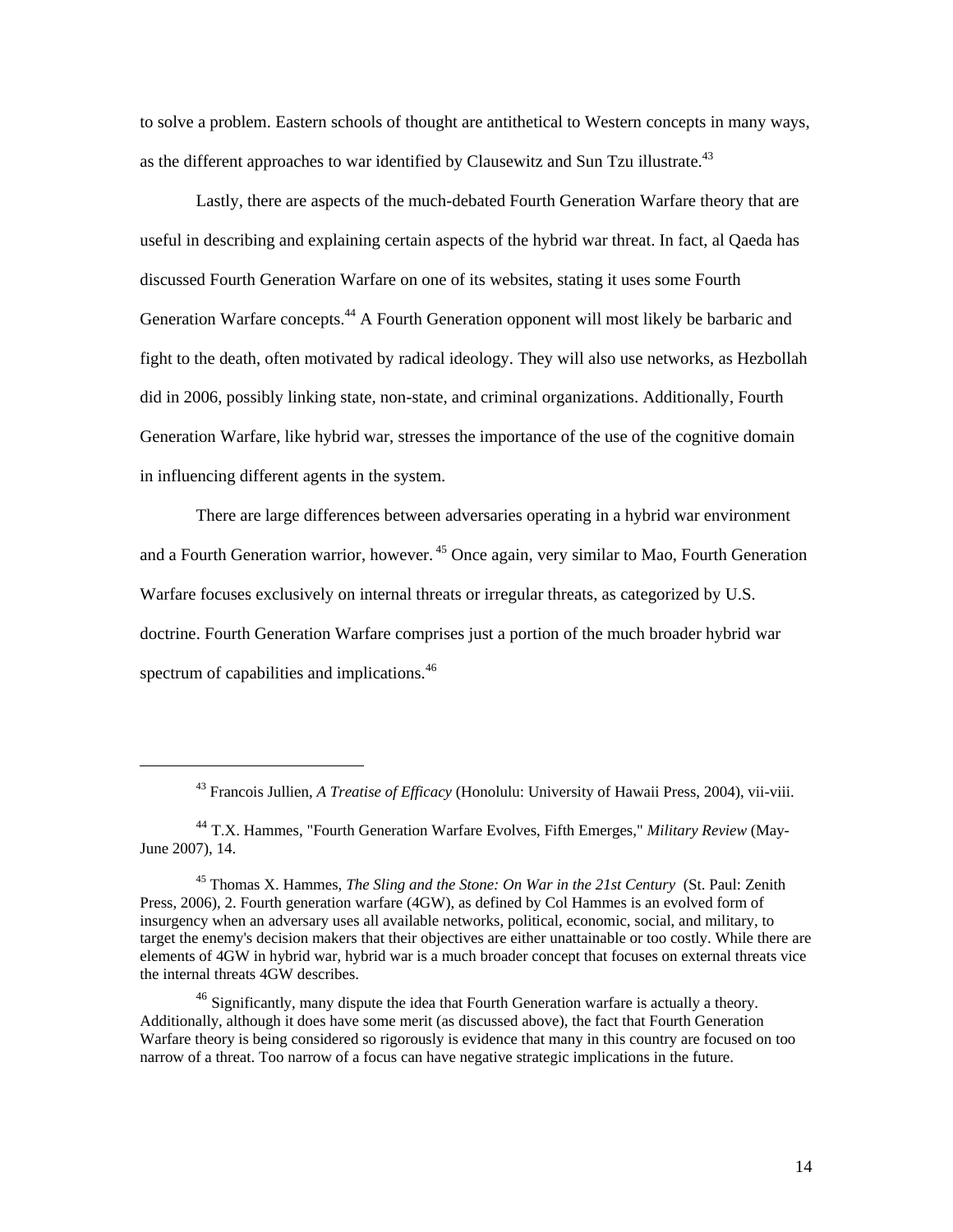to solve a problem. Eastern schools of thought are antithetical to Western concepts in many ways, as the different approaches to war identified by Clausewitz and Sun Tzu illustrate.[43]

Lastly, there are aspects of the much-debated Fourth Generation Warfare theory that are useful in describing and explaining certain aspects of the hybrid war threat. In fact, al Qaeda has discussed Fourth Generation Warfare on one of its websites, stating it uses some Fourth Generation Warfare concepts.[44] A Fourth Generation opponent will most likely be barbaric and fight to the death, often motivated by radical ideology. They will also use networks, as Hezbollah did in 2006, possibly linking state, non-state, and criminal organizations. Additionally, Fourth Generation Warfare, like hybrid war, stresses the importance of the use of the cognitive domain in influencing different agents in the system.

There are large differences between adversaries operating in a hybrid war environment and a Fourth Generation warrior, however.[45] Once again, very similar to Mao, Fourth Generation Warfare focuses exclusively on internal threats or irregular threats, as categorized by U.S. doctrine. Fourth Generation Warfare comprises just a portion of the much broader hybrid war spectrum of capabilities and implications.[46]

---

[43] Francois Jullien, *A Treatise of Efficacy* (Honolulu: University of Hawaii Press, 2004), vii-viii.

[44] T.X. Hammes, "Fourth Generation Warfare Evolves, Fifth Emerges," *Military Review* (May-June 2007), 14.

[45] Thomas X. Hammes, *The Sling and the Stone: On War in the 21st Century* (St. Paul: Zenith Press, 2006), 2. Fourth generation warfare (4GW), as defined by Col Hammes is an evolved form of insurgency when an adversary uses all available networks, political, economic, social, and military, to target the enemy's decision makers that their objectives are either unattainable or too costly. While there are elements of 4GW in hybrid war, hybrid war is a much broader concept that focuses on external threats vice the internal threats 4GW describes.

[46] Significantly, many dispute the idea that Fourth Generation warfare is actually a theory. Additionally, although it does have some merit (as discussed above), the fact that Fourth Generation Warfare theory is being considered so rigorously is evidence that many in this country are focused on too narrow of a threat. Too narrow of a focus can have negative strategic implications in the future.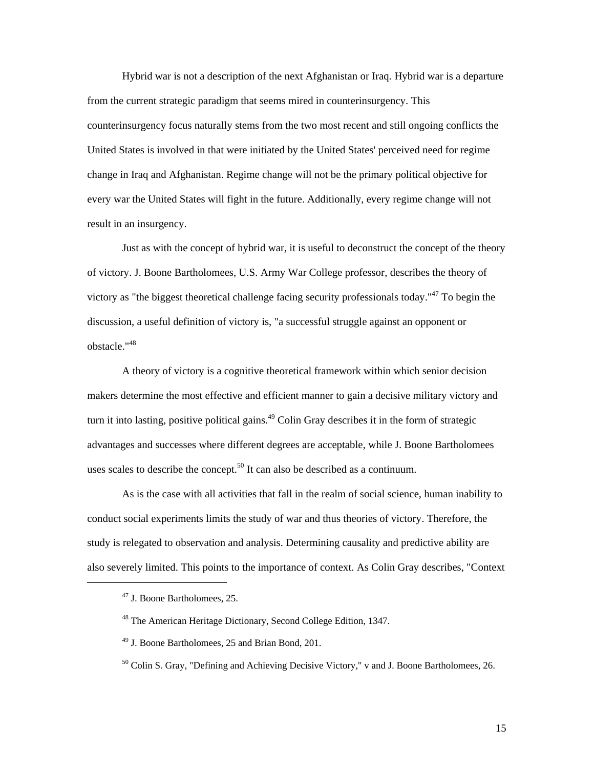Hybrid war is not a description of the next Afghanistan or Iraq. Hybrid war is a departure from the current strategic paradigm that seems mired in counterinsurgency. This counterinsurgency focus naturally stems from the two most recent and still ongoing conflicts the United States is involved in that were initiated by the United States' perceived need for regime change in Iraq and Afghanistan. Regime change will not be the primary political objective for every war the United States will fight in the future. Additionally, every regime change will not result in an insurgency.

Just as with the concept of hybrid war, it is useful to deconstruct the concept of the theory of victory. J. Boone Bartholomees, U.S. Army War College professor, describes the theory of victory as "the biggest theoretical challenge facing security professionals today."[47] To begin the discussion, a useful definition of victory is, "a successful struggle against an opponent or obstacle."[48]

A theory of victory is a cognitive theoretical framework within which senior decision makers determine the most effective and efficient manner to gain a decisive military victory and turn it into lasting, positive political gains.[49] Colin Gray describes it in the form of strategic advantages and successes where different degrees are acceptable, while J. Boone Bartholomees uses scales to describe the concept.[50] It can also be described as a continuum.

As is the case with all activities that fall in the realm of social science, human inability to conduct social experiments limits the study of war and thus theories of victory. Therefore, the study is relegated to observation and analysis. Determining causality and predictive ability are also severely limited. This points to the importance of context. As Colin Gray describes, "Context

---

[47] J. Boone Bartholomees, 25.

[48] The American Heritage Dictionary, Second College Edition, 1347.

[49] J. Boone Bartholomees, 25 and Brian Bond, 201.

[50] Colin S. Gray, "Defining and Achieving Decisive Victory," v and J. Boone Bartholomees, 26.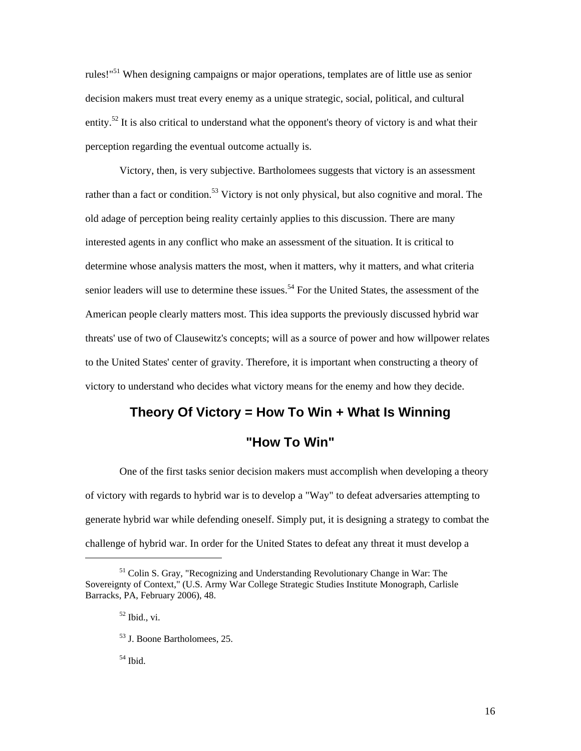rules!"[51] When designing campaigns or major operations, templates are of little use as senior decision makers must treat every enemy as a unique strategic, social, political, and cultural entity.[52] It is also critical to understand what the opponent's theory of victory is and what their perception regarding the eventual outcome actually is.

Victory, then, is very subjective. Bartholomees suggests that victory is an assessment rather than a fact or condition.[53] Victory is not only physical, but also cognitive and moral. The old adage of perception being reality certainly applies to this discussion. There are many interested agents in any conflict who make an assessment of the situation. It is critical to determine whose analysis matters the most, when it matters, why it matters, and what criteria senior leaders will use to determine these issues.[54] For the United States, the assessment of the American people clearly matters most. This idea supports the previously discussed hybrid war threats' use of two of Clausewitz's concepts; will as a source of power and how willpower relates to the United States' center of gravity. Therefore, it is important when constructing a theory of victory to understand who decides what victory means for the enemy and how they decide.

## Theory Of Victory = How To Win + What Is Winning

### "How To Win"

One of the first tasks senior decision makers must accomplish when developing a theory of victory with regards to hybrid war is to develop a "Way" to defeat adversaries attempting to generate hybrid war while defending oneself. Simply put, it is designing a strategy to combat the challenge of hybrid war. In order for the United States to defeat any threat it must develop a

---

[51] Colin S. Gray, "Recognizing and Understanding Revolutionary Change in War: The Sovereignty of Context," (U.S. Army War College Strategic Studies Institute Monograph, Carlisle Barracks, PA, February 2006), 48.

[52] Ibid., vi.

[53] J. Boone Bartholomees, 25.

[54] Ibid.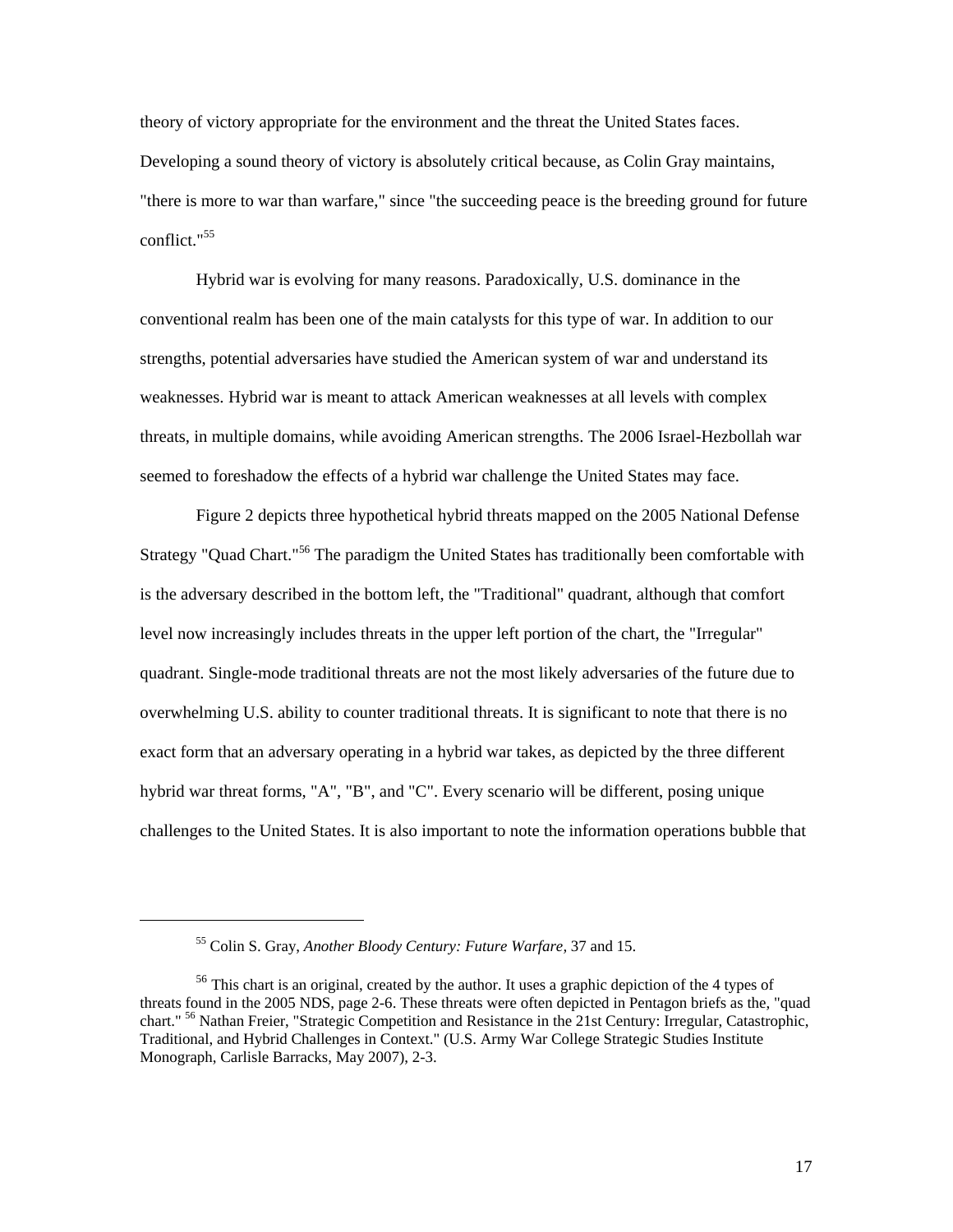theory of victory appropriate for the environment and the threat the United States faces. Developing a sound theory of victory is absolutely critical because, as Colin Gray maintains, "there is more to war than warfare," since "the succeeding peace is the breeding ground for future conflict."[55]

Hybrid war is evolving for many reasons. Paradoxically, U.S. dominance in the conventional realm has been one of the main catalysts for this type of war. In addition to our strengths, potential adversaries have studied the American system of war and understand its weaknesses. Hybrid war is meant to attack American weaknesses at all levels with complex threats, in multiple domains, while avoiding American strengths. The 2006 Israel-Hezbollah war seemed to foreshadow the effects of a hybrid war challenge the United States may face.

Figure 2 depicts three hypothetical hybrid threats mapped on the 2005 National Defense Strategy "Quad Chart."[56] The paradigm the United States has traditionally been comfortable with is the adversary described in the bottom left, the "Traditional" quadrant, although that comfort level now increasingly includes threats in the upper left portion of the chart, the "Irregular" quadrant. Single-mode traditional threats are not the most likely adversaries of the future due to overwhelming U.S. ability to counter traditional threats. It is significant to note that there is no exact form that an adversary operating in a hybrid war takes, as depicted by the three different hybrid war threat forms, "A", "B", and "C". Every scenario will be different, posing unique challenges to the United States. It is also important to note the information operations bubble that

---

[55] Colin S. Gray, *Another Bloody Century: Future Warfare,* 37 and 15.

[56] This chart is an original, created by the author. It uses a graphic depiction of the 4 types of threats found in the 2005 NDS, page 2-6. These threats were often depicted in Pentagon briefs as the, "quad chart." [56] Nathan Freier, "Strategic Competition and Resistance in the 21st Century: Irregular, Catastrophic, Traditional, and Hybrid Challenges in Context." (U.S. Army War College Strategic Studies Institute Monograph, Carlisle Barracks, May 2007), 2-3.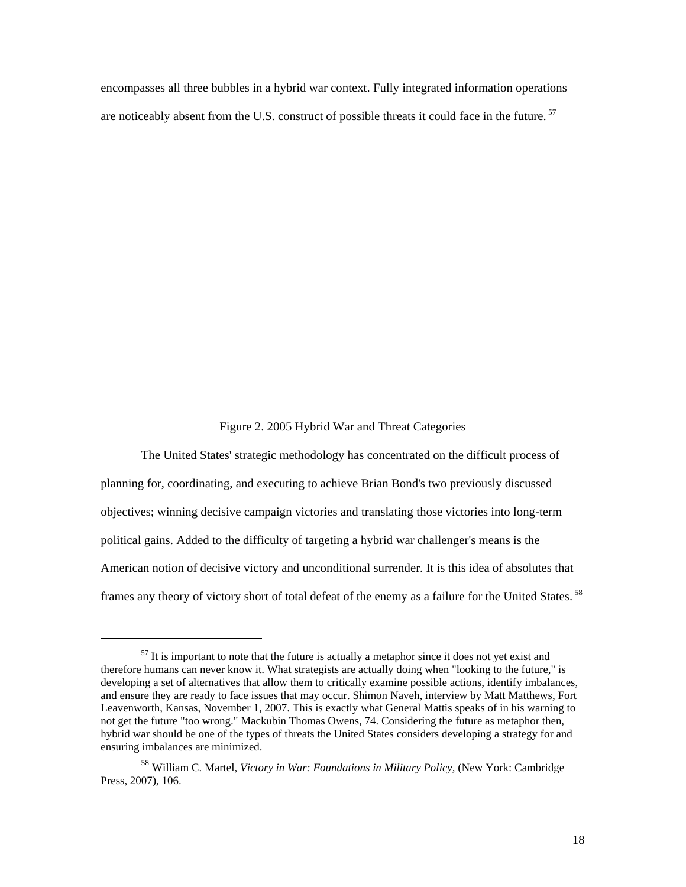encompasses all three bubbles in a hybrid war context. Fully integrated information operations are noticeably absent from the U.S. construct of possible threats it could face in the future.[57]

Figure 2. 2005 Hybrid War and Threat Categories

The United States' strategic methodology has concentrated on the difficult process of planning for, coordinating, and executing to achieve Brian Bond's two previously discussed objectives; winning decisive campaign victories and translating those victories into long-term political gains. Added to the difficulty of targeting a hybrid war challenger's means is the American notion of decisive victory and unconditional surrender. It is this idea of absolutes that frames any theory of victory short of total defeat of the enemy as a failure for the United States.[58]

---

[57] It is important to note that the future is actually a metaphor since it does not yet exist and therefore humans can never know it. What strategists are actually doing when "looking to the future," is developing a set of alternatives that allow them to critically examine possible actions, identify imbalances, and ensure they are ready to face issues that may occur. Shimon Naveh, interview by Matt Matthews, Fort Leavenworth, Kansas, November 1, 2007. This is exactly what General Mattis speaks of in his warning to not get the future "too wrong." Mackubin Thomas Owens, 74. Considering the future as metaphor then, hybrid war should be one of the types of threats the United States considers developing a strategy for and ensuring imbalances are minimized.

[58] William C. Martel, *Victory in War: Foundations in Military Policy*, (New York: Cambridge Press, 2007), 106.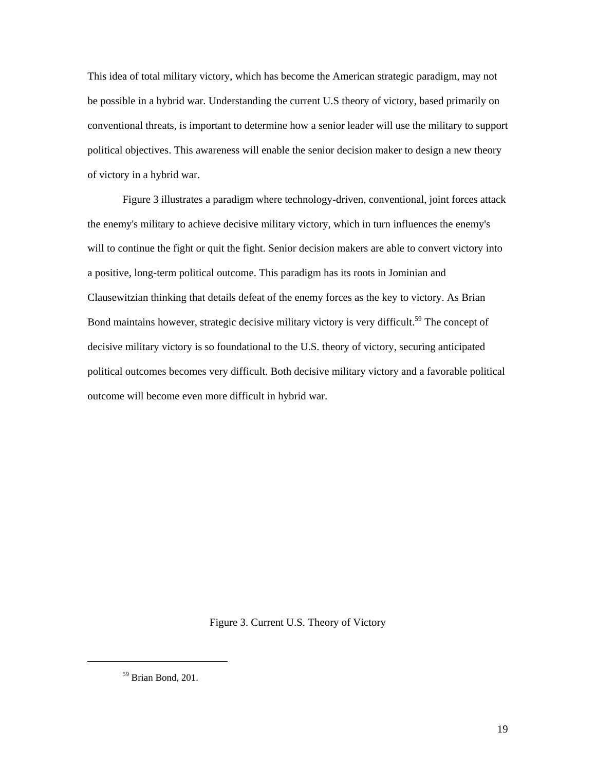This idea of total military victory, which has become the American strategic paradigm, may not be possible in a hybrid war. Understanding the current U.S theory of victory, based primarily on conventional threats, is important to determine how a senior leader will use the military to support political objectives. This awareness will enable the senior decision maker to design a new theory of victory in a hybrid war.

Figure 3 illustrates a paradigm where technology-driven, conventional, joint forces attack the enemy's military to achieve decisive military victory, which in turn influences the enemy's will to continue the fight or quit the fight. Senior decision makers are able to convert victory into a positive, long-term political outcome. This paradigm has its roots in Jominian and Clausewitzian thinking that details defeat of the enemy forces as the key to victory. As Brian Bond maintains however, strategic decisive military victory is very difficult.[59] The concept of decisive military victory is so foundational to the U.S. theory of victory, securing anticipated political outcomes becomes very difficult. Both decisive military victory and a favorable political outcome will become even more difficult in hybrid war.

Figure 3. Current U.S. Theory of Victory

[59] Brian Bond, 201.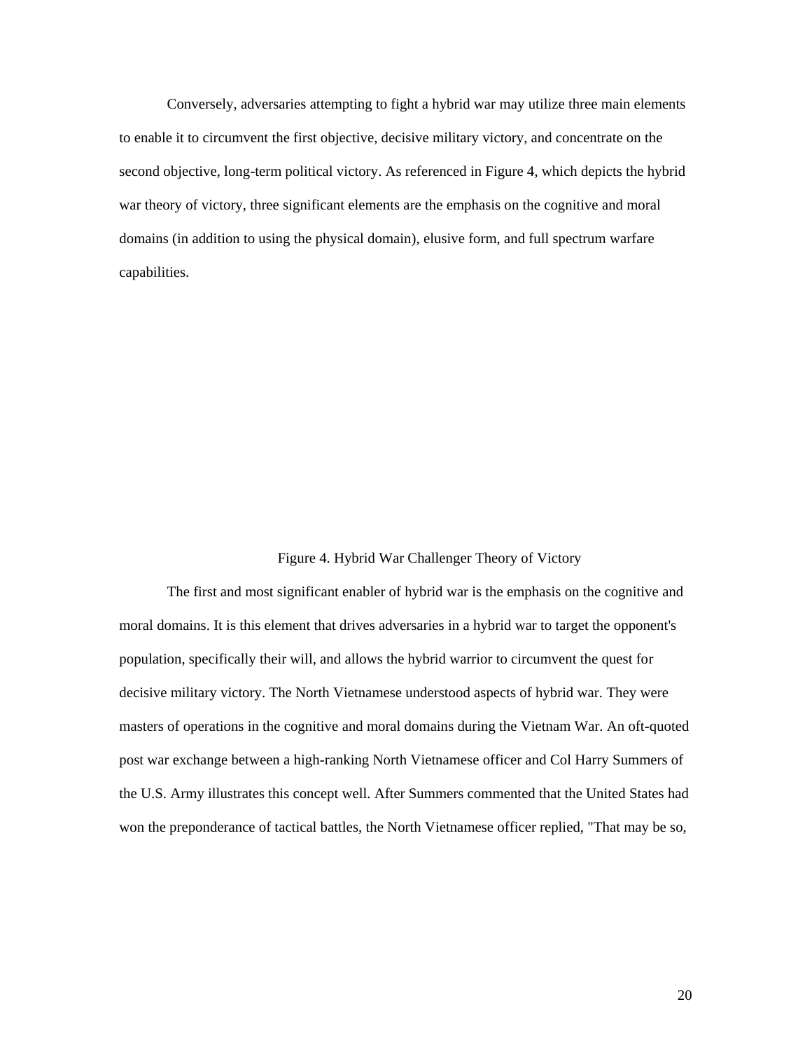Conversely, adversaries attempting to fight a hybrid war may utilize three main elements to enable it to circumvent the first objective, decisive military victory, and concentrate on the second objective, long-term political victory. As referenced in Figure 4, which depicts the hybrid war theory of victory, three significant elements are the emphasis on the cognitive and moral domains (in addition to using the physical domain), elusive form, and full spectrum warfare capabilities.

Figure 4. Hybrid War Challenger Theory of Victory

The first and most significant enabler of hybrid war is the emphasis on the cognitive and moral domains. It is this element that drives adversaries in a hybrid war to target the opponent's population, specifically their will, and allows the hybrid warrior to circumvent the quest for decisive military victory. The North Vietnamese understood aspects of hybrid war. They were masters of operations in the cognitive and moral domains during the Vietnam War. An oft-quoted post war exchange between a high-ranking North Vietnamese officer and Col Harry Summers of the U.S. Army illustrates this concept well. After Summers commented that the United States had won the preponderance of tactical battles, the North Vietnamese officer replied, "That may be so,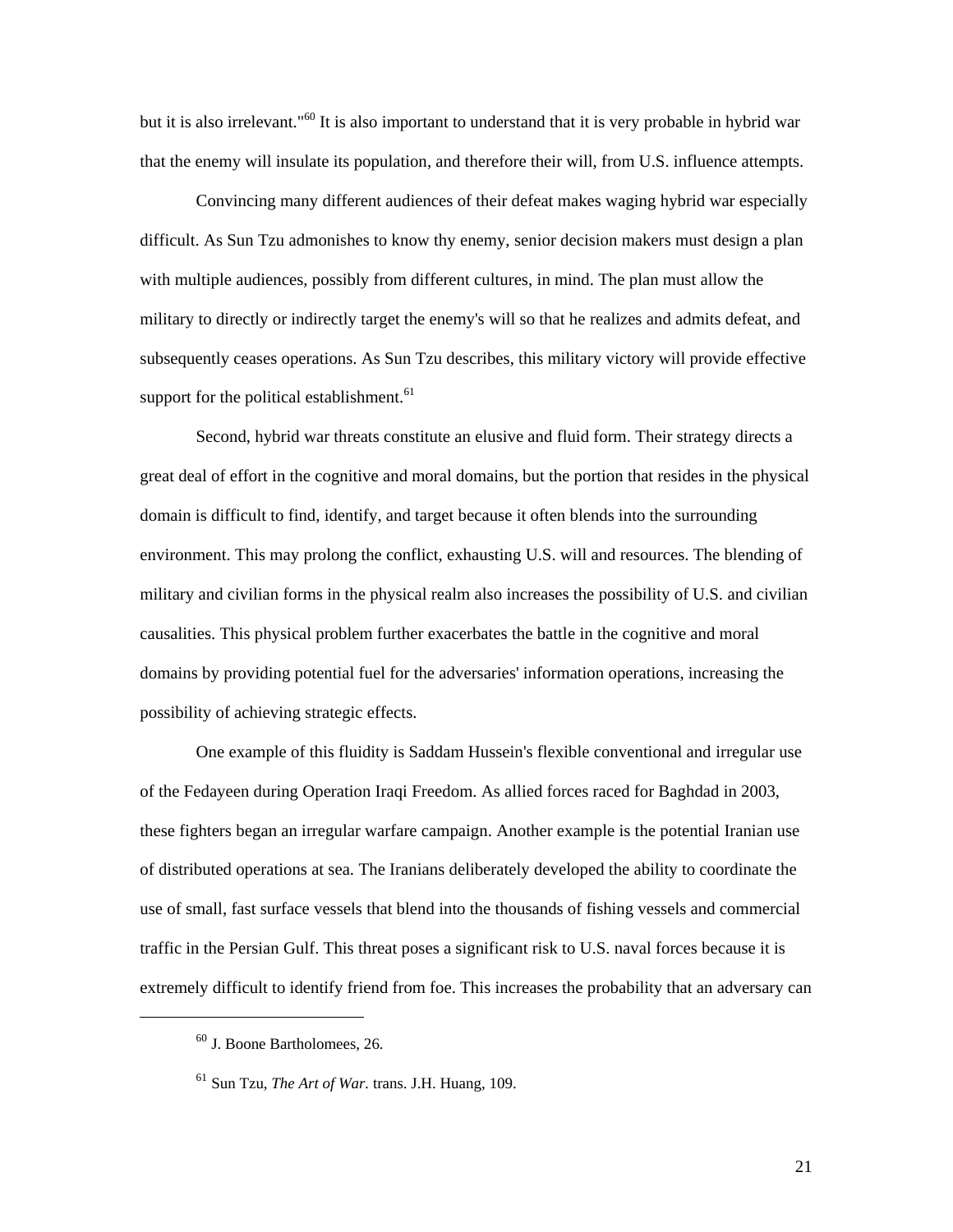but it is also irrelevant."[60] It is also important to understand that it is very probable in hybrid war that the enemy will insulate its population, and therefore their will, from U.S. influence attempts.

Convincing many different audiences of their defeat makes waging hybrid war especially difficult. As Sun Tzu admonishes to know thy enemy, senior decision makers must design a plan with multiple audiences, possibly from different cultures, in mind. The plan must allow the military to directly or indirectly target the enemy's will so that he realizes and admits defeat, and subsequently ceases operations. As Sun Tzu describes, this military victory will provide effective support for the political establishment.[61]

Second, hybrid war threats constitute an elusive and fluid form. Their strategy directs a great deal of effort in the cognitive and moral domains, but the portion that resides in the physical domain is difficult to find, identify, and target because it often blends into the surrounding environment. This may prolong the conflict, exhausting U.S. will and resources. The blending of military and civilian forms in the physical realm also increases the possibility of U.S. and civilian causalities. This physical problem further exacerbates the battle in the cognitive and moral domains by providing potential fuel for the adversaries' information operations, increasing the possibility of achieving strategic effects.

One example of this fluidity is Saddam Hussein's flexible conventional and irregular use of the Fedayeen during Operation Iraqi Freedom. As allied forces raced for Baghdad in 2003, these fighters began an irregular warfare campaign. Another example is the potential Iranian use of distributed operations at sea. The Iranians deliberately developed the ability to coordinate the use of small, fast surface vessels that blend into the thousands of fishing vessels and commercial traffic in the Persian Gulf. This threat poses a significant risk to U.S. naval forces because it is extremely difficult to identify friend from foe. This increases the probability that an adversary can

---

[60] J. Boone Bartholomees, 26.

[61] Sun Tzu, *The Art of War.* trans. J.H. Huang, 109.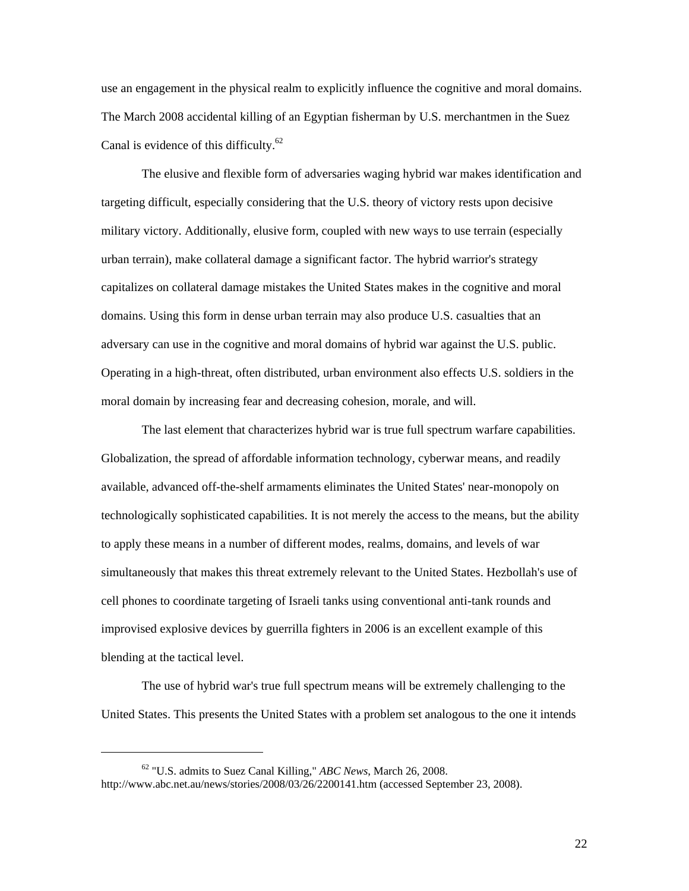use an engagement in the physical realm to explicitly influence the cognitive and moral domains. The March 2008 accidental killing of an Egyptian fisherman by U.S. merchantmen in the Suez Canal is evidence of this difficulty.[62]

The elusive and flexible form of adversaries waging hybrid war makes identification and targeting difficult, especially considering that the U.S. theory of victory rests upon decisive military victory. Additionally, elusive form, coupled with new ways to use terrain (especially urban terrain), make collateral damage a significant factor. The hybrid warrior's strategy capitalizes on collateral damage mistakes the United States makes in the cognitive and moral domains. Using this form in dense urban terrain may also produce U.S. casualties that an adversary can use in the cognitive and moral domains of hybrid war against the U.S. public. Operating in a high-threat, often distributed, urban environment also effects U.S. soldiers in the moral domain by increasing fear and decreasing cohesion, morale, and will.

The last element that characterizes hybrid war is true full spectrum warfare capabilities. Globalization, the spread of affordable information technology, cyberwar means, and readily available, advanced off-the-shelf armaments eliminates the United States' near-monopoly on technologically sophisticated capabilities. It is not merely the access to the means, but the ability to apply these means in a number of different modes, realms, domains, and levels of war simultaneously that makes this threat extremely relevant to the United States. Hezbollah's use of cell phones to coordinate targeting of Israeli tanks using conventional anti-tank rounds and improvised explosive devices by guerrilla fighters in 2006 is an excellent example of this blending at the tactical level.

The use of hybrid war's true full spectrum means will be extremely challenging to the United States. This presents the United States with a problem set analogous to the one it intends

---

[62] "U.S. admits to Suez Canal Killing," *ABC News*, March 26, 2008. http://www.abc.net.au/news/stories/2008/03/26/2200141.htm (accessed September 23, 2008).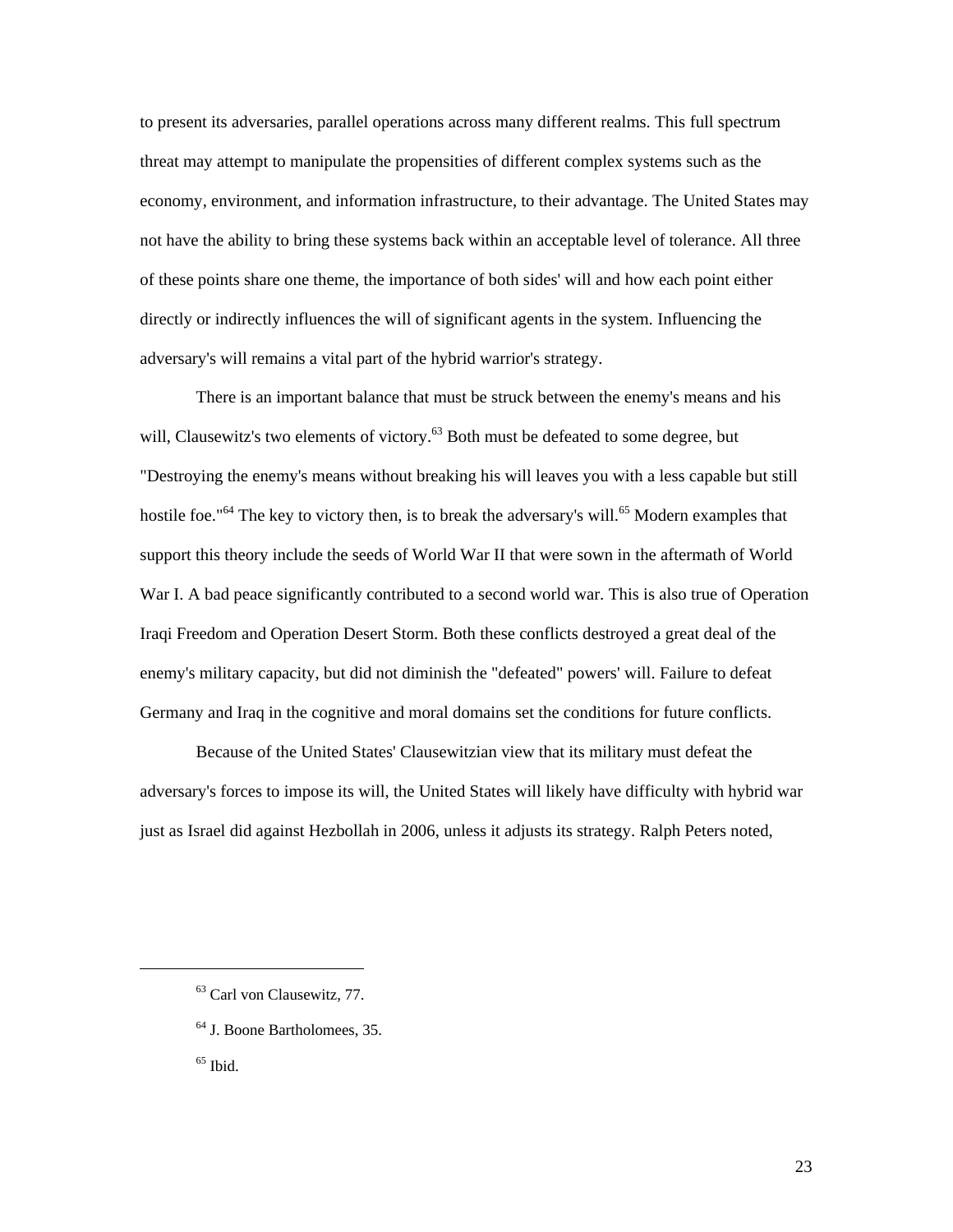to present its adversaries, parallel operations across many different realms. This full spectrum threat may attempt to manipulate the propensities of different complex systems such as the economy, environment, and information infrastructure, to their advantage. The United States may not have the ability to bring these systems back within an acceptable level of tolerance. All three of these points share one theme, the importance of both sides' will and how each point either directly or indirectly influences the will of significant agents in the system. Influencing the adversary's will remains a vital part of the hybrid warrior's strategy.

There is an important balance that must be struck between the enemy's means and his will, Clausewitz's two elements of victory.[63] Both must be defeated to some degree, but "Destroying the enemy's means without breaking his will leaves you with a less capable but still hostile foe."[64] The key to victory then, is to break the adversary's will.[65] Modern examples that support this theory include the seeds of World War II that were sown in the aftermath of World War I. A bad peace significantly contributed to a second world war. This is also true of Operation Iraqi Freedom and Operation Desert Storm. Both these conflicts destroyed a great deal of the enemy's military capacity, but did not diminish the "defeated" powers' will. Failure to defeat Germany and Iraq in the cognitive and moral domains set the conditions for future conflicts.

Because of the United States' Clausewitzian view that its military must defeat the adversary's forces to impose its will, the United States will likely have difficulty with hybrid war just as Israel did against Hezbollah in 2006, unless it adjusts its strategy. Ralph Peters noted,

---

[63] Carl von Clausewitz, 77.

[64] J. Boone Bartholomees, 35.

[65] Ibid.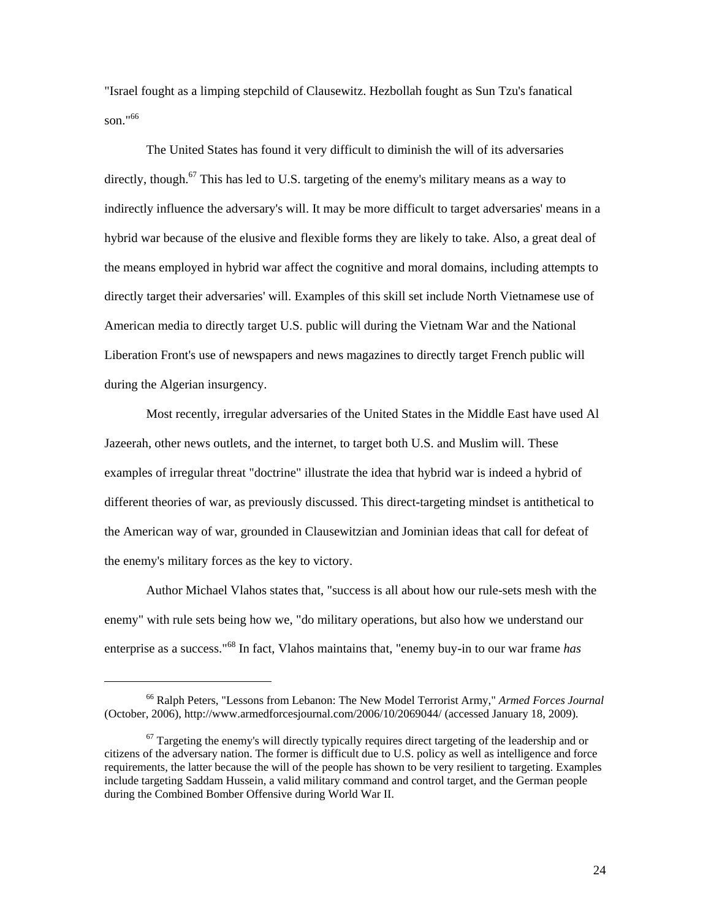"Israel fought as a limping stepchild of Clausewitz. Hezbollah fought as Sun Tzu's fanatical son."[66]

The United States has found it very difficult to diminish the will of its adversaries directly, though.[67] This has led to U.S. targeting of the enemy's military means as a way to indirectly influence the adversary's will. It may be more difficult to target adversaries' means in a hybrid war because of the elusive and flexible forms they are likely to take. Also, a great deal of the means employed in hybrid war affect the cognitive and moral domains, including attempts to directly target their adversaries' will. Examples of this skill set include North Vietnamese use of American media to directly target U.S. public will during the Vietnam War and the National Liberation Front's use of newspapers and news magazines to directly target French public will during the Algerian insurgency.

Most recently, irregular adversaries of the United States in the Middle East have used Al Jazeerah, other news outlets, and the internet, to target both U.S. and Muslim will. These examples of irregular threat "doctrine" illustrate the idea that hybrid war is indeed a hybrid of different theories of war, as previously discussed. This direct-targeting mindset is antithetical to the American way of war, grounded in Clausewitzian and Jominian ideas that call for defeat of the enemy's military forces as the key to victory.

Author Michael Vlahos states that, "success is all about how our rule-sets mesh with the enemy" with rule sets being how we, "do military operations, but also how we understand our enterprise as a success."[68] In fact, Vlahos maintains that, "enemy buy-in to our war frame *has*

---

[66] Ralph Peters, "Lessons from Lebanon: The New Model Terrorist Army," *Armed Forces Journal* (October, 2006), http://www.armedforcesjournal.com/2006/10/2069044/ (accessed January 18, 2009).

[67] Targeting the enemy's will directly typically requires direct targeting of the leadership and or citizens of the adversary nation. The former is difficult due to U.S. policy as well as intelligence and force requirements, the latter because the will of the people has shown to be very resilient to targeting. Examples include targeting Saddam Hussein, a valid military command and control target, and the German people during the Combined Bomber Offensive during World War II.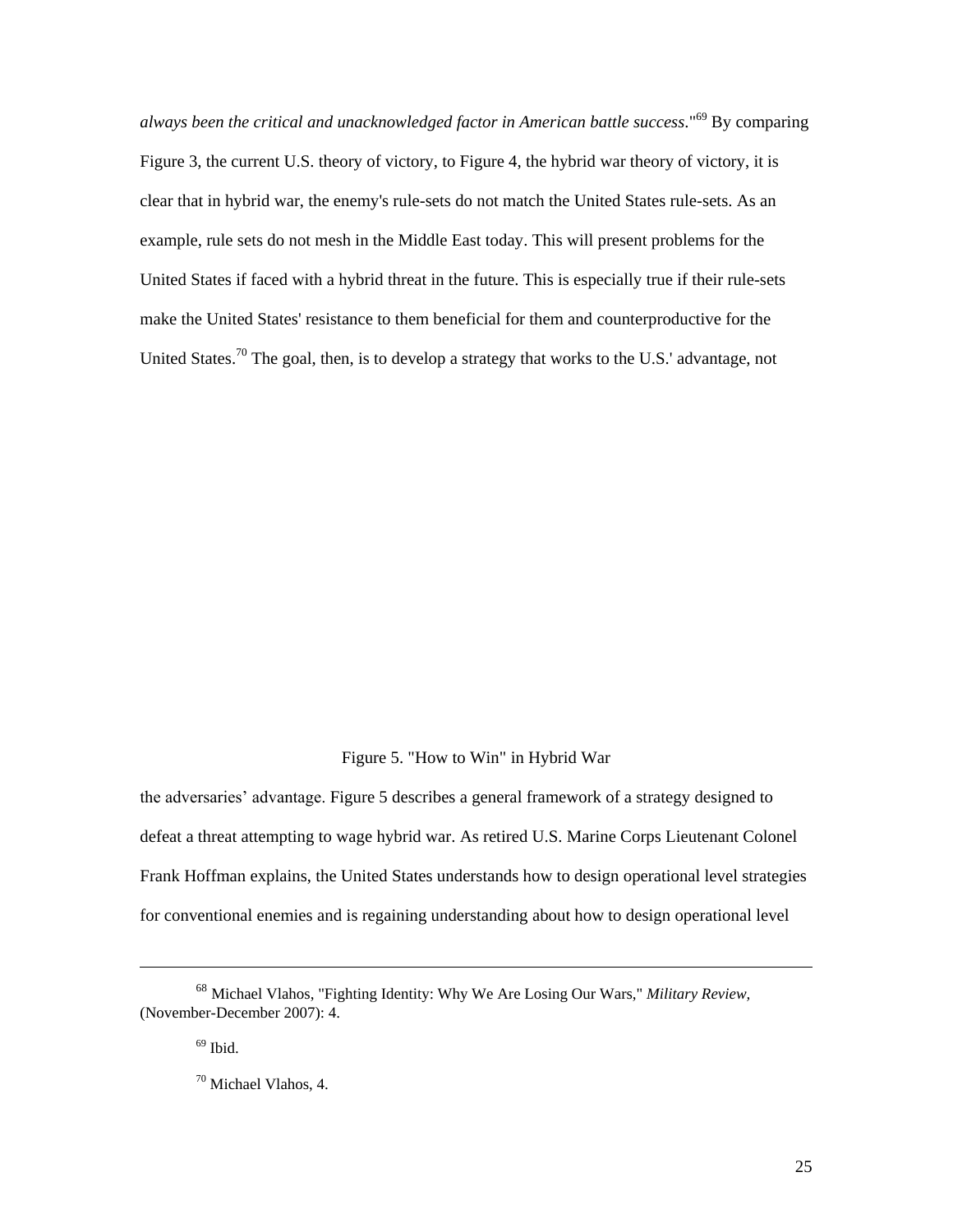*always been the critical and unacknowledged factor in American battle success*."[69] By comparing Figure 3, the current U.S. theory of victory, to Figure 4, the hybrid war theory of victory, it is clear that in hybrid war, the enemy's rule-sets do not match the United States rule-sets. As an example, rule sets do not mesh in the Middle East today. This will present problems for the United States if faced with a hybrid threat in the future. This is especially true if their rule-sets make the United States' resistance to them beneficial for them and counterproductive for the United States.[70] The goal, then, is to develop a strategy that works to the U.S.' advantage, not

Figure 5. "How to Win" in Hybrid War

the adversaries' advantage. Figure 5 describes a general framework of a strategy designed to defeat a threat attempting to wage hybrid war. As retired U.S. Marine Corps Lieutenant Colonel Frank Hoffman explains, the United States understands how to design operational level strategies for conventional enemies and is regaining understanding about how to design operational level

---

[68] Michael Vlahos, "Fighting Identity: Why We Are Losing Our Wars," *Military Review,* (November-December 2007): 4.

[69] Ibid.

[70] Michael Vlahos, 4.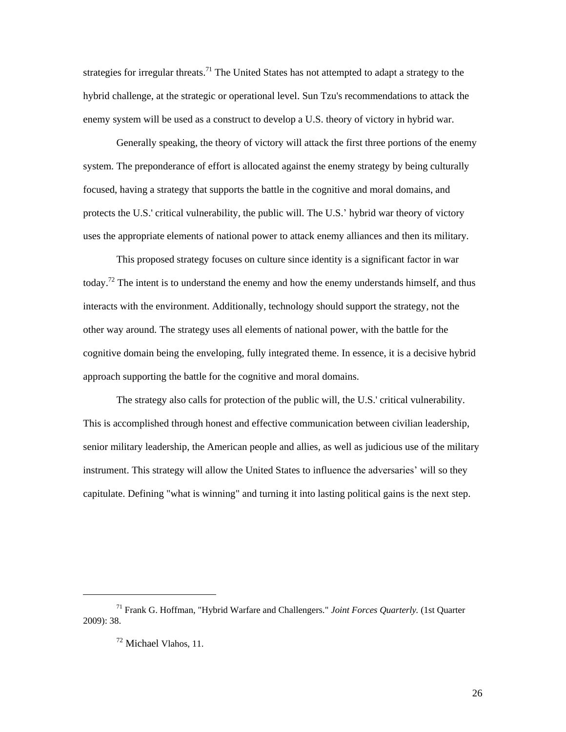strategies for irregular threats.[71] The United States has not attempted to adapt a strategy to the hybrid challenge, at the strategic or operational level. Sun Tzu's recommendations to attack the enemy system will be used as a construct to develop a U.S. theory of victory in hybrid war.

Generally speaking, the theory of victory will attack the first three portions of the enemy system. The preponderance of effort is allocated against the enemy strategy by being culturally focused, having a strategy that supports the battle in the cognitive and moral domains, and protects the U.S.' critical vulnerability, the public will. The U.S.' hybrid war theory of victory uses the appropriate elements of national power to attack enemy alliances and then its military.

This proposed strategy focuses on culture since identity is a significant factor in war today.[72] The intent is to understand the enemy and how the enemy understands himself, and thus interacts with the environment. Additionally, technology should support the strategy, not the other way around. The strategy uses all elements of national power, with the battle for the cognitive domain being the enveloping, fully integrated theme. In essence, it is a decisive hybrid approach supporting the battle for the cognitive and moral domains.

The strategy also calls for protection of the public will, the U.S.' critical vulnerability. This is accomplished through honest and effective communication between civilian leadership, senior military leadership, the American people and allies, as well as judicious use of the military instrument. This strategy will allow the United States to influence the adversaries' will so they capitulate. Defining "what is winning" and turning it into lasting political gains is the next step.

---

[71] Frank G. Hoffman, "Hybrid Warfare and Challengers." *Joint Forces Quarterly.* (1st Quarter 2009): 38.

[72] Michael Vlahos, 11.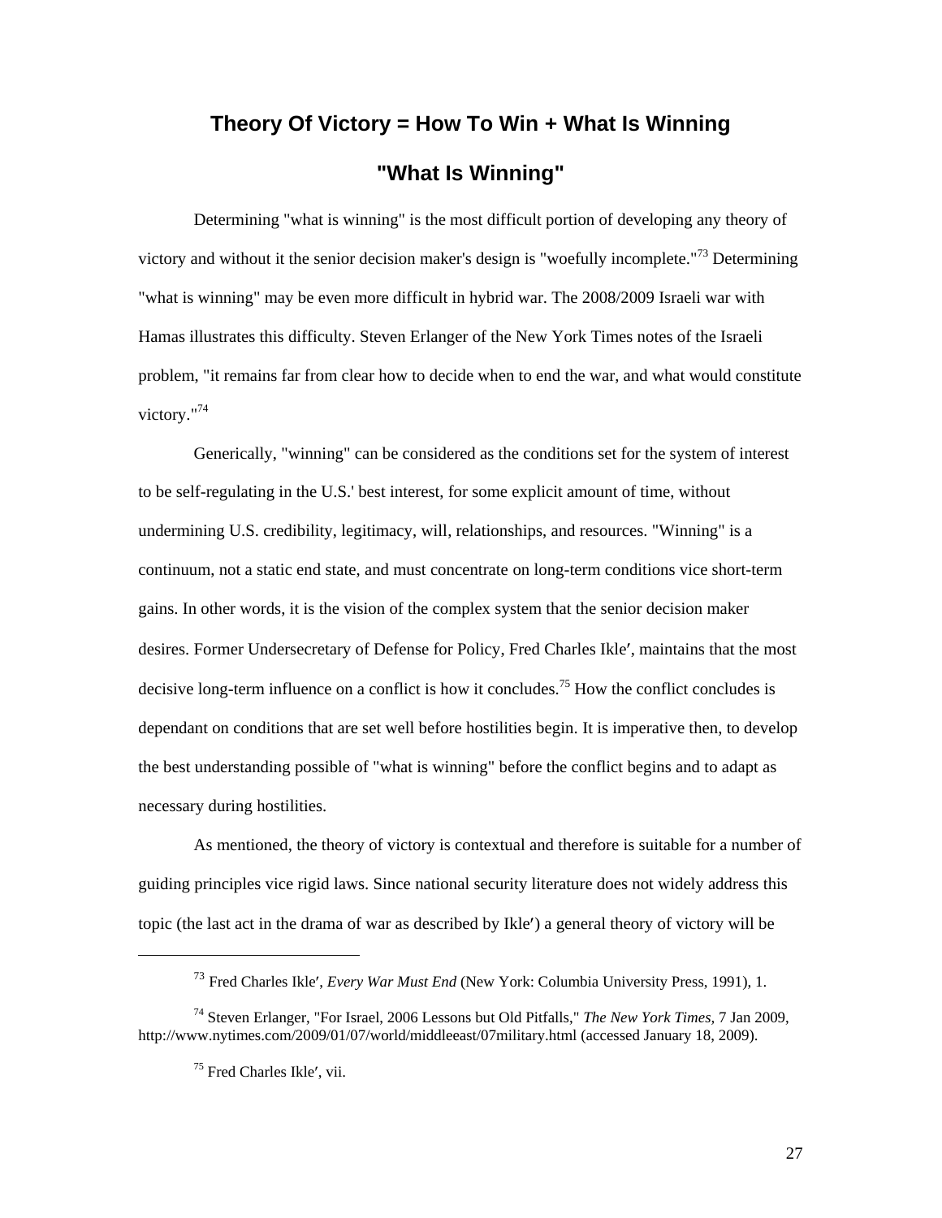## Theory Of Victory = How To Win + What Is Winning

### "What Is Winning"

Determining "what is winning" is the most difficult portion of developing any theory of victory and without it the senior decision maker's design is "woefully incomplete."[73] Determining "what is winning" may be even more difficult in hybrid war. The 2008/2009 Israeli war with Hamas illustrates this difficulty. Steven Erlanger of the New York Times notes of the Israeli problem, "it remains far from clear how to decide when to end the war, and what would constitute victory."[74]

Generically, "winning" can be considered as the conditions set for the system of interest to be self-regulating in the U.S.' best interest, for some explicit amount of time, without undermining U.S. credibility, legitimacy, will, relationships, and resources. "Winning" is a continuum, not a static end state, and must concentrate on long-term conditions vice short-term gains. In other words, it is the vision of the complex system that the senior decision maker desires. Former Undersecretary of Defense for Policy, Fred Charles Ikle′, maintains that the most decisive long-term influence on a conflict is how it concludes.[75] How the conflict concludes is dependant on conditions that are set well before hostilities begin. It is imperative then, to develop the best understanding possible of "what is winning" before the conflict begins and to adapt as necessary during hostilities.

As mentioned, the theory of victory is contextual and therefore is suitable for a number of guiding principles vice rigid laws. Since national security literature does not widely address this topic (the last act in the drama of war as described by Ikle′) a general theory of victory will be

---

[73] Fred Charles Ikle′, *Every War Must End* (New York: Columbia University Press, 1991), 1.

[74] Steven Erlanger, "For Israel, 2006 Lessons but Old Pitfalls," *The New York Times,* 7 Jan 2009, http://www.nytimes.com/2009/01/07/world/middleeast/07military.html (accessed January 18, 2009).

[75] Fred Charles Ikle′, vii.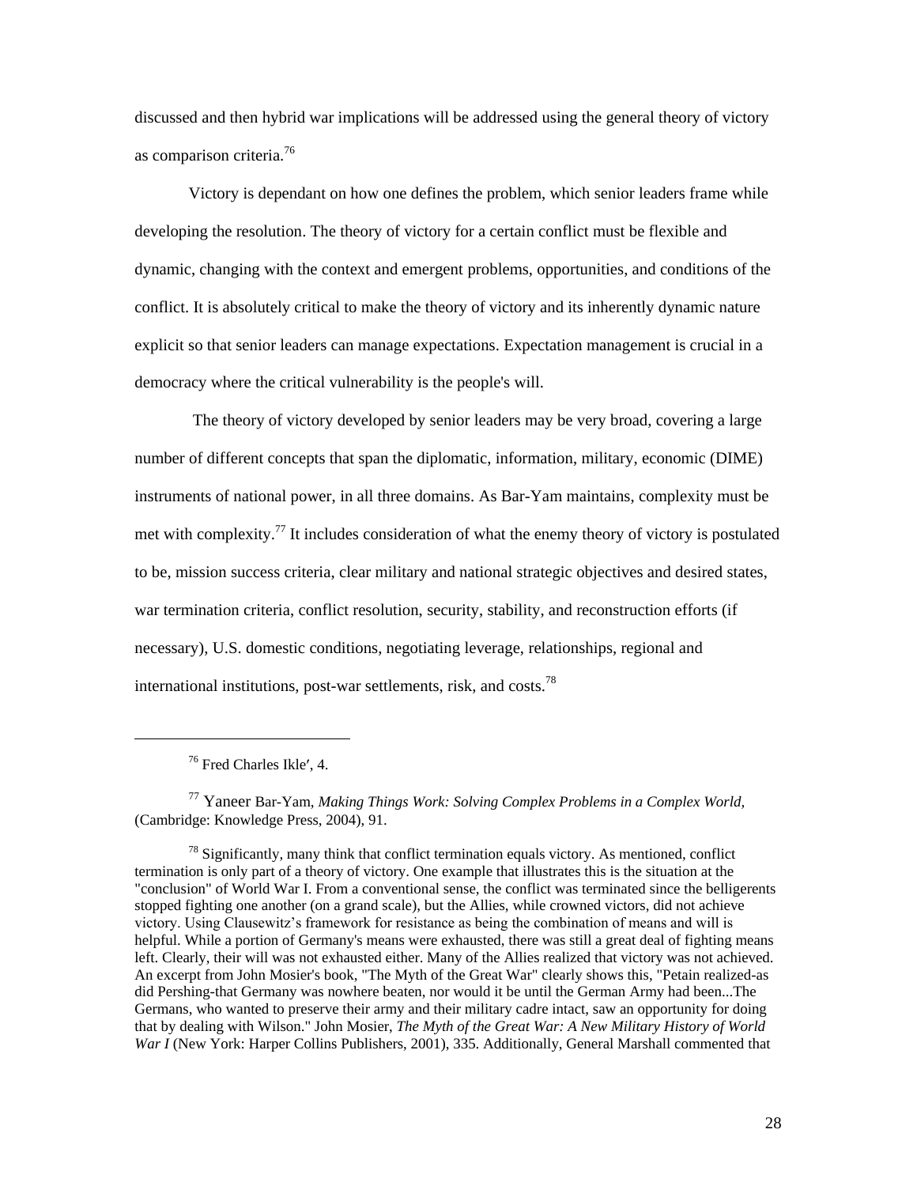discussed and then hybrid war implications will be addressed using the general theory of victory as comparison criteria.[76]

Victory is dependant on how one defines the problem, which senior leaders frame while developing the resolution. The theory of victory for a certain conflict must be flexible and dynamic, changing with the context and emergent problems, opportunities, and conditions of the conflict. It is absolutely critical to make the theory of victory and its inherently dynamic nature explicit so that senior leaders can manage expectations. Expectation management is crucial in a democracy where the critical vulnerability is the people's will.

The theory of victory developed by senior leaders may be very broad, covering a large number of different concepts that span the diplomatic, information, military, economic (DIME) instruments of national power, in all three domains. As Bar-Yam maintains, complexity must be met with complexity.[77] It includes consideration of what the enemy theory of victory is postulated to be, mission success criteria, clear military and national strategic objectives and desired states, war termination criteria, conflict resolution, security, stability, and reconstruction efforts (if necessary), U.S. domestic conditions, negotiating leverage, relationships, regional and international institutions, post-war settlements, risk, and costs.[78]

---

[76] Fred Charles Ikle′, 4.

[77] Yaneer Bar-Yam, *Making Things Work: Solving Complex Problems in a Complex World,* (Cambridge: Knowledge Press, 2004), 91.

[78] Significantly, many think that conflict termination equals victory. As mentioned, conflict termination is only part of a theory of victory. One example that illustrates this is the situation at the "conclusion" of World War I. From a conventional sense, the conflict was terminated since the belligerents stopped fighting one another (on a grand scale), but the Allies, while crowned victors, did not achieve victory. Using Clausewitz's framework for resistance as being the combination of means and will is helpful. While a portion of Germany's means were exhausted, there was still a great deal of fighting means left. Clearly, their will was not exhausted either. Many of the Allies realized that victory was not achieved. An excerpt from John Mosier's book, "The Myth of the Great War" clearly shows this, "Petain realized-as did Pershing-that Germany was nowhere beaten, nor would it be until the German Army had been...The Germans, who wanted to preserve their army and their military cadre intact, saw an opportunity for doing that by dealing with Wilson." John Mosier, *The Myth of the Great War: A New Military History of World War I* (New York: Harper Collins Publishers, 2001), 335. Additionally, General Marshall commented that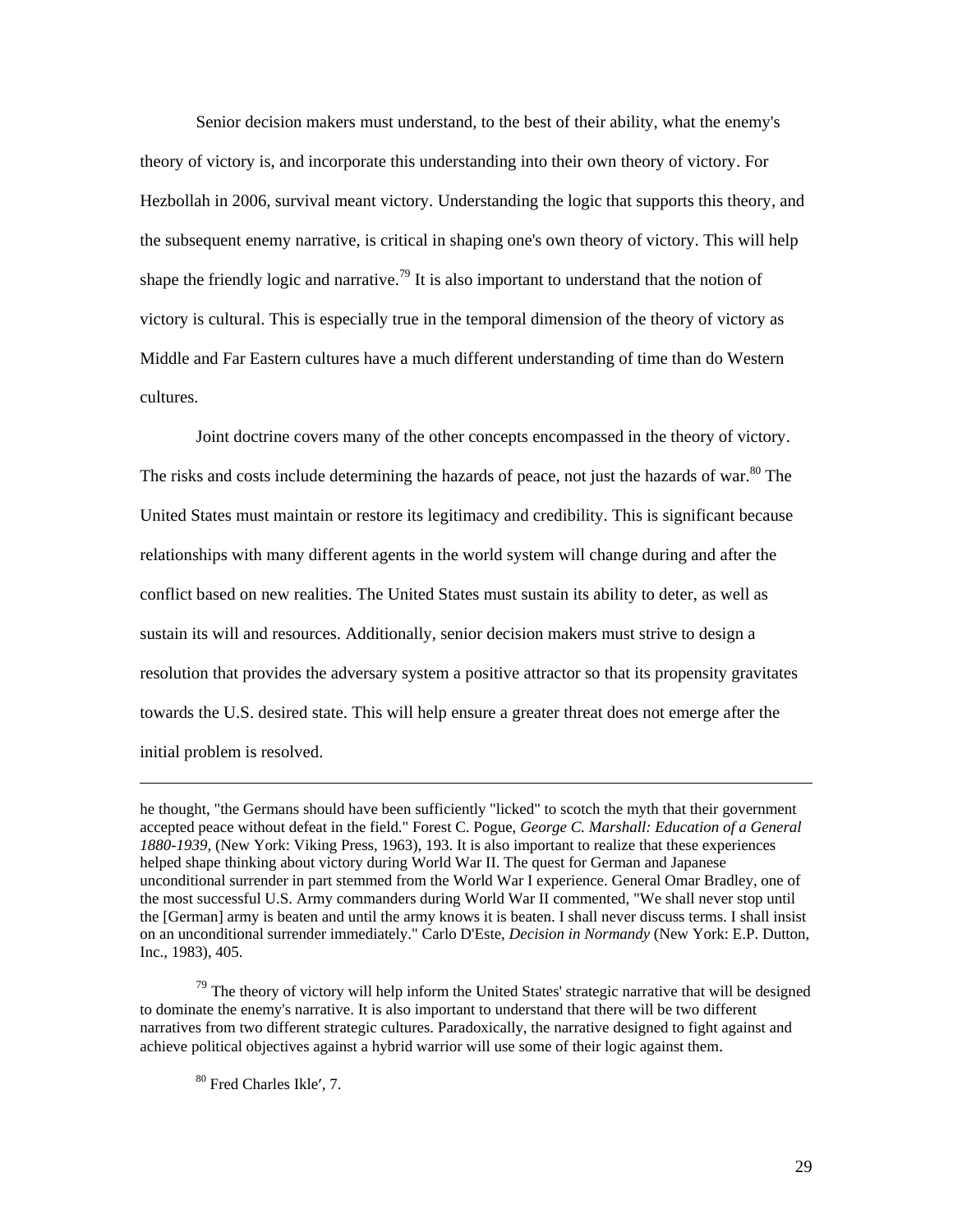Senior decision makers must understand, to the best of their ability, what the enemy's theory of victory is, and incorporate this understanding into their own theory of victory. For Hezbollah in 2006, survival meant victory. Understanding the logic that supports this theory, and the subsequent enemy narrative, is critical in shaping one's own theory of victory. This will help shape the friendly logic and narrative.[79] It is also important to understand that the notion of victory is cultural. This is especially true in the temporal dimension of the theory of victory as Middle and Far Eastern cultures have a much different understanding of time than do Western cultures.

Joint doctrine covers many of the other concepts encompassed in the theory of victory. The risks and costs include determining the hazards of peace, not just the hazards of war.[80] The United States must maintain or restore its legitimacy and credibility. This is significant because relationships with many different agents in the world system will change during and after the conflict based on new realities. The United States must sustain its ability to deter, as well as sustain its will and resources. Additionally, senior decision makers must strive to design a resolution that provides the adversary system a positive attractor so that its propensity gravitates towards the U.S. desired state. This will help ensure a greater threat does not emerge after the initial problem is resolved.

---

he thought, "the Germans should have been sufficiently "licked" to scotch the myth that their government accepted peace without defeat in the field." Forest C. Pogue, *George C. Marshall: Education of a General 1880-1939*, (New York: Viking Press, 1963), 193. It is also important to realize that these experiences helped shape thinking about victory during World War II. The quest for German and Japanese unconditional surrender in part stemmed from the World War I experience. General Omar Bradley, one of the most successful U.S. Army commanders during World War II commented, "We shall never stop until the [German] army is beaten and until the army knows it is beaten. I shall never discuss terms. I shall insist on an unconditional surrender immediately." Carlo D'Este, *Decision in Normandy* (New York: E.P. Dutton, Inc., 1983), 405.

[79] The theory of victory will help inform the United States' strategic narrative that will be designed to dominate the enemy's narrative. It is also important to understand that there will be two different narratives from two different strategic cultures. Paradoxically, the narrative designed to fight against and achieve political objectives against a hybrid warrior will use some of their logic against them.

[80] Fred Charles Ikle′, 7.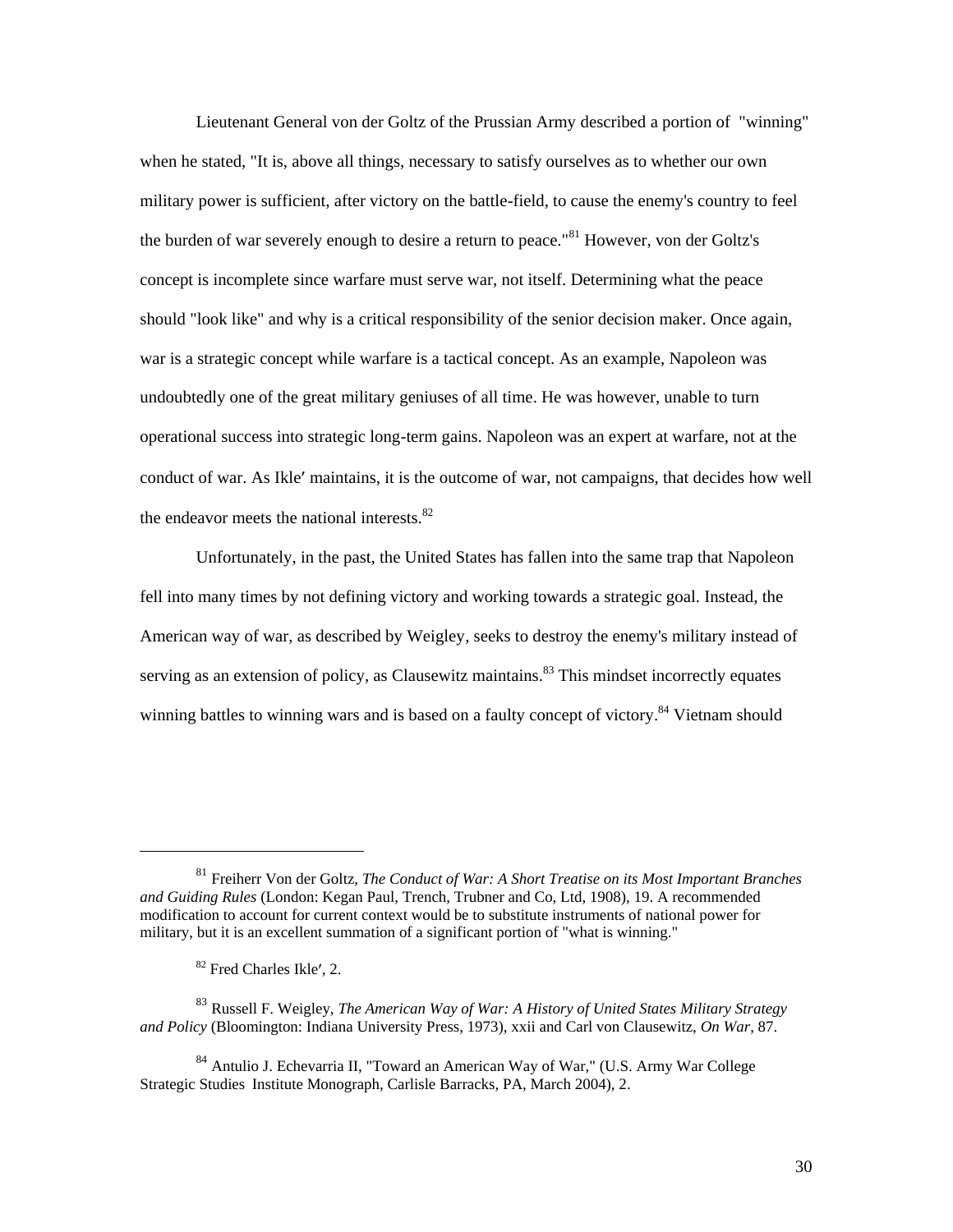Lieutenant General von der Goltz of the Prussian Army described a portion of "winning" when he stated, "It is, above all things, necessary to satisfy ourselves as to whether our own military power is sufficient, after victory on the battle-field, to cause the enemy's country to feel the burden of war severely enough to desire a return to peace."[81] However, von der Goltz's concept is incomplete since warfare must serve war, not itself. Determining what the peace should "look like" and why is a critical responsibility of the senior decision maker. Once again, war is a strategic concept while warfare is a tactical concept. As an example, Napoleon was undoubtedly one of the great military geniuses of all time. He was however, unable to turn operational success into strategic long-term gains. Napoleon was an expert at warfare, not at the conduct of war. As Ikle′ maintains, it is the outcome of war, not campaigns, that decides how well the endeavor meets the national interests.[82]

Unfortunately, in the past, the United States has fallen into the same trap that Napoleon fell into many times by not defining victory and working towards a strategic goal. Instead, the American way of war, as described by Weigley, seeks to destroy the enemy's military instead of serving as an extension of policy, as Clausewitz maintains.[83] This mindset incorrectly equates winning battles to winning wars and is based on a faulty concept of victory.[84] Vietnam should

---

[81] Freiherr Von der Goltz, *The Conduct of War: A Short Treatise on its Most Important Branches and Guiding Rules* (London: Kegan Paul, Trench, Trubner and Co, Ltd, 1908), 19. A recommended modification to account for current context would be to substitute instruments of national power for military, but it is an excellent summation of a significant portion of "what is winning."

[82] Fred Charles Ikle′, 2.

[83] Russell F. Weigley, *The American Way of War: A History of United States Military Strategy and Policy* (Bloomington: Indiana University Press, 1973), xxii and Carl von Clausewitz, *On War*, 87.

[84] Antulio J. Echevarria II, "Toward an American Way of War," (U.S. Army War College Strategic Studies Institute Monograph, Carlisle Barracks, PA, March 2004), 2.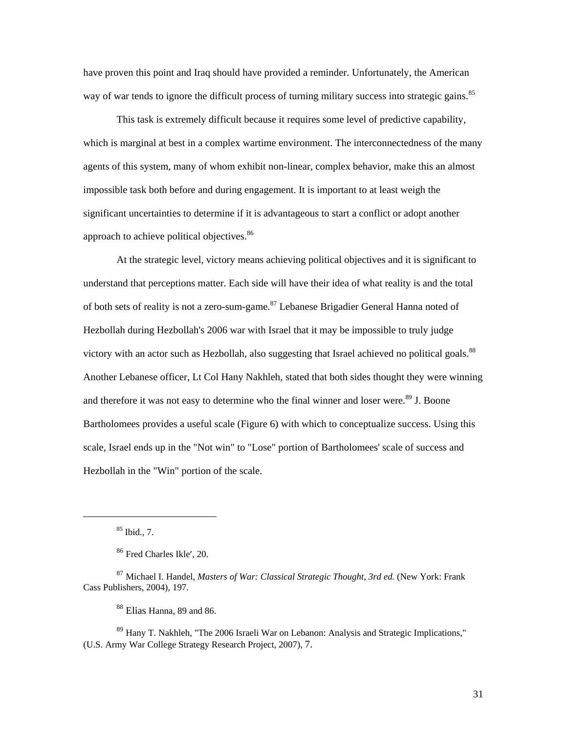have proven this point and Iraq should have provided a reminder. Unfortunately, the American way of war tends to ignore the difficult process of turning military success into strategic gains.[85]

This task is extremely difficult because it requires some level of predictive capability, which is marginal at best in a complex wartime environment. The interconnectedness of the many agents of this system, many of whom exhibit non-linear, complex behavior, make this an almost impossible task both before and during engagement. It is important to at least weigh the significant uncertainties to determine if it is advantageous to start a conflict or adopt another approach to achieve political objectives.[86]

At the strategic level, victory means achieving political objectives and it is significant to understand that perceptions matter. Each side will have their idea of what reality is and the total of both sets of reality is not a zero-sum-game.[87] Lebanese Brigadier General Hanna noted of Hezbollah during Hezbollah's 2006 war with Israel that it may be impossible to truly judge victory with an actor such as Hezbollah, also suggesting that Israel achieved no political goals.[88] Another Lebanese officer, Lt Col Hany Nakhleh, stated that both sides thought they were winning and therefore it was not easy to determine who the final winner and loser were.[89] J. Boone Bartholomees provides a useful scale (Figure 6) with which to conceptualize success. Using this scale, Israel ends up in the "Not win" to "Lose" portion of Bartholomees' scale of success and Hezbollah in the "Win" portion of the scale.

---

[85] Ibid., 7.

[86] Fred Charles Ikle′, 20.

[87] Michael I. Handel, *Masters of War: Classical Strategic Thought, 3rd ed.* (New York: Frank Cass Publishers, 2004), 197.

[88] Elias Hanna, 89 and 86.

[89] Hany T. Nakhleh, "The 2006 Israeli War on Lebanon: Analysis and Strategic Implications," (U.S. Army War College Strategy Research Project, 2007), 7.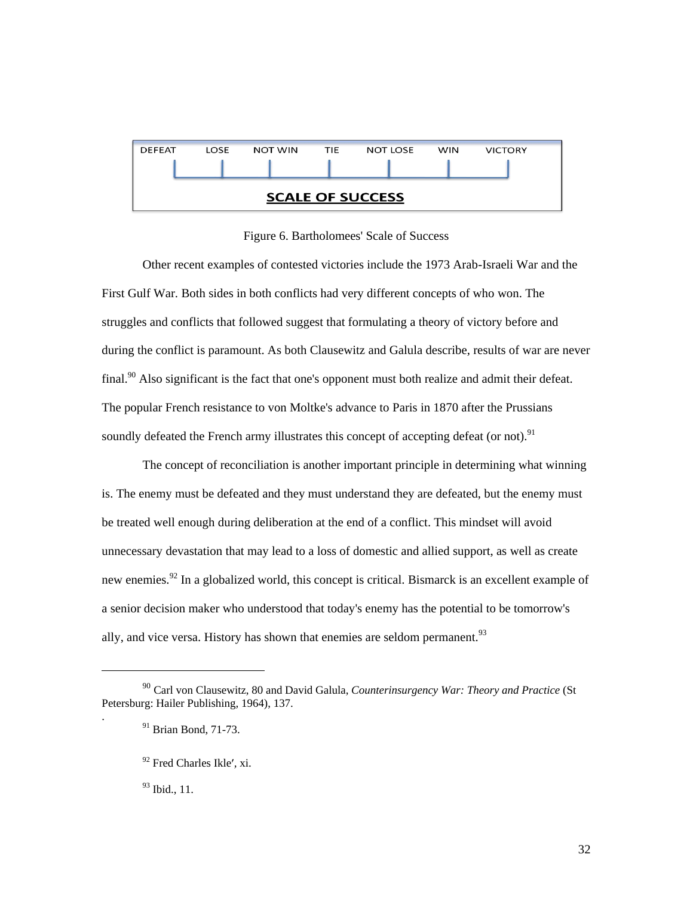| DEFEAT | LOSE | NOT WIN | TIE | NOT LOSE | WIN | VICTORY |
|---|---|---|---|---|---|---|

**SCALE OF SUCCESS**

Figure 6. Bartholomees' Scale of Success

Other recent examples of contested victories include the 1973 Arab-Israeli War and the First Gulf War. Both sides in both conflicts had very different concepts of who won. The struggles and conflicts that followed suggest that formulating a theory of victory before and during the conflict is paramount. As both Clausewitz and Galula describe, results of war are never final.[90] Also significant is the fact that one's opponent must both realize and admit their defeat. The popular French resistance to von Moltke's advance to Paris in 1870 after the Prussians soundly defeated the French army illustrates this concept of accepting defeat (or not).[91]

The concept of reconciliation is another important principle in determining what winning is. The enemy must be defeated and they must understand they are defeated, but the enemy must be treated well enough during deliberation at the end of a conflict. This mindset will avoid unnecessary devastation that may lead to a loss of domestic and allied support, as well as create new enemies.[92] In a globalized world, this concept is critical. Bismarck is an excellent example of a senior decision maker who understood that today's enemy has the potential to be tomorrow's ally, and vice versa. History has shown that enemies are seldom permanent.[93]

---

[90] Carl von Clausewitz, 80 and David Galula, *Counterinsurgency War: Theory and Practice* (St Petersburg: Hailer Publishing, 1964), 137.

[91] Brian Bond, 71-73.

[92] Fred Charles Ikle′, xi.

[93] Ibid., 11.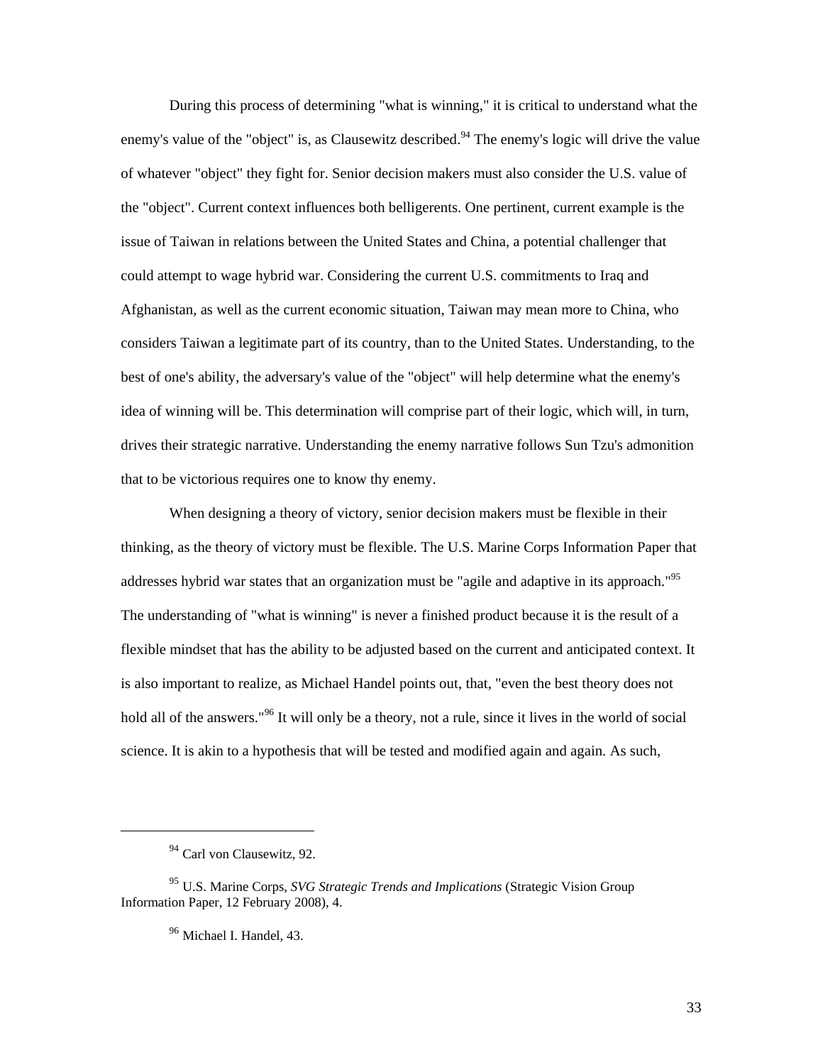During this process of determining "what is winning," it is critical to understand what the enemy's value of the "object" is, as Clausewitz described.[94] The enemy's logic will drive the value of whatever "object" they fight for. Senior decision makers must also consider the U.S. value of the "object". Current context influences both belligerents. One pertinent, current example is the issue of Taiwan in relations between the United States and China, a potential challenger that could attempt to wage hybrid war. Considering the current U.S. commitments to Iraq and Afghanistan, as well as the current economic situation, Taiwan may mean more to China, who considers Taiwan a legitimate part of its country, than to the United States. Understanding, to the best of one's ability, the adversary's value of the "object" will help determine what the enemy's idea of winning will be. This determination will comprise part of their logic, which will, in turn, drives their strategic narrative. Understanding the enemy narrative follows Sun Tzu's admonition that to be victorious requires one to know thy enemy.

When designing a theory of victory, senior decision makers must be flexible in their thinking, as the theory of victory must be flexible. The U.S. Marine Corps Information Paper that addresses hybrid war states that an organization must be "agile and adaptive in its approach."[95] The understanding of "what is winning" is never a finished product because it is the result of a flexible mindset that has the ability to be adjusted based on the current and anticipated context. It is also important to realize, as Michael Handel points out, that, "even the best theory does not hold all of the answers."[96] It will only be a theory, not a rule, since it lives in the world of social science. It is akin to a hypothesis that will be tested and modified again and again. As such,

---

[94] Carl von Clausewitz, 92.

[95] U.S. Marine Corps, *SVG Strategic Trends and Implications* (Strategic Vision Group Information Paper, 12 February 2008), 4.

[96] Michael I. Handel, 43.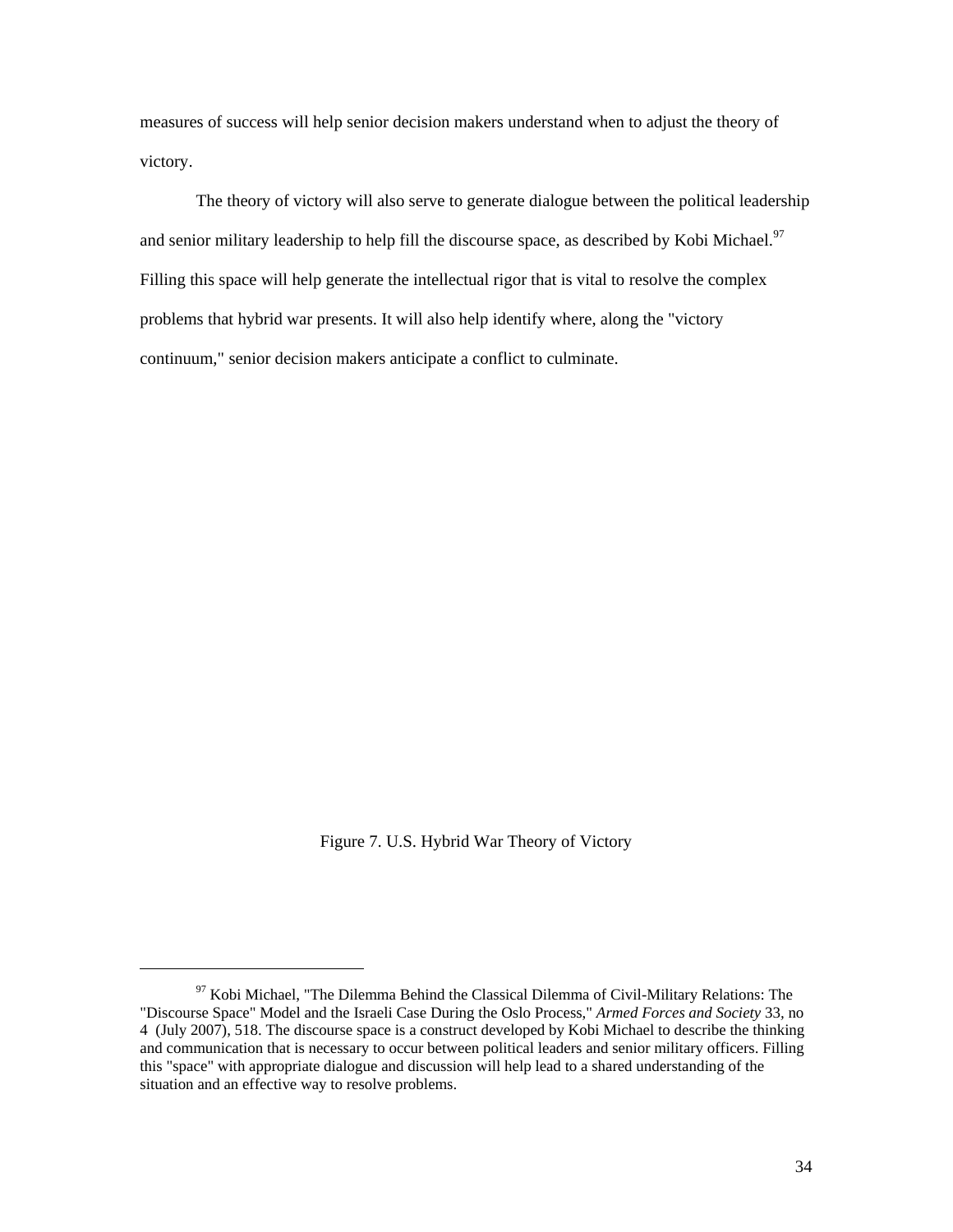measures of success will help senior decision makers understand when to adjust the theory of victory.

The theory of victory will also serve to generate dialogue between the political leadership and senior military leadership to help fill the discourse space, as described by Kobi Michael.[97] Filling this space will help generate the intellectual rigor that is vital to resolve the complex problems that hybrid war presents. It will also help identify where, along the "victory continuum," senior decision makers anticipate a conflict to culminate.

Figure 7. U.S. Hybrid War Theory of Victory

[97] Kobi Michael, "The Dilemma Behind the Classical Dilemma of Civil-Military Relations: The "Discourse Space" Model and the Israeli Case During the Oslo Process," *Armed Forces and Society* 33, no 4 (July 2007), 518. The discourse space is a construct developed by Kobi Michael to describe the thinking and communication that is necessary to occur between political leaders and senior military officers. Filling this "space" with appropriate dialogue and discussion will help lead to a shared understanding of the situation and an effective way to resolve problems.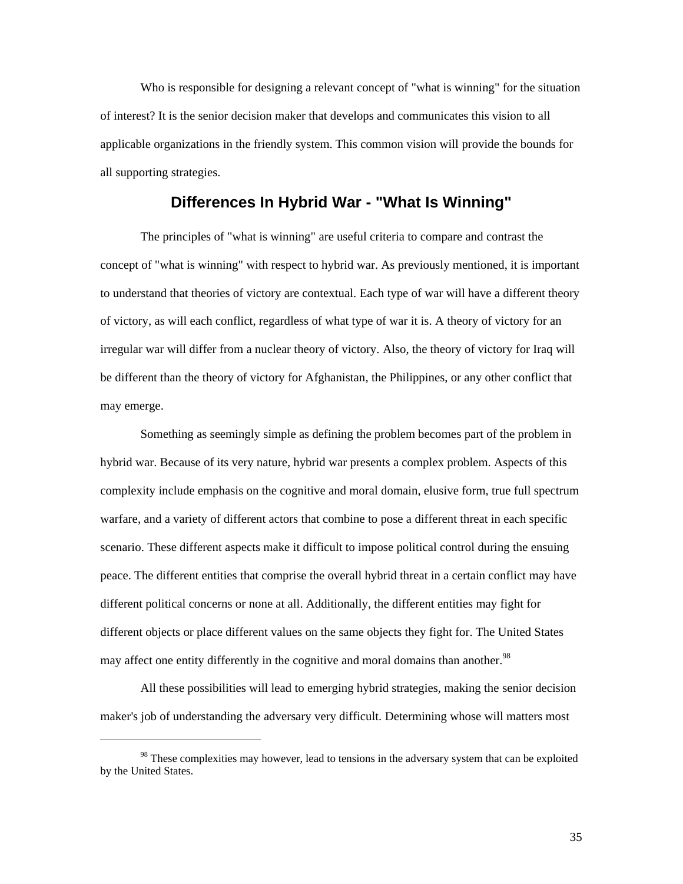Who is responsible for designing a relevant concept of "what is winning" for the situation of interest? It is the senior decision maker that develops and communicates this vision to all applicable organizations in the friendly system. This common vision will provide the bounds for all supporting strategies.

## Differences In Hybrid War - "What Is Winning"

The principles of "what is winning" are useful criteria to compare and contrast the concept of "what is winning" with respect to hybrid war. As previously mentioned, it is important to understand that theories of victory are contextual. Each type of war will have a different theory of victory, as will each conflict, regardless of what type of war it is. A theory of victory for an irregular war will differ from a nuclear theory of victory. Also, the theory of victory for Iraq will be different than the theory of victory for Afghanistan, the Philippines, or any other conflict that may emerge.

Something as seemingly simple as defining the problem becomes part of the problem in hybrid war. Because of its very nature, hybrid war presents a complex problem. Aspects of this complexity include emphasis on the cognitive and moral domain, elusive form, true full spectrum warfare, and a variety of different actors that combine to pose a different threat in each specific scenario. These different aspects make it difficult to impose political control during the ensuing peace. The different entities that comprise the overall hybrid threat in a certain conflict may have different political concerns or none at all. Additionally, the different entities may fight for different objects or place different values on the same objects they fight for. The United States may affect one entity differently in the cognitive and moral domains than another.[98]

All these possibilities will lead to emerging hybrid strategies, making the senior decision maker's job of understanding the adversary very difficult. Determining whose will matters most

[98] These complexities may however, lead to tensions in the adversary system that can be exploited by the United States.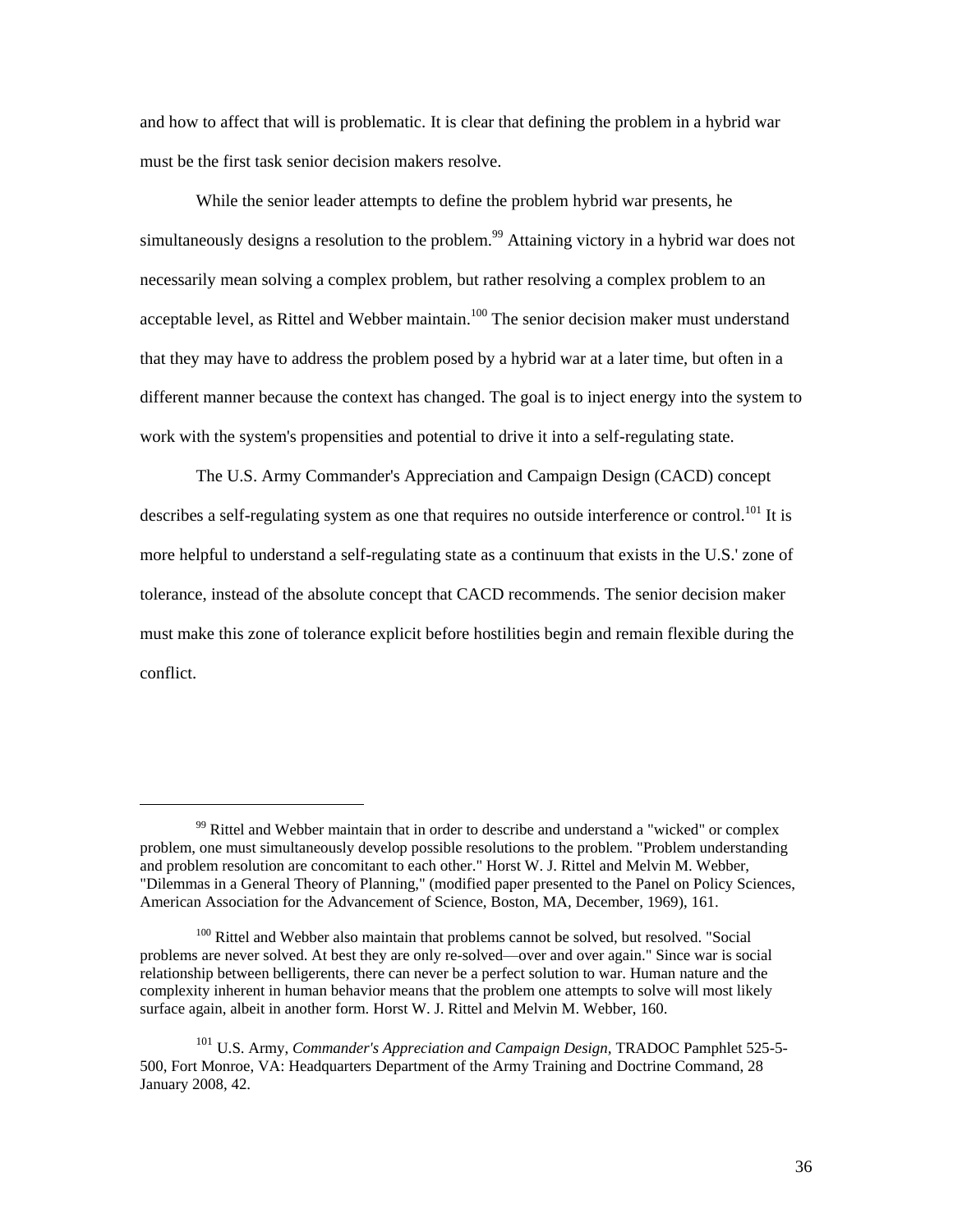and how to affect that will is problematic. It is clear that defining the problem in a hybrid war must be the first task senior decision makers resolve.

While the senior leader attempts to define the problem hybrid war presents, he simultaneously designs a resolution to the problem.[99] Attaining victory in a hybrid war does not necessarily mean solving a complex problem, but rather resolving a complex problem to an acceptable level, as Rittel and Webber maintain.[100] The senior decision maker must understand that they may have to address the problem posed by a hybrid war at a later time, but often in a different manner because the context has changed. The goal is to inject energy into the system to work with the system's propensities and potential to drive it into a self-regulating state.

The U.S. Army Commander's Appreciation and Campaign Design (CACD) concept describes a self-regulating system as one that requires no outside interference or control.[101] It is more helpful to understand a self-regulating state as a continuum that exists in the U.S.' zone of tolerance, instead of the absolute concept that CACD recommends. The senior decision maker must make this zone of tolerance explicit before hostilities begin and remain flexible during the conflict.

---

[99] Rittel and Webber maintain that in order to describe and understand a "wicked" or complex problem, one must simultaneously develop possible resolutions to the problem. "Problem understanding and problem resolution are concomitant to each other." Horst W. J. Rittel and Melvin M. Webber, "Dilemmas in a General Theory of Planning," (modified paper presented to the Panel on Policy Sciences, American Association for the Advancement of Science, Boston, MA, December, 1969), 161.

[100] Rittel and Webber also maintain that problems cannot be solved, but resolved. "Social problems are never solved. At best they are only re-solved—over and over again." Since war is social relationship between belligerents, there can never be a perfect solution to war. Human nature and the complexity inherent in human behavior means that the problem one attempts to solve will most likely surface again, albeit in another form. Horst W. J. Rittel and Melvin M. Webber, 160.

[101] U.S. Army, *Commander's Appreciation and Campaign Design*, TRADOC Pamphlet 525-5-500, Fort Monroe, VA: Headquarters Department of the Army Training and Doctrine Command, 28 January 2008, 42.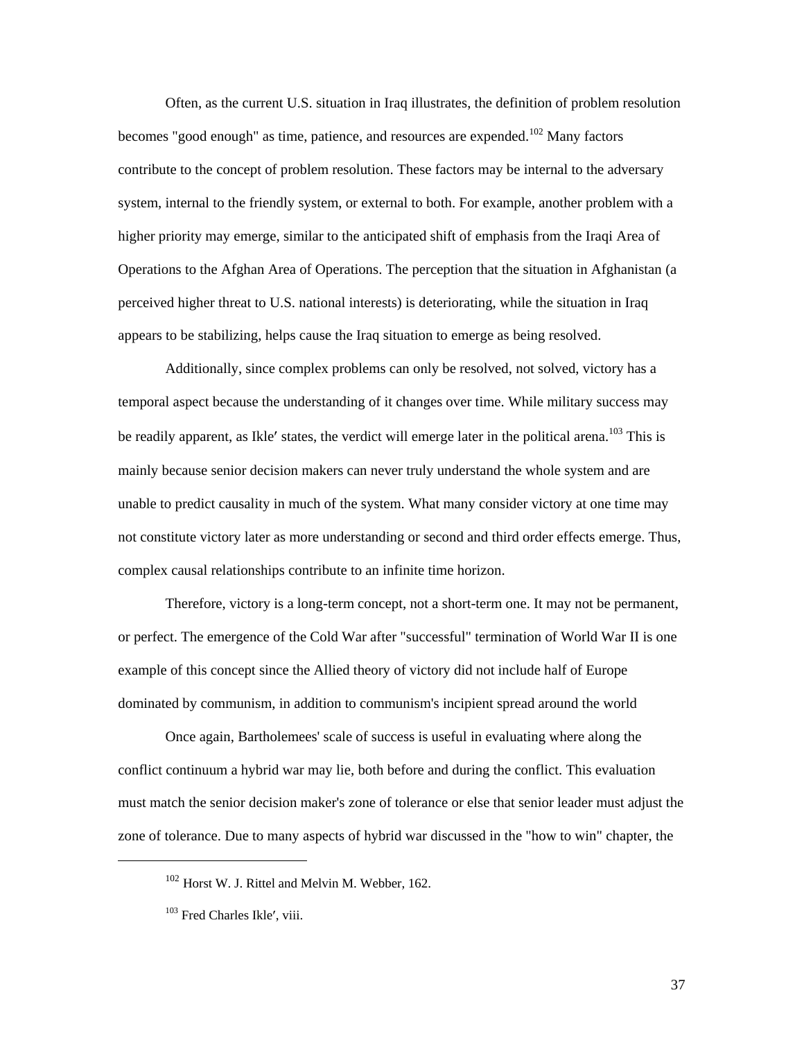Often, as the current U.S. situation in Iraq illustrates, the definition of problem resolution becomes "good enough" as time, patience, and resources are expended.[102] Many factors contribute to the concept of problem resolution. These factors may be internal to the adversary system, internal to the friendly system, or external to both. For example, another problem with a higher priority may emerge, similar to the anticipated shift of emphasis from the Iraqi Area of Operations to the Afghan Area of Operations. The perception that the situation in Afghanistan (a perceived higher threat to U.S. national interests) is deteriorating, while the situation in Iraq appears to be stabilizing, helps cause the Iraq situation to emerge as being resolved.

Additionally, since complex problems can only be resolved, not solved, victory has a temporal aspect because the understanding of it changes over time. While military success may be readily apparent, as Ikle′ states, the verdict will emerge later in the political arena.[103] This is mainly because senior decision makers can never truly understand the whole system and are unable to predict causality in much of the system. What many consider victory at one time may not constitute victory later as more understanding or second and third order effects emerge. Thus, complex causal relationships contribute to an infinite time horizon.

Therefore, victory is a long-term concept, not a short-term one. It may not be permanent, or perfect. The emergence of the Cold War after "successful" termination of World War II is one example of this concept since the Allied theory of victory did not include half of Europe dominated by communism, in addition to communism's incipient spread around the world

Once again, Bartholemees' scale of success is useful in evaluating where along the conflict continuum a hybrid war may lie, both before and during the conflict. This evaluation must match the senior decision maker's zone of tolerance or else that senior leader must adjust the zone of tolerance. Due to many aspects of hybrid war discussed in the "how to win" chapter, the

---

[102] Horst W. J. Rittel and Melvin M. Webber, 162.

[103] Fred Charles Ikle′, viii.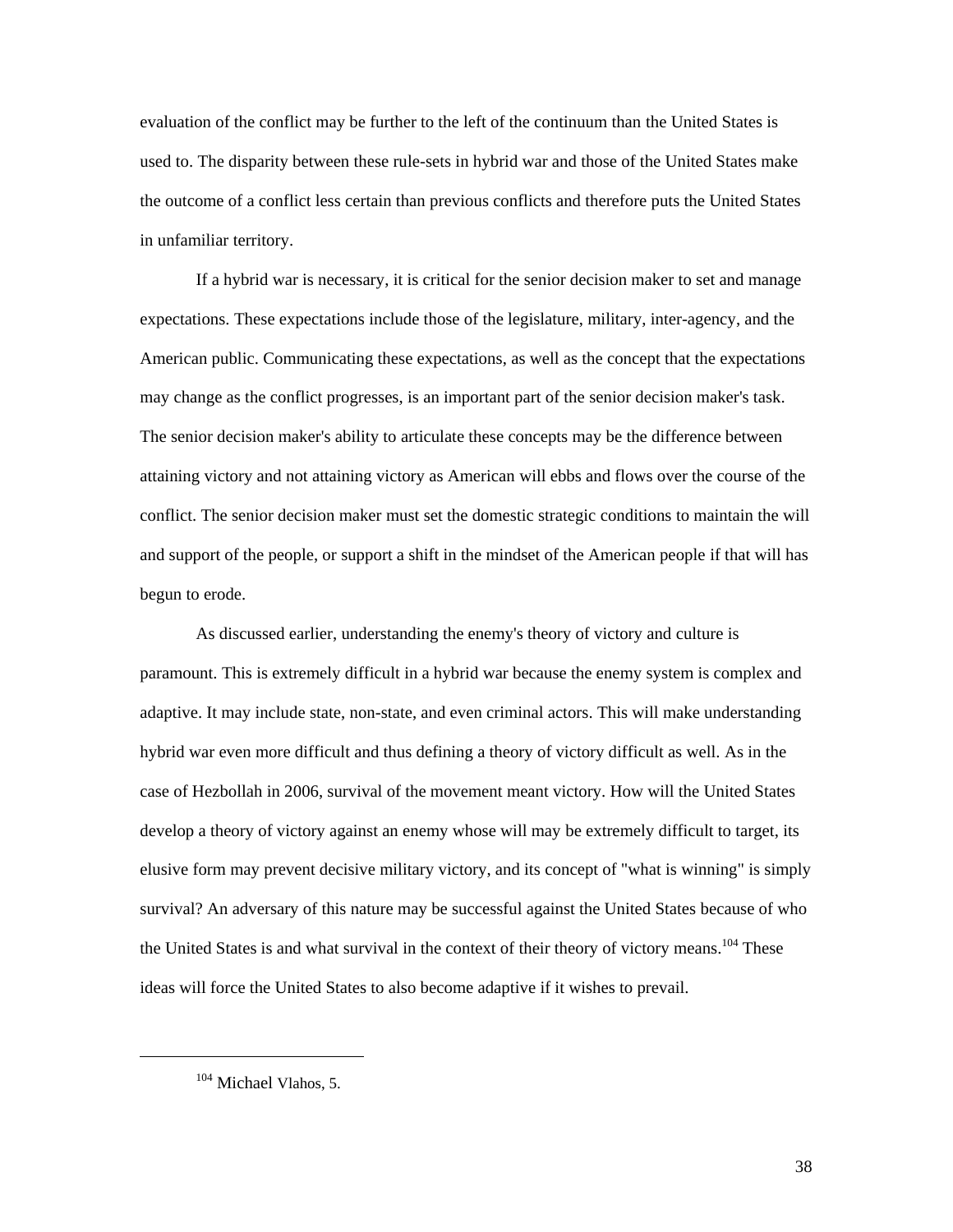evaluation of the conflict may be further to the left of the continuum than the United States is used to. The disparity between these rule-sets in hybrid war and those of the United States make the outcome of a conflict less certain than previous conflicts and therefore puts the United States in unfamiliar territory.

If a hybrid war is necessary, it is critical for the senior decision maker to set and manage expectations. These expectations include those of the legislature, military, inter-agency, and the American public. Communicating these expectations, as well as the concept that the expectations may change as the conflict progresses, is an important part of the senior decision maker's task. The senior decision maker's ability to articulate these concepts may be the difference between attaining victory and not attaining victory as American will ebbs and flows over the course of the conflict. The senior decision maker must set the domestic strategic conditions to maintain the will and support of the people, or support a shift in the mindset of the American people if that will has begun to erode.

As discussed earlier, understanding the enemy's theory of victory and culture is paramount. This is extremely difficult in a hybrid war because the enemy system is complex and adaptive. It may include state, non-state, and even criminal actors. This will make understanding hybrid war even more difficult and thus defining a theory of victory difficult as well. As in the case of Hezbollah in 2006, survival of the movement meant victory. How will the United States develop a theory of victory against an enemy whose will may be extremely difficult to target, its elusive form may prevent decisive military victory, and its concept of "what is winning" is simply survival? An adversary of this nature may be successful against the United States because of who the United States is and what survival in the context of their theory of victory means.[104] These ideas will force the United States to also become adaptive if it wishes to prevail.

---

[104] Michael Vlahos, 5.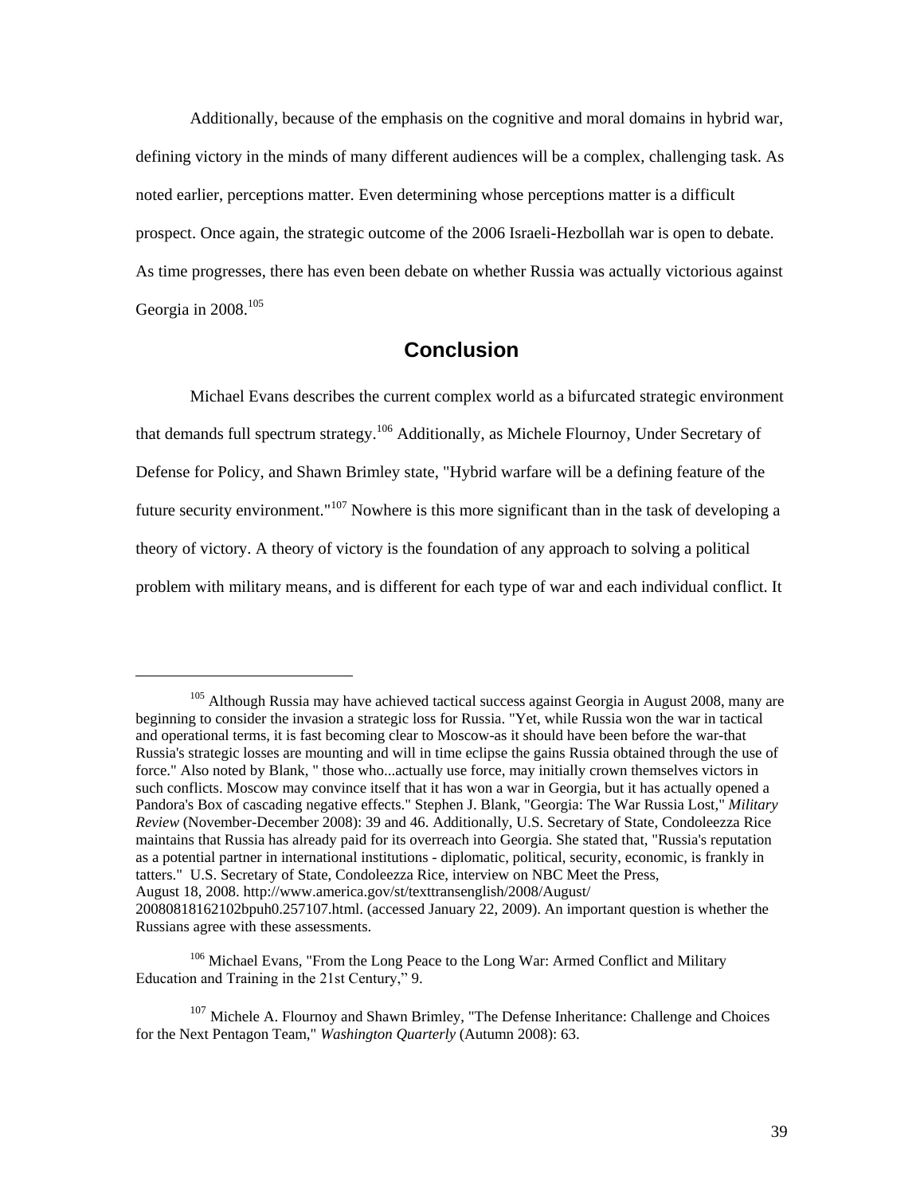Additionally, because of the emphasis on the cognitive and moral domains in hybrid war, defining victory in the minds of many different audiences will be a complex, challenging task. As noted earlier, perceptions matter. Even determining whose perceptions matter is a difficult prospect. Once again, the strategic outcome of the 2006 Israeli-Hezbollah war is open to debate. As time progresses, there has even been debate on whether Russia was actually victorious against Georgia in 2008.[105]

## Conclusion

Michael Evans describes the current complex world as a bifurcated strategic environment that demands full spectrum strategy.[106] Additionally, as Michele Flournoy, Under Secretary of Defense for Policy, and Shawn Brimley state, "Hybrid warfare will be a defining feature of the future security environment."[107] Nowhere is this more significant than in the task of developing a theory of victory. A theory of victory is the foundation of any approach to solving a political problem with military means, and is different for each type of war and each individual conflict. It

---

[105] Although Russia may have achieved tactical success against Georgia in August 2008, many are beginning to consider the invasion a strategic loss for Russia. "Yet, while Russia won the war in tactical and operational terms, it is fast becoming clear to Moscow-as it should have been before the war-that Russia's strategic losses are mounting and will in time eclipse the gains Russia obtained through the use of force." Also noted by Blank, " those who...actually use force, may initially crown themselves victors in such conflicts. Moscow may convince itself that it has won a war in Georgia, but it has actually opened a Pandora's Box of cascading negative effects." Stephen J. Blank, "Georgia: The War Russia Lost," *Military Review* (November-December 2008): 39 and 46. Additionally, U.S. Secretary of State, Condoleezza Rice maintains that Russia has already paid for its overreach into Georgia. She stated that, "Russia's reputation as a potential partner in international institutions - diplomatic, political, security, economic, is frankly in tatters." U.S. Secretary of State, Condoleezza Rice, interview on NBC Meet the Press, August 18, 2008. http://www.america.gov/st/texttransenglish/2008/August/20080818162102bpuh0.257107.html. (accessed January 22, 2009). An important question is whether the Russians agree with these assessments.

[106] Michael Evans, "From the Long Peace to the Long War: Armed Conflict and Military Education and Training in the 21st Century," 9.

[107] Michele A. Flournoy and Shawn Brimley, "The Defense Inheritance: Challenge and Choices for the Next Pentagon Team," *Washington Quarterly* (Autumn 2008): 63.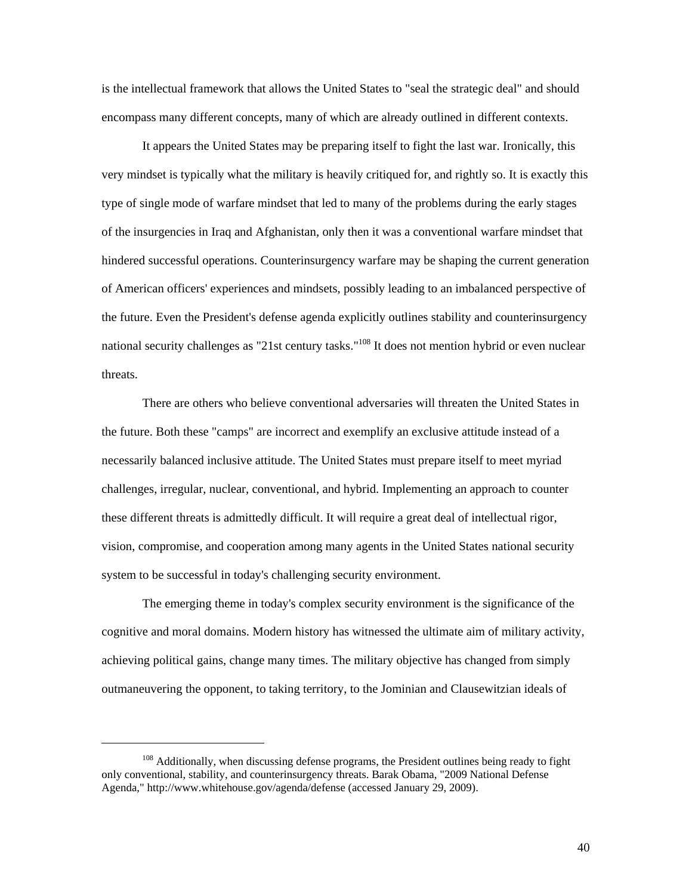is the intellectual framework that allows the United States to "seal the strategic deal" and should encompass many different concepts, many of which are already outlined in different contexts.

It appears the United States may be preparing itself to fight the last war. Ironically, this very mindset is typically what the military is heavily critiqued for, and rightly so. It is exactly this type of single mode of warfare mindset that led to many of the problems during the early stages of the insurgencies in Iraq and Afghanistan, only then it was a conventional warfare mindset that hindered successful operations. Counterinsurgency warfare may be shaping the current generation of American officers' experiences and mindsets, possibly leading to an imbalanced perspective of the future. Even the President's defense agenda explicitly outlines stability and counterinsurgency national security challenges as "21st century tasks."[108] It does not mention hybrid or even nuclear threats.

There are others who believe conventional adversaries will threaten the United States in the future. Both these "camps" are incorrect and exemplify an exclusive attitude instead of a necessarily balanced inclusive attitude. The United States must prepare itself to meet myriad challenges, irregular, nuclear, conventional, and hybrid. Implementing an approach to counter these different threats is admittedly difficult. It will require a great deal of intellectual rigor, vision, compromise, and cooperation among many agents in the United States national security system to be successful in today's challenging security environment.

The emerging theme in today's complex security environment is the significance of the cognitive and moral domains. Modern history has witnessed the ultimate aim of military activity, achieving political gains, change many times. The military objective has changed from simply outmaneuvering the opponent, to taking territory, to the Jominian and Clausewitzian ideals of

---

[108] Additionally, when discussing defense programs, the President outlines being ready to fight only conventional, stability, and counterinsurgency threats. Barak Obama, "2009 National Defense Agenda," http://www.whitehouse.gov/agenda/defense (accessed January 29, 2009).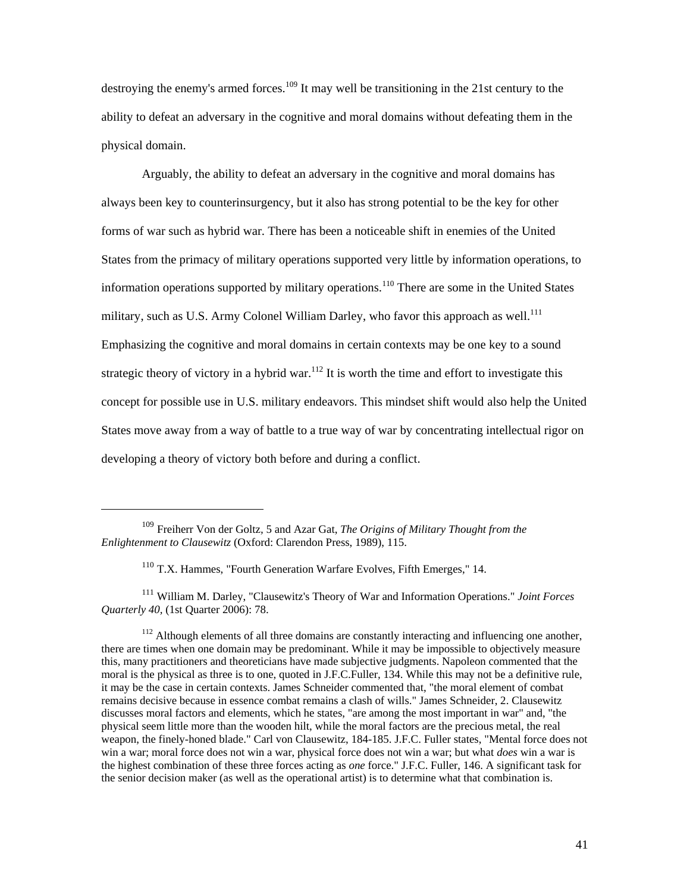destroying the enemy's armed forces.[109] It may well be transitioning in the 21st century to the ability to defeat an adversary in the cognitive and moral domains without defeating them in the physical domain.

Arguably, the ability to defeat an adversary in the cognitive and moral domains has always been key to counterinsurgency, but it also has strong potential to be the key for other forms of war such as hybrid war. There has been a noticeable shift in enemies of the United States from the primacy of military operations supported very little by information operations, to information operations supported by military operations.[110] There are some in the United States military, such as U.S. Army Colonel William Darley, who favor this approach as well.[111] Emphasizing the cognitive and moral domains in certain contexts may be one key to a sound strategic theory of victory in a hybrid war.[112] It is worth the time and effort to investigate this concept for possible use in U.S. military endeavors. This mindset shift would also help the United States move away from a way of battle to a true way of war by concentrating intellectual rigor on developing a theory of victory both before and during a conflict.

---

[109] Freiherr Von der Goltz, 5 and Azar Gat, *The Origins of Military Thought from the Enlightenment to Clausewitz* (Oxford: Clarendon Press, 1989), 115.

[110] T.X. Hammes, "Fourth Generation Warfare Evolves, Fifth Emerges," 14.

[111] William M. Darley, "Clausewitz's Theory of War and Information Operations." *Joint Forces Quarterly 40*, (1st Quarter 2006): 78.

[112] Although elements of all three domains are constantly interacting and influencing one another, there are times when one domain may be predominant. While it may be impossible to objectively measure this, many practitioners and theoreticians have made subjective judgments. Napoleon commented that the moral is the physical as three is to one, quoted in J.F.C.Fuller, 134. While this may not be a definitive rule, it may be the case in certain contexts. James Schneider commented that, "the moral element of combat remains decisive because in essence combat remains a clash of wills." James Schneider, 2. Clausewitz discusses moral factors and elements, which he states, "are among the most important in war" and, "the physical seem little more than the wooden hilt, while the moral factors are the precious metal, the real weapon, the finely-honed blade." Carl von Clausewitz, 184-185. J.F.C. Fuller states, "Mental force does not win a war; moral force does not win a war, physical force does not win a war; but what *does* win a war is the highest combination of these three forces acting as *one* force." J.F.C. Fuller, 146. A significant task for the senior decision maker (as well as the operational artist) is to determine what that combination is.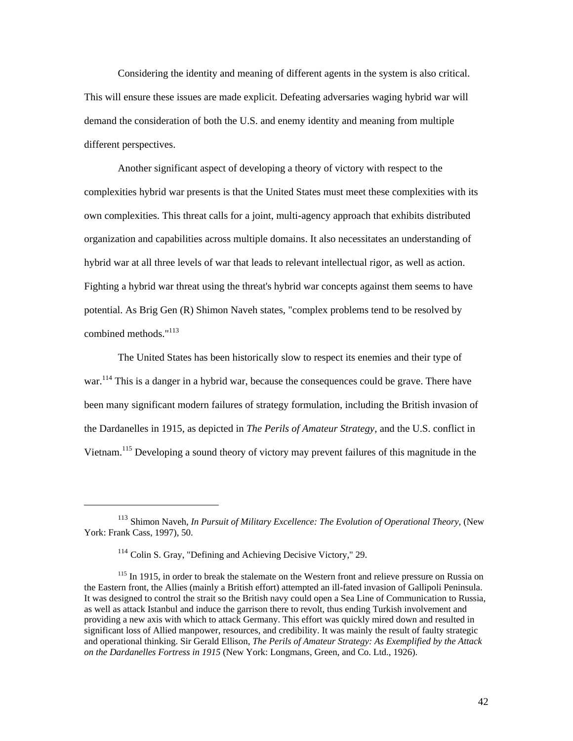Considering the identity and meaning of different agents in the system is also critical. This will ensure these issues are made explicit. Defeating adversaries waging hybrid war will demand the consideration of both the U.S. and enemy identity and meaning from multiple different perspectives.

Another significant aspect of developing a theory of victory with respect to the complexities hybrid war presents is that the United States must meet these complexities with its own complexities. This threat calls for a joint, multi-agency approach that exhibits distributed organization and capabilities across multiple domains. It also necessitates an understanding of hybrid war at all three levels of war that leads to relevant intellectual rigor, as well as action. Fighting a hybrid war threat using the threat's hybrid war concepts against them seems to have potential. As Brig Gen (R) Shimon Naveh states, "complex problems tend to be resolved by combined methods."[113]

The United States has been historically slow to respect its enemies and their type of war.[114] This is a danger in a hybrid war, because the consequences could be grave. There have been many significant modern failures of strategy formulation, including the British invasion of the Dardanelles in 1915, as depicted in *The Perils of Amateur Strategy*, and the U.S. conflict in Vietnam.[115] Developing a sound theory of victory may prevent failures of this magnitude in the

---

[113] Shimon Naveh, *In Pursuit of Military Excellence: The Evolution of Operational Theory,* (New York: Frank Cass, 1997), 50.

[114] Colin S. Gray, "Defining and Achieving Decisive Victory," 29.

[115] In 1915, in order to break the stalemate on the Western front and relieve pressure on Russia on the Eastern front, the Allies (mainly a British effort) attempted an ill-fated invasion of Gallipoli Peninsula. It was designed to control the strait so the British navy could open a Sea Line of Communication to Russia, as well as attack Istanbul and induce the garrison there to revolt, thus ending Turkish involvement and providing a new axis with which to attack Germany. This effort was quickly mired down and resulted in significant loss of Allied manpower, resources, and credibility. It was mainly the result of faulty strategic and operational thinking. Sir Gerald Ellison, *The Perils of Amateur Strategy: As Exemplified by the Attack on the Dardanelles Fortress in 1915* (New York: Longmans, Green, and Co. Ltd., 1926).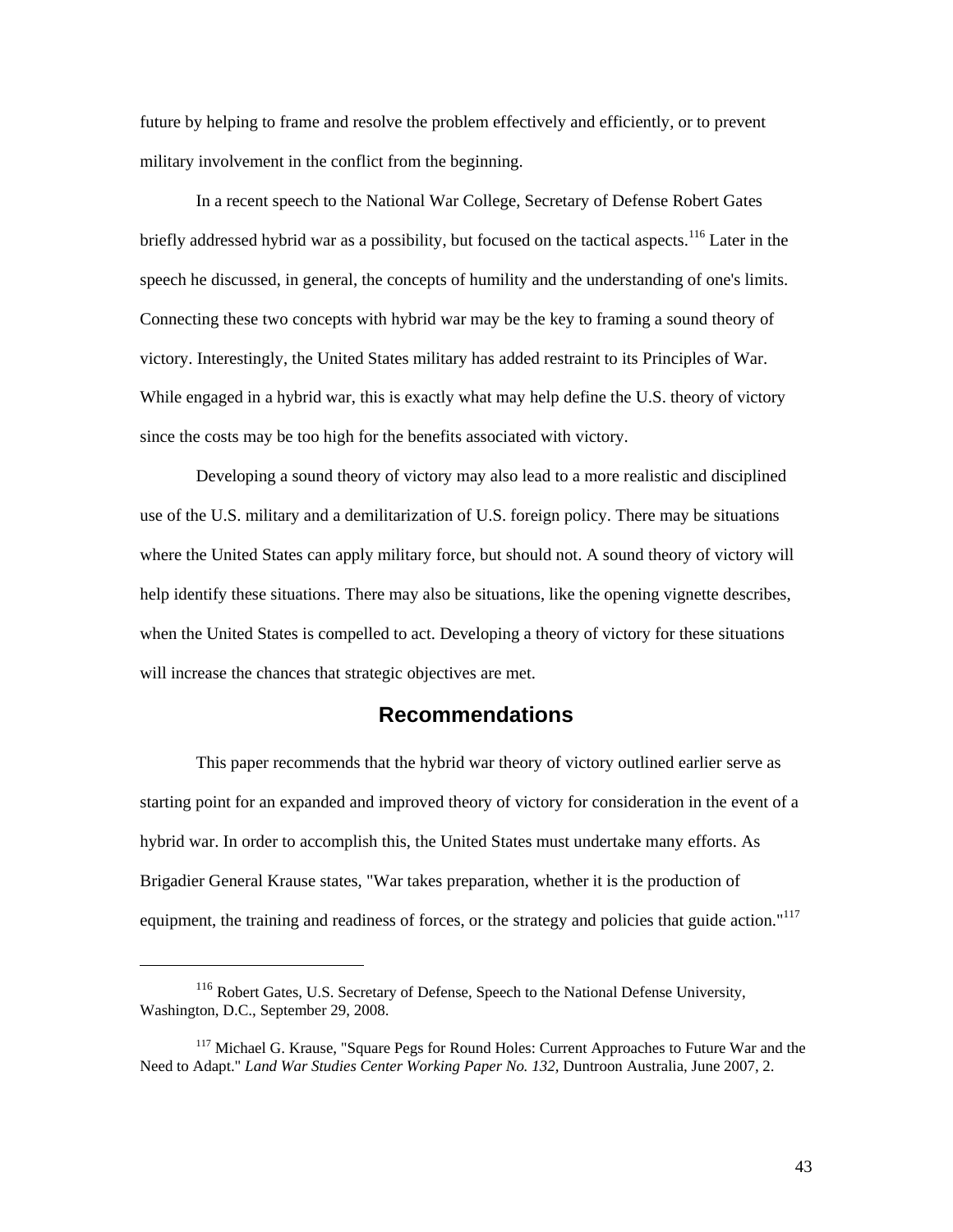future by helping to frame and resolve the problem effectively and efficiently, or to prevent military involvement in the conflict from the beginning.

In a recent speech to the National War College, Secretary of Defense Robert Gates briefly addressed hybrid war as a possibility, but focused on the tactical aspects.[116] Later in the speech he discussed, in general, the concepts of humility and the understanding of one's limits. Connecting these two concepts with hybrid war may be the key to framing a sound theory of victory. Interestingly, the United States military has added restraint to its Principles of War. While engaged in a hybrid war, this is exactly what may help define the U.S. theory of victory since the costs may be too high for the benefits associated with victory.

Developing a sound theory of victory may also lead to a more realistic and disciplined use of the U.S. military and a demilitarization of U.S. foreign policy. There may be situations where the United States can apply military force, but should not. A sound theory of victory will help identify these situations. There may also be situations, like the opening vignette describes, when the United States is compelled to act. Developing a theory of victory for these situations will increase the chances that strategic objectives are met.

## Recommendations

This paper recommends that the hybrid war theory of victory outlined earlier serve as starting point for an expanded and improved theory of victory for consideration in the event of a hybrid war. In order to accomplish this, the United States must undertake many efforts. As Brigadier General Krause states, "War takes preparation, whether it is the production of equipment, the training and readiness of forces, or the strategy and policies that guide action."[117]

---

[116] Robert Gates, U.S. Secretary of Defense, Speech to the National Defense University, Washington, D.C., September 29, 2008.

[117] Michael G. Krause, "Square Pegs for Round Holes: Current Approaches to Future War and the Need to Adapt." *Land War Studies Center Working Paper No. 132,* Duntroon Australia, June 2007, 2.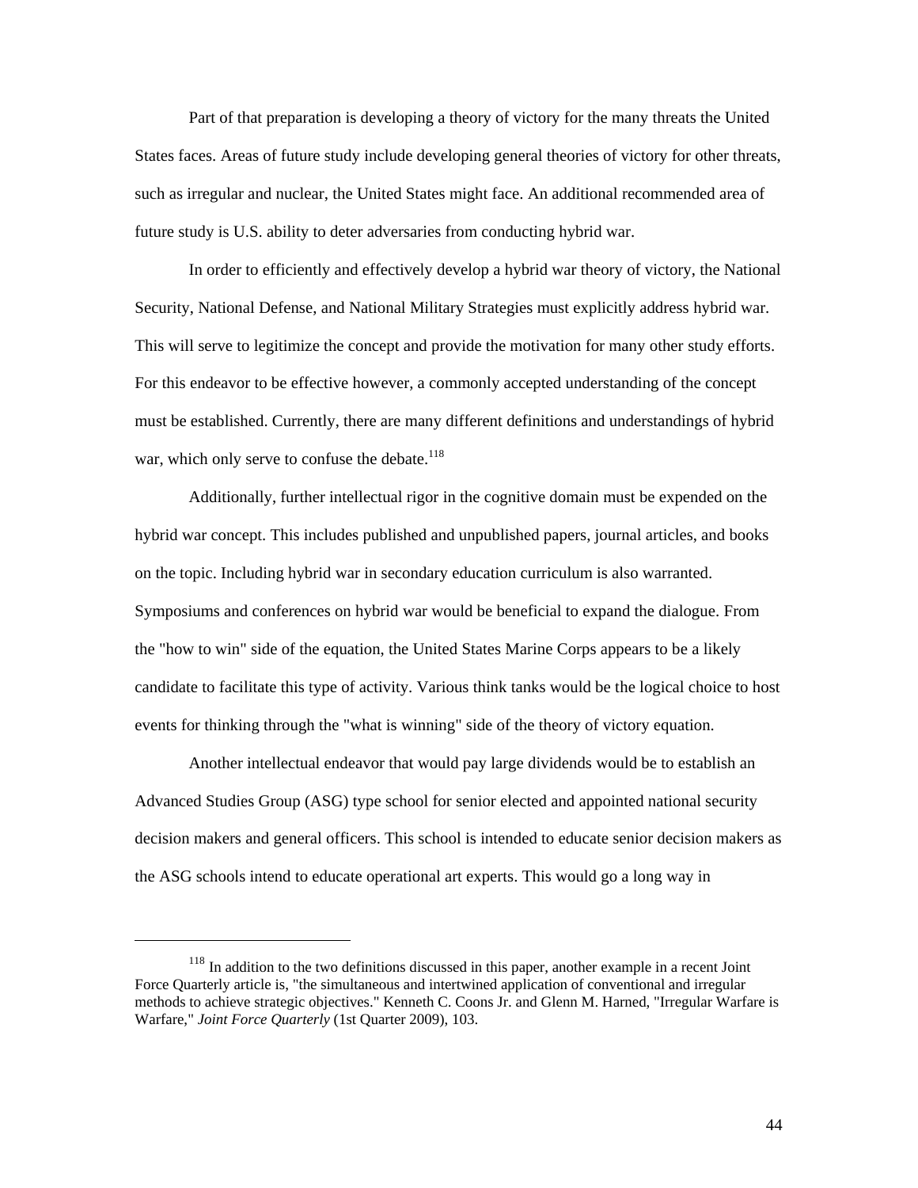Part of that preparation is developing a theory of victory for the many threats the United States faces. Areas of future study include developing general theories of victory for other threats, such as irregular and nuclear, the United States might face. An additional recommended area of future study is U.S. ability to deter adversaries from conducting hybrid war.

In order to efficiently and effectively develop a hybrid war theory of victory, the National Security, National Defense, and National Military Strategies must explicitly address hybrid war. This will serve to legitimize the concept and provide the motivation for many other study efforts. For this endeavor to be effective however, a commonly accepted understanding of the concept must be established. Currently, there are many different definitions and understandings of hybrid war, which only serve to confuse the debate.[118]

Additionally, further intellectual rigor in the cognitive domain must be expended on the hybrid war concept. This includes published and unpublished papers, journal articles, and books on the topic. Including hybrid war in secondary education curriculum is also warranted. Symposiums and conferences on hybrid war would be beneficial to expand the dialogue. From the "how to win" side of the equation, the United States Marine Corps appears to be a likely candidate to facilitate this type of activity. Various think tanks would be the logical choice to host events for thinking through the "what is winning" side of the theory of victory equation.

Another intellectual endeavor that would pay large dividends would be to establish an Advanced Studies Group (ASG) type school for senior elected and appointed national security decision makers and general officers. This school is intended to educate senior decision makers as the ASG schools intend to educate operational art experts. This would go a long way in

---

[118] In addition to the two definitions discussed in this paper, another example in a recent Joint Force Quarterly article is, "the simultaneous and intertwined application of conventional and irregular methods to achieve strategic objectives." Kenneth C. Coons Jr. and Glenn M. Harned, "Irregular Warfare is Warfare," *Joint Force Quarterly* (1st Quarter 2009), 103.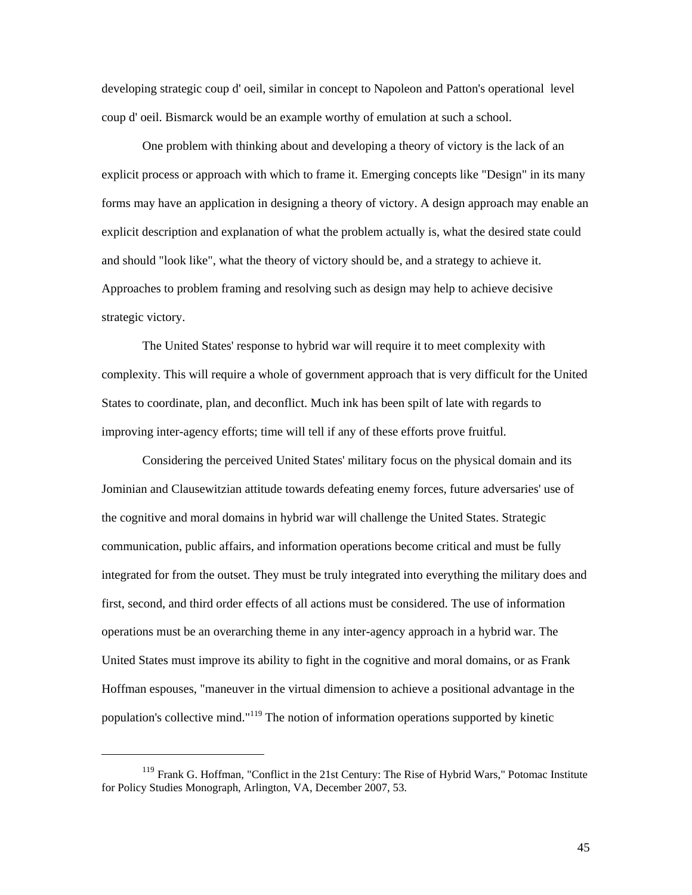developing strategic coup d' oeil, similar in concept to Napoleon and Patton's operational level coup d' oeil. Bismarck would be an example worthy of emulation at such a school.

One problem with thinking about and developing a theory of victory is the lack of an explicit process or approach with which to frame it. Emerging concepts like "Design" in its many forms may have an application in designing a theory of victory. A design approach may enable an explicit description and explanation of what the problem actually is, what the desired state could and should "look like", what the theory of victory should be, and a strategy to achieve it. Approaches to problem framing and resolving such as design may help to achieve decisive strategic victory.

The United States' response to hybrid war will require it to meet complexity with complexity. This will require a whole of government approach that is very difficult for the United States to coordinate, plan, and deconflict. Much ink has been spilt of late with regards to improving inter-agency efforts; time will tell if any of these efforts prove fruitful.

Considering the perceived United States' military focus on the physical domain and its Jominian and Clausewitzian attitude towards defeating enemy forces, future adversaries' use of the cognitive and moral domains in hybrid war will challenge the United States. Strategic communication, public affairs, and information operations become critical and must be fully integrated for from the outset. They must be truly integrated into everything the military does and first, second, and third order effects of all actions must be considered. The use of information operations must be an overarching theme in any inter-agency approach in a hybrid war. The United States must improve its ability to fight in the cognitive and moral domains, or as Frank Hoffman espouses, "maneuver in the virtual dimension to achieve a positional advantage in the population's collective mind."[119] The notion of information operations supported by kinetic

---

[119] Frank G. Hoffman, "Conflict in the 21st Century: The Rise of Hybrid Wars," Potomac Institute for Policy Studies Monograph, Arlington, VA, December 2007, 53.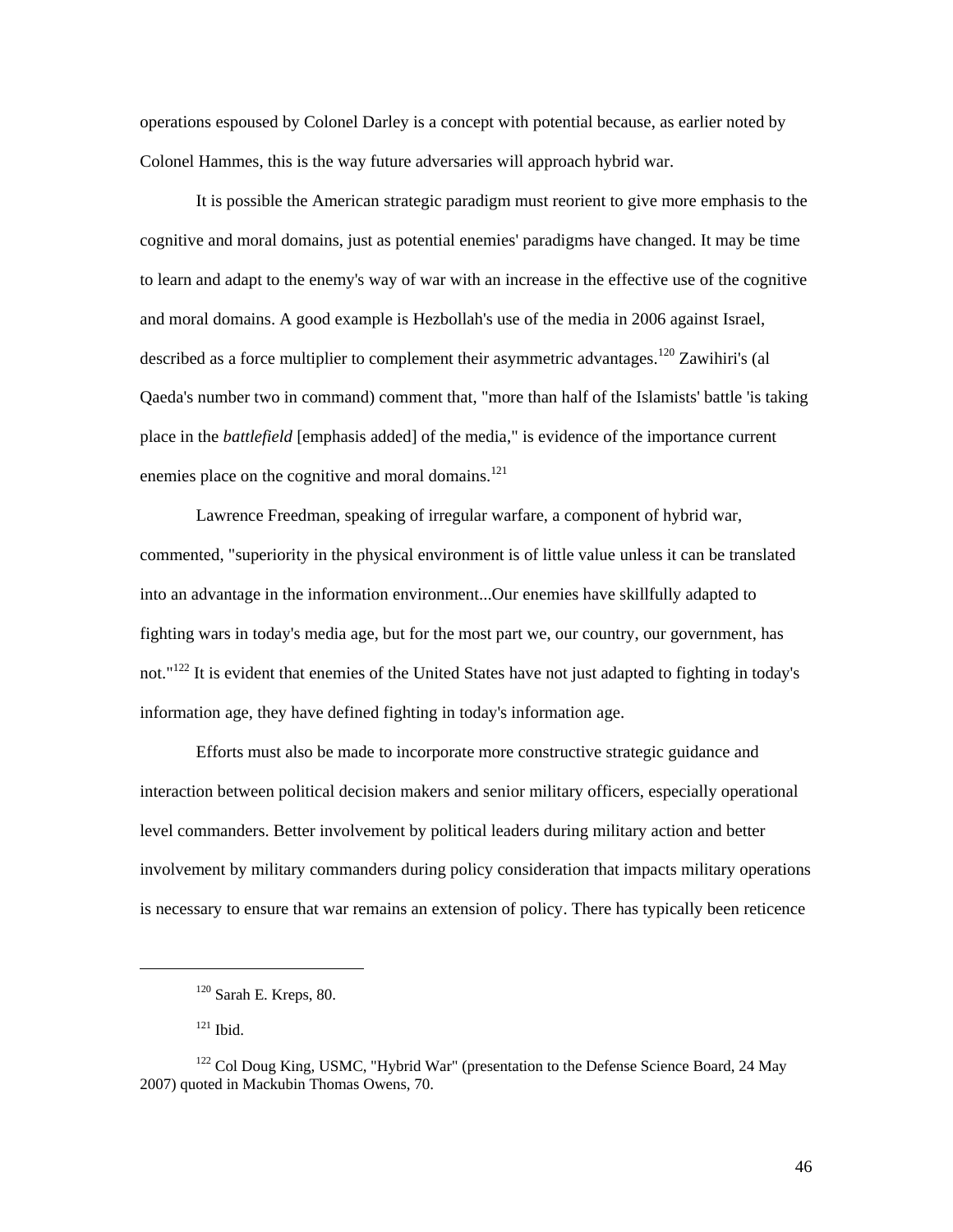operations espoused by Colonel Darley is a concept with potential because, as earlier noted by Colonel Hammes, this is the way future adversaries will approach hybrid war.

It is possible the American strategic paradigm must reorient to give more emphasis to the cognitive and moral domains, just as potential enemies' paradigms have changed. It may be time to learn and adapt to the enemy's way of war with an increase in the effective use of the cognitive and moral domains. A good example is Hezbollah's use of the media in 2006 against Israel, described as a force multiplier to complement their asymmetric advantages.[120] Zawihiri's (al Qaeda's number two in command) comment that, "more than half of the Islamists' battle 'is taking place in the *battlefield* [emphasis added] of the media," is evidence of the importance current enemies place on the cognitive and moral domains.[121]

Lawrence Freedman, speaking of irregular warfare, a component of hybrid war, commented, "superiority in the physical environment is of little value unless it can be translated into an advantage in the information environment...Our enemies have skillfully adapted to fighting wars in today's media age, but for the most part we, our country, our government, has not."[122] It is evident that enemies of the United States have not just adapted to fighting in today's information age, they have defined fighting in today's information age.

Efforts must also be made to incorporate more constructive strategic guidance and interaction between political decision makers and senior military officers, especially operational level commanders. Better involvement by political leaders during military action and better involvement by military commanders during policy consideration that impacts military operations is necessary to ensure that war remains an extension of policy. There has typically been reticence

---

[120] Sarah E. Kreps, 80.

[121] Ibid.

[122] Col Doug King, USMC, "Hybrid War" (presentation to the Defense Science Board, 24 May 2007) quoted in Mackubin Thomas Owens, 70.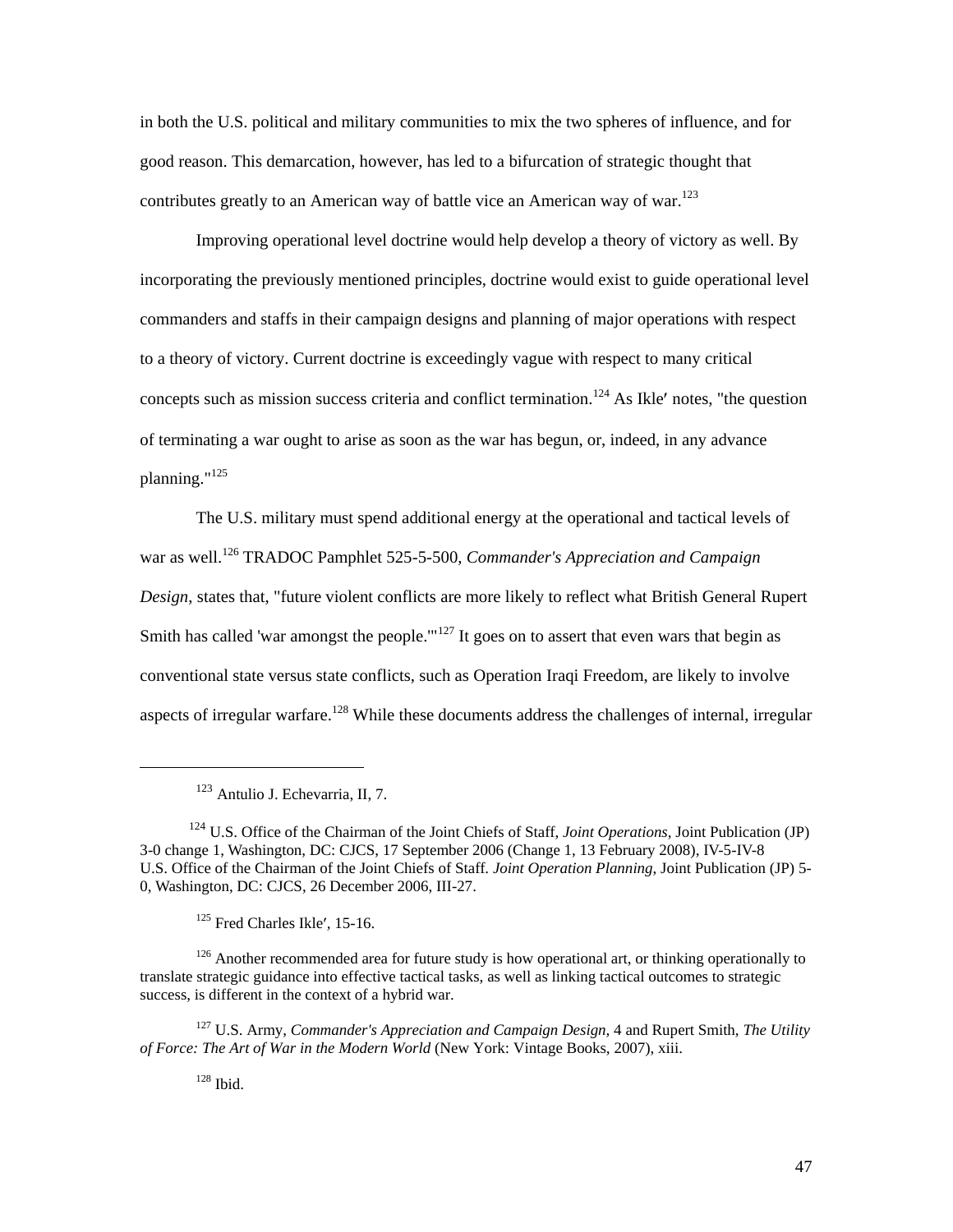in both the U.S. political and military communities to mix the two spheres of influence, and for good reason. This demarcation, however, has led to a bifurcation of strategic thought that contributes greatly to an American way of battle vice an American way of war.[123]

Improving operational level doctrine would help develop a theory of victory as well. By incorporating the previously mentioned principles, doctrine would exist to guide operational level commanders and staffs in their campaign designs and planning of major operations with respect to a theory of victory. Current doctrine is exceedingly vague with respect to many critical concepts such as mission success criteria and conflict termination.[124] As Ikle′ notes, "the question of terminating a war ought to arise as soon as the war has begun, or, indeed, in any advance planning."[125]

The U.S. military must spend additional energy at the operational and tactical levels of war as well.[126] TRADOC Pamphlet 525-5-500, *Commander's Appreciation and Campaign Design*, states that, "future violent conflicts are more likely to reflect what British General Rupert Smith has called 'war amongst the people.'"[127] It goes on to assert that even wars that begin as conventional state versus state conflicts, such as Operation Iraqi Freedom, are likely to involve aspects of irregular warfare.[128] While these documents address the challenges of internal, irregular

---

[123] Antulio J. Echevarria, II, 7.

[124] U.S. Office of the Chairman of the Joint Chiefs of Staff, *Joint Operations*, Joint Publication (JP) 3-0 change 1, Washington, DC: CJCS, 17 September 2006 (Change 1, 13 February 2008), IV-5-IV-8 U.S. Office of the Chairman of the Joint Chiefs of Staff. *Joint Operation Planning*, Joint Publication (JP) 5-0, Washington, DC: CJCS, 26 December 2006, III-27.

[125] Fred Charles Ikle′, 15-16.

[126] Another recommended area for future study is how operational art, or thinking operationally to translate strategic guidance into effective tactical tasks, as well as linking tactical outcomes to strategic success, is different in the context of a hybrid war.

[127] U.S. Army, *Commander's Appreciation and Campaign Design*, 4 and Rupert Smith, *The Utility of Force: The Art of War in the Modern World* (New York: Vintage Books, 2007), xiii.

[128] Ibid.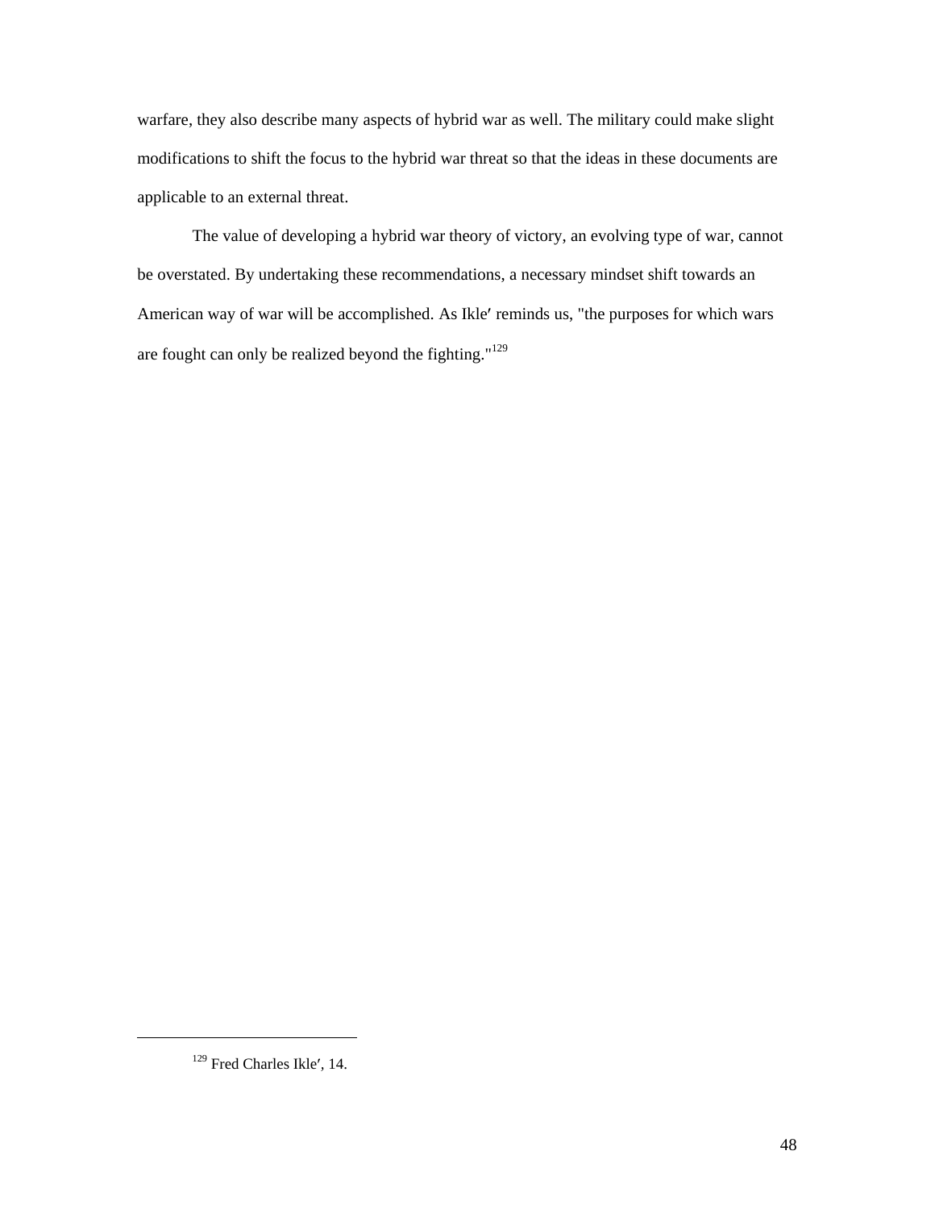warfare, they also describe many aspects of hybrid war as well. The military could make slight modifications to shift the focus to the hybrid war threat so that the ideas in these documents are applicable to an external threat.

The value of developing a hybrid war theory of victory, an evolving type of war, cannot be overstated. By undertaking these recommendations, a necessary mindset shift towards an American way of war will be accomplished. As Ikle′ reminds us, "the purposes for which wars are fought can only be realized beyond the fighting."[129]

---

[129] Fred Charles Ikle′, 14.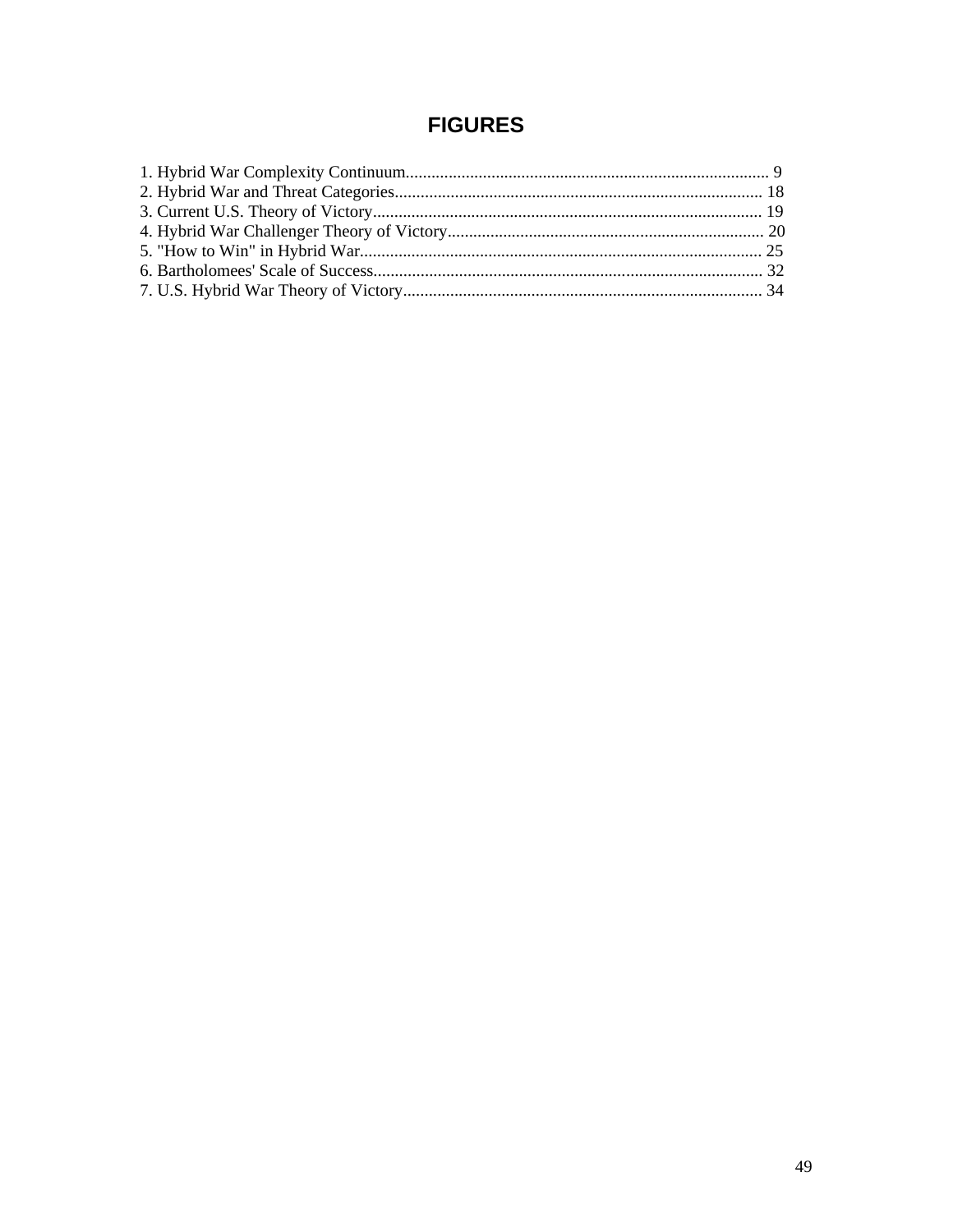# FIGURES

1. Hybrid War Complexity Continuum.................................................................................... 9
2. Hybrid War and Threat Categories...................................................................................... 18
3. Current U.S. Theory of Victory........................................................................................... 19
4. Hybrid War Challenger Theory of Victory.......................................................................... 20
5. "How to Win" in Hybrid War.............................................................................................. 25
6. Bartholomees' Scale of Success........................................................................................... 32
7. U.S. Hybrid War Theory of Victory.................................................................................... 34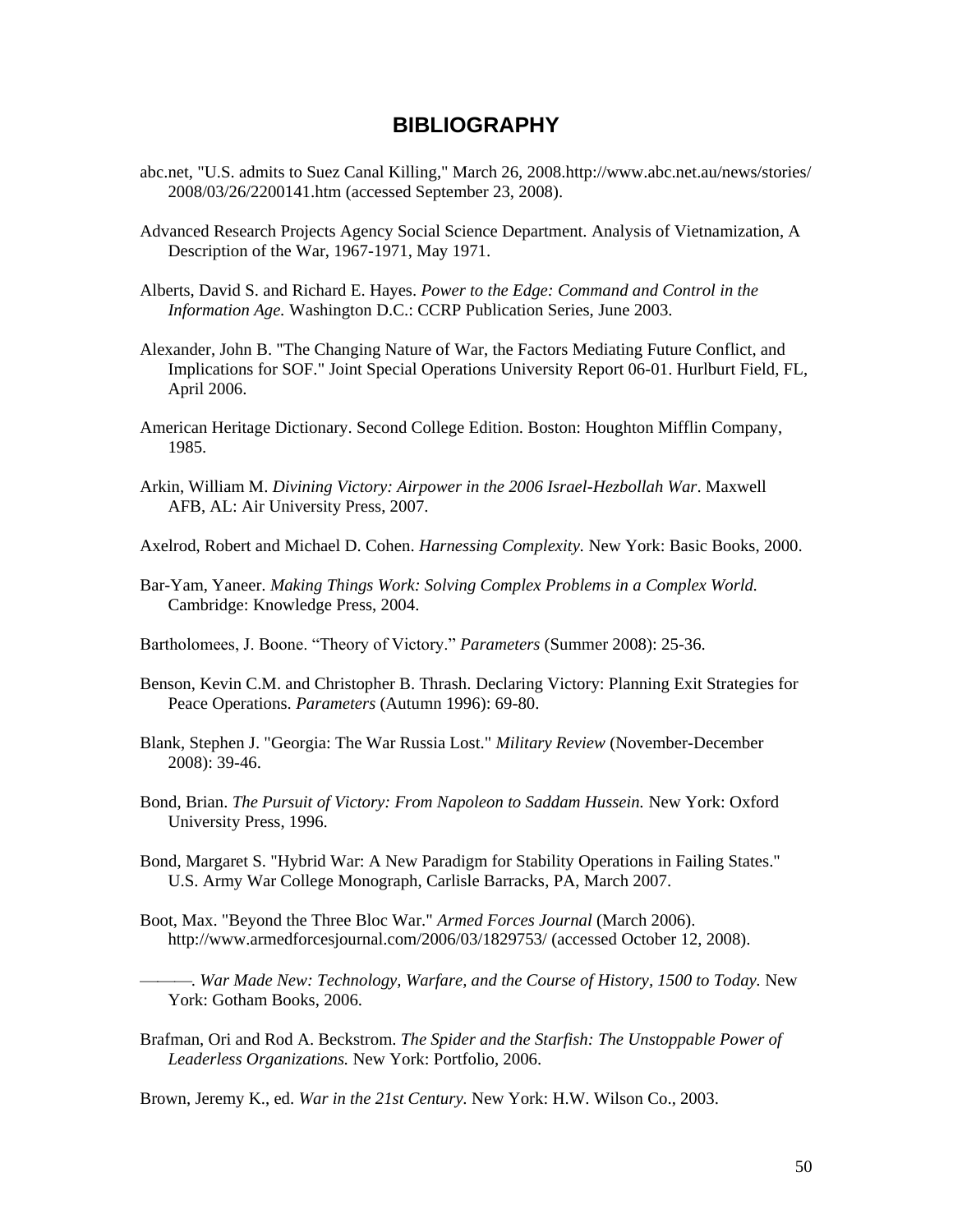# BIBLIOGRAPHY

abc.net, "U.S. admits to Suez Canal Killing," March 26, 2008.http://www.abc.net.au/news/stories/2008/03/26/2200141.htm (accessed September 23, 2008).

Advanced Research Projects Agency Social Science Department. Analysis of Vietnamization, A Description of the War, 1967-1971, May 1971.

Alberts, David S. and Richard E. Hayes. *Power to the Edge: Command and Control in the Information Age.* Washington D.C.: CCRP Publication Series, June 2003.

Alexander, John B. "The Changing Nature of War, the Factors Mediating Future Conflict, and Implications for SOF." Joint Special Operations University Report 06-01. Hurlburt Field, FL, April 2006.

American Heritage Dictionary. Second College Edition. Boston: Houghton Mifflin Company, 1985.

Arkin, William M. *Divining Victory: Airpower in the 2006 Israel-Hezbollah War*. Maxwell AFB, AL: Air University Press, 2007.

Axelrod, Robert and Michael D. Cohen. *Harnessing Complexity.* New York: Basic Books, 2000.

Bar-Yam, Yaneer. *Making Things Work: Solving Complex Problems in a Complex World.* Cambridge: Knowledge Press, 2004.

Bartholomees, J. Boone. “Theory of Victory.” *Parameters* (Summer 2008): 25-36.

Benson, Kevin C.M. and Christopher B. Thrash. Declaring Victory: Planning Exit Strategies for Peace Operations. *Parameters* (Autumn 1996): 69-80.

Blank, Stephen J. "Georgia: The War Russia Lost." *Military Review* (November-December 2008): 39-46.

Bond, Brian. *The Pursuit of Victory: From Napoleon to Saddam Hussein.* New York: Oxford University Press, 1996.

Bond, Margaret S. "Hybrid War: A New Paradigm for Stability Operations in Failing States." U.S. Army War College Monograph, Carlisle Barracks, PA, March 2007.

Boot, Max. "Beyond the Three Bloc War." *Armed Forces Journal* (March 2006). http://www.armedforcesjournal.com/2006/03/1829753/ (accessed October 12, 2008).

———. *War Made New: Technology, Warfare, and the Course of History, 1500 to Today.* New York: Gotham Books, 2006.

Brafman, Ori and Rod A. Beckstrom. *The Spider and the Starfish: The Unstoppable Power of Leaderless Organizations.* New York: Portfolio, 2006.

Brown, Jeremy K., ed. *War in the 21st Century.* New York: H.W. Wilson Co., 2003.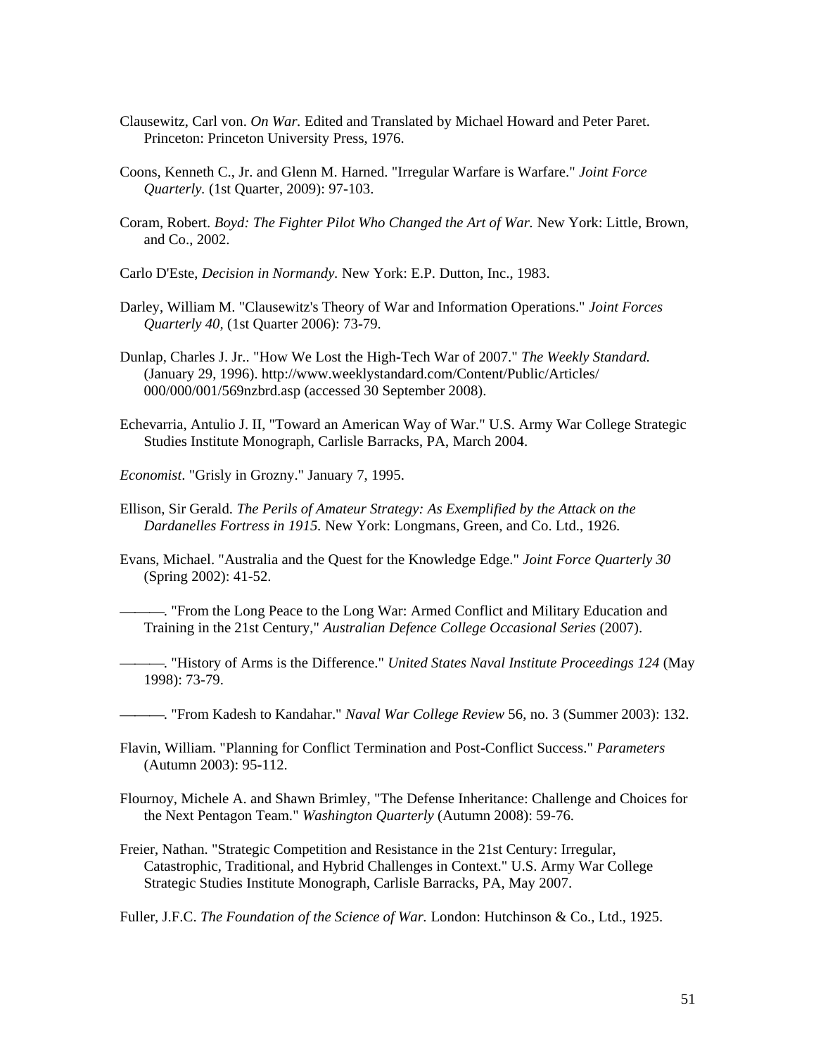Clausewitz, Carl von. *On War.* Edited and Translated by Michael Howard and Peter Paret. Princeton: Princeton University Press, 1976.

Coons, Kenneth C., Jr. and Glenn M. Harned. "Irregular Warfare is Warfare." *Joint Force Quarterly.* (1st Quarter, 2009): 97-103.

Coram, Robert. *Boyd: The Fighter Pilot Who Changed the Art of War.* New York: Little, Brown, and Co., 2002.

Carlo D'Este, *Decision in Normandy.* New York: E.P. Dutton, Inc., 1983.

Darley, William M. "Clausewitz's Theory of War and Information Operations." *Joint Forces Quarterly 40,* (1st Quarter 2006): 73-79.

Dunlap, Charles J. Jr.. "How We Lost the High-Tech War of 2007." *The Weekly Standard.* (January 29, 1996). http://www.weeklystandard.com/Content/Public/Articles/000/000/001/569nzbrd.asp (accessed 30 September 2008).

Echevarria, Antulio J. II, "Toward an American Way of War." U.S. Army War College Strategic Studies Institute Monograph, Carlisle Barracks, PA, March 2004.

*Economist*. "Grisly in Grozny." January 7, 1995.

Ellison, Sir Gerald. *The Perils of Amateur Strategy: As Exemplified by the Attack on the Dardanelles Fortress in 1915.* New York: Longmans, Green, and Co. Ltd., 1926.

Evans, Michael. "Australia and the Quest for the Knowledge Edge." *Joint Force Quarterly 30* (Spring 2002): 41-52.

———. "From the Long Peace to the Long War: Armed Conflict and Military Education and Training in the 21st Century," *Australian Defence College Occasional Series* (2007).

———. "History of Arms is the Difference." *United States Naval Institute Proceedings 124* (May 1998): 73-79.

———. "From Kadesh to Kandahar." *Naval War College Review* 56, no. 3 (Summer 2003): 132.

Flavin, William. "Planning for Conflict Termination and Post-Conflict Success." *Parameters* (Autumn 2003): 95-112.

Flournoy, Michele A. and Shawn Brimley, "The Defense Inheritance: Challenge and Choices for the Next Pentagon Team." *Washington Quarterly* (Autumn 2008): 59-76.

Freier, Nathan. "Strategic Competition and Resistance in the 21st Century: Irregular, Catastrophic, Traditional, and Hybrid Challenges in Context." U.S. Army War College Strategic Studies Institute Monograph, Carlisle Barracks, PA, May 2007.

Fuller, J.F.C. *The Foundation of the Science of War.* London: Hutchinson & Co., Ltd., 1925.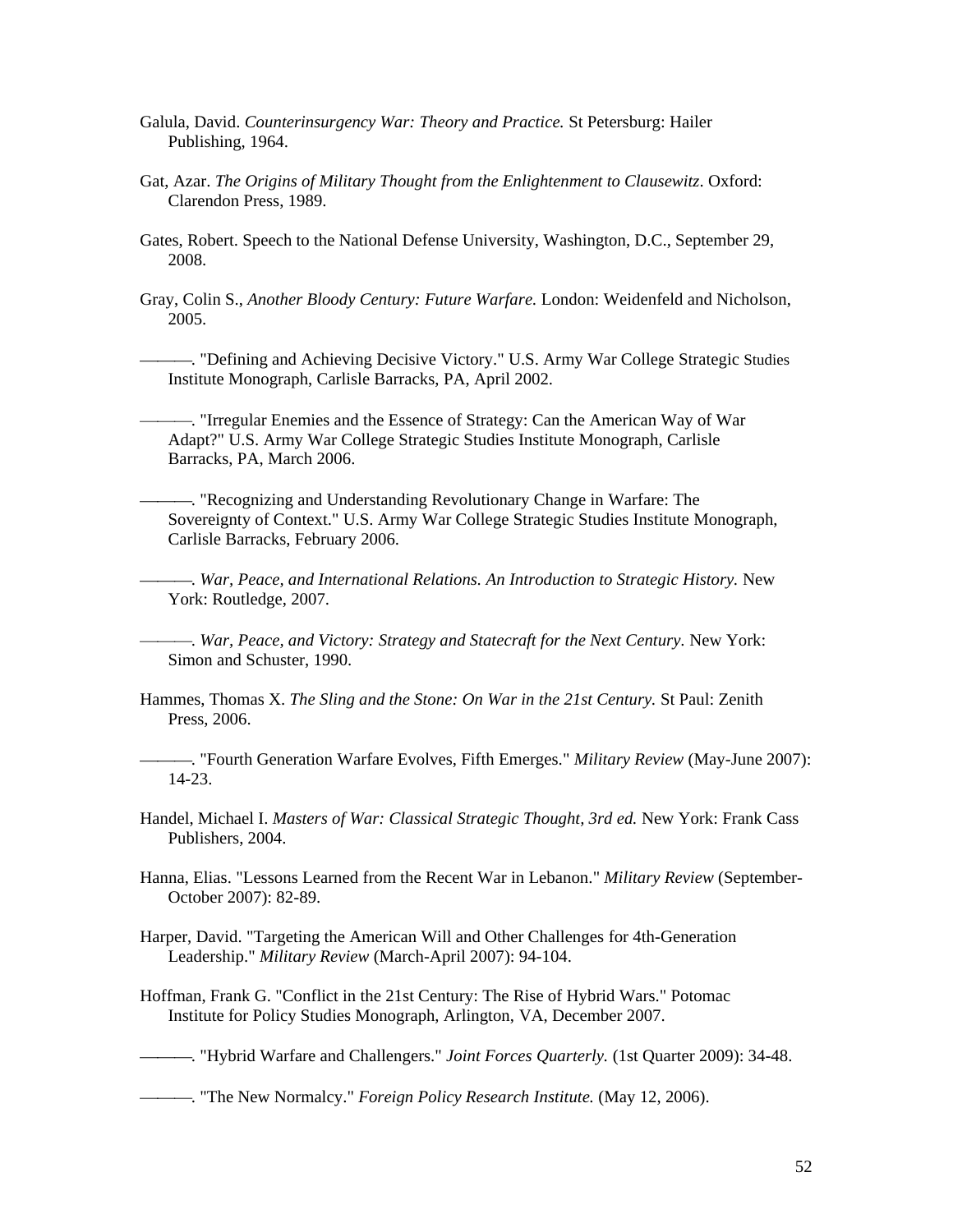Galula, David. *Counterinsurgency War: Theory and Practice.* St Petersburg: Hailer Publishing, 1964.

Gat, Azar. *The Origins of Military Thought from the Enlightenment to Clausewitz*. Oxford: Clarendon Press, 1989.

Gates, Robert. Speech to the National Defense University, Washington, D.C., September 29, 2008.

Gray, Colin S., *Another Bloody Century: Future Warfare.* London: Weidenfeld and Nicholson, 2005.

———. "Defining and Achieving Decisive Victory." U.S. Army War College Strategic Studies Institute Monograph, Carlisle Barracks, PA, April 2002.

———. "Irregular Enemies and the Essence of Strategy: Can the American Way of War Adapt?" U.S. Army War College Strategic Studies Institute Monograph, Carlisle Barracks, PA, March 2006.

———. "Recognizing and Understanding Revolutionary Change in Warfare: The Sovereignty of Context." U.S. Army War College Strategic Studies Institute Monograph, Carlisle Barracks, February 2006.

———. *War, Peace, and International Relations. An Introduction to Strategic History.* New York: Routledge, 2007.

———. *War, Peace, and Victory: Strategy and Statecraft for the Next Century*. New York: Simon and Schuster, 1990.

Hammes, Thomas X. *The Sling and the Stone: On War in the 21st Century.* St Paul: Zenith Press, 2006.

———. "Fourth Generation Warfare Evolves, Fifth Emerges." *Military Review* (May-June 2007): 14-23.

Handel, Michael I. *Masters of War: Classical Strategic Thought, 3rd ed.* New York: Frank Cass Publishers, 2004.

Hanna, Elias. "Lessons Learned from the Recent War in Lebanon." *Military Review* (September-October 2007): 82-89.

Harper, David. "Targeting the American Will and Other Challenges for 4th-Generation Leadership." *Military Review* (March-April 2007): 94-104.

Hoffman, Frank G. "Conflict in the 21st Century: The Rise of Hybrid Wars." Potomac Institute for Policy Studies Monograph, Arlington, VA, December 2007.

———. "Hybrid Warfare and Challengers." *Joint Forces Quarterly.* (1st Quarter 2009): 34-48.

———. "The New Normalcy." *Foreign Policy Research Institute.* (May 12, 2006).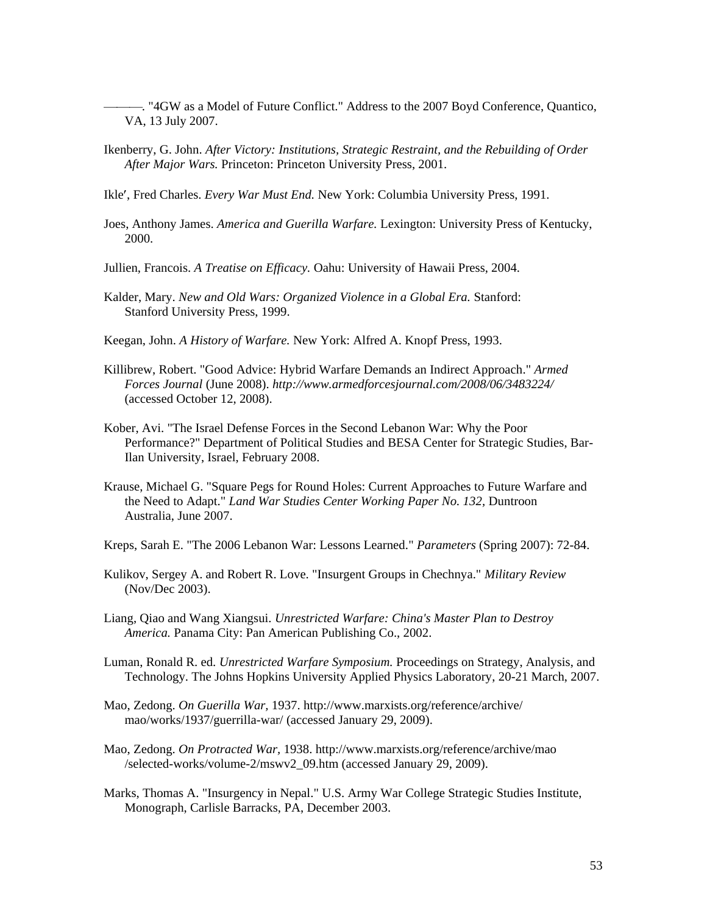———. "4GW as a Model of Future Conflict." Address to the 2007 Boyd Conference, Quantico, VA, 13 July 2007.

Ikenberry, G. John. *After Victory: Institutions, Strategic Restraint, and the Rebuilding of Order After Major Wars.* Princeton: Princeton University Press, 2001.

Ikle′, Fred Charles. *Every War Must End.* New York: Columbia University Press, 1991.

Joes, Anthony James. *America and Guerilla Warfare.* Lexington: University Press of Kentucky, 2000.

Jullien, Francois. *A Treatise on Efficacy.* Oahu: University of Hawaii Press, 2004.

Kalder, Mary. *New and Old Wars: Organized Violence in a Global Era.* Stanford: Stanford University Press, 1999.

Keegan, John. *A History of Warfare.* New York: Alfred A. Knopf Press, 1993.

Killibrew, Robert. "Good Advice: Hybrid Warfare Demands an Indirect Approach." *Armed Forces Journal* (June 2008). *http://www.armedforcesjournal.com/2008/06/3483224/* (accessed October 12, 2008).

Kober, Avi. "The Israel Defense Forces in the Second Lebanon War: Why the Poor Performance?" Department of Political Studies and BESA Center for Strategic Studies, Bar-Ilan University, Israel, February 2008.

Krause, Michael G. "Square Pegs for Round Holes: Current Approaches to Future Warfare and the Need to Adapt." *Land War Studies Center Working Paper No. 132,* Duntroon Australia, June 2007.

Kreps, Sarah E. "The 2006 Lebanon War: Lessons Learned." *Parameters* (Spring 2007): 72-84.

Kulikov, Sergey A. and Robert R. Love. "Insurgent Groups in Chechnya." *Military Review* (Nov/Dec 2003).

Liang, Qiao and Wang Xiangsui. *Unrestricted Warfare: China's Master Plan to Destroy America.* Panama City: Pan American Publishing Co., 2002.

Luman, Ronald R. ed. *Unrestricted Warfare Symposium.* Proceedings on Strategy, Analysis, and Technology. The Johns Hopkins University Applied Physics Laboratory, 20-21 March, 2007.

Mao, Zedong. *On Guerilla War,* 1937. http://www.marxists.org/reference/archive/mao/works/1937/guerrilla-war/ (accessed January 29, 2009).

Mao, Zedong. *On Protracted War,* 1938. http://www.marxists.org/reference/archive/mao/selected-works/volume-2/mswv2_09.htm (accessed January 29, 2009).

Marks, Thomas A. "Insurgency in Nepal." U.S. Army War College Strategic Studies Institute, Monograph, Carlisle Barracks, PA, December 2003.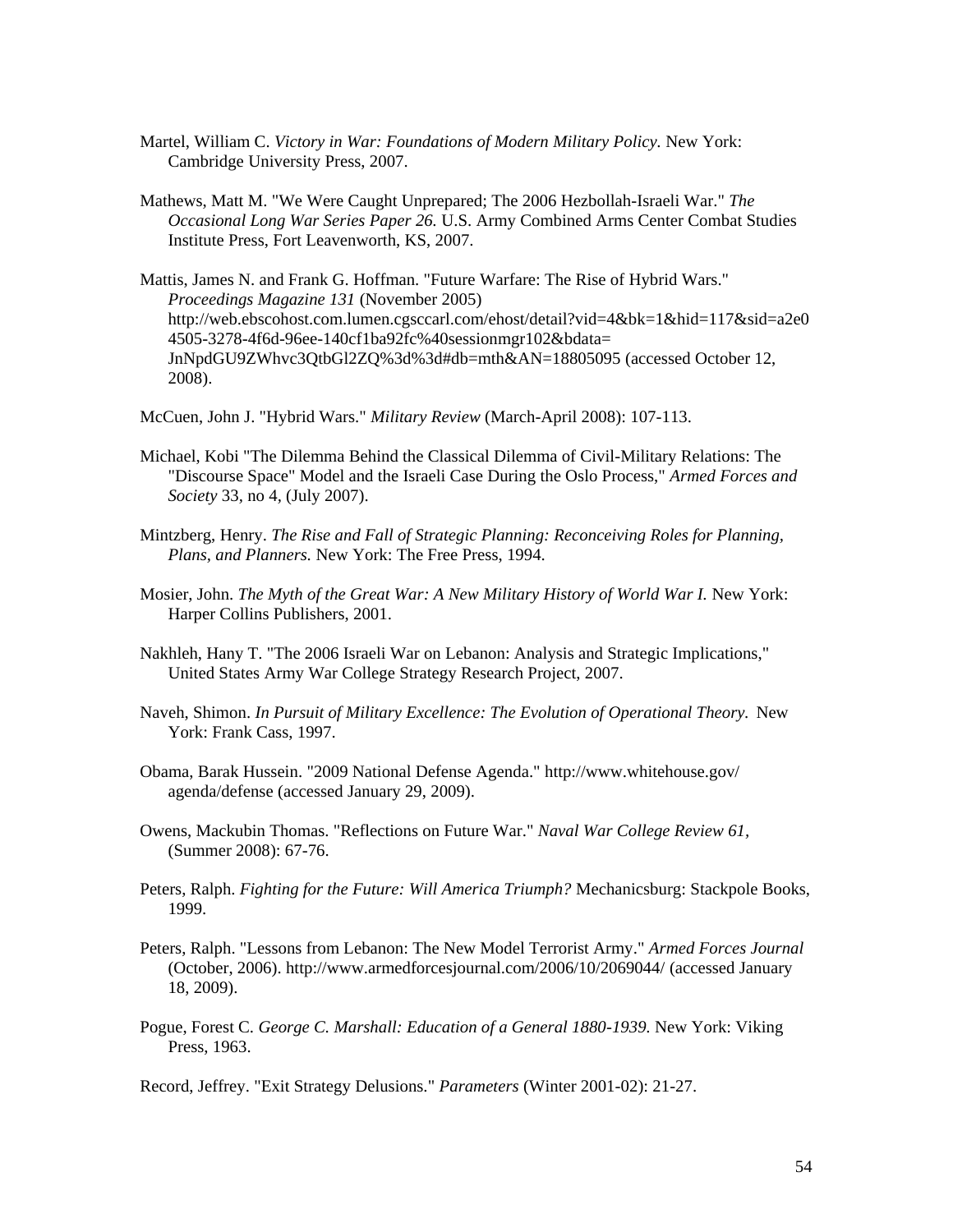Martel, William C. *Victory in War: Foundations of Modern Military Policy.* New York: Cambridge University Press, 2007.

Mathews, Matt M. "We Were Caught Unprepared; The 2006 Hezbollah-Israeli War." *The Occasional Long War Series Paper 26.* U.S. Army Combined Arms Center Combat Studies Institute Press, Fort Leavenworth, KS, 2007.

Mattis, James N. and Frank G. Hoffman. "Future Warfare: The Rise of Hybrid Wars." *Proceedings Magazine 131* (November 2005) http://web.ebscohost.com.lumen.cgsccarl.com/ehost/detail?vid=4&bk=1&hid=117&sid=a2e04505-3278-4f6d-96ee-140cf1ba92fc%40sessionmgr102&bdata=JnNpdGU9ZWhvc3QtbGl2ZQ%3d%3d#db=mth&AN=18805095 (accessed October 12, 2008).

McCuen, John J. "Hybrid Wars." *Military Review* (March-April 2008): 107-113.

Michael, Kobi "The Dilemma Behind the Classical Dilemma of Civil-Military Relations: The "Discourse Space" Model and the Israeli Case During the Oslo Process," *Armed Forces and Society* 33, no 4, (July 2007).

Mintzberg, Henry. *The Rise and Fall of Strategic Planning: Reconceiving Roles for Planning, Plans, and Planners.* New York: The Free Press, 1994.

Mosier, John. *The Myth of the Great War: A New Military History of World War I.* New York: Harper Collins Publishers, 2001.

Nakhleh, Hany T. "The 2006 Israeli War on Lebanon: Analysis and Strategic Implications," United States Army War College Strategy Research Project, 2007.

Naveh, Shimon. *In Pursuit of Military Excellence: The Evolution of Operational Theory.* New York: Frank Cass, 1997.

Obama, Barak Hussein. "2009 National Defense Agenda." http://www.whitehouse.gov/agenda/defense (accessed January 29, 2009).

Owens, Mackubin Thomas. "Reflections on Future War." *Naval War College Review 61,* (Summer 2008): 67-76.

Peters, Ralph. *Fighting for the Future: Will America Triumph?* Mechanicsburg: Stackpole Books, 1999.

Peters, Ralph. "Lessons from Lebanon: The New Model Terrorist Army." *Armed Forces Journal* (October, 2006). http://www.armedforcesjournal.com/2006/10/2069044/ (accessed January 18, 2009).

Pogue, Forest C. *George C. Marshall: Education of a General 1880-1939.* New York: Viking Press, 1963.

Record, Jeffrey. "Exit Strategy Delusions." *Parameters* (Winter 2001-02): 21-27.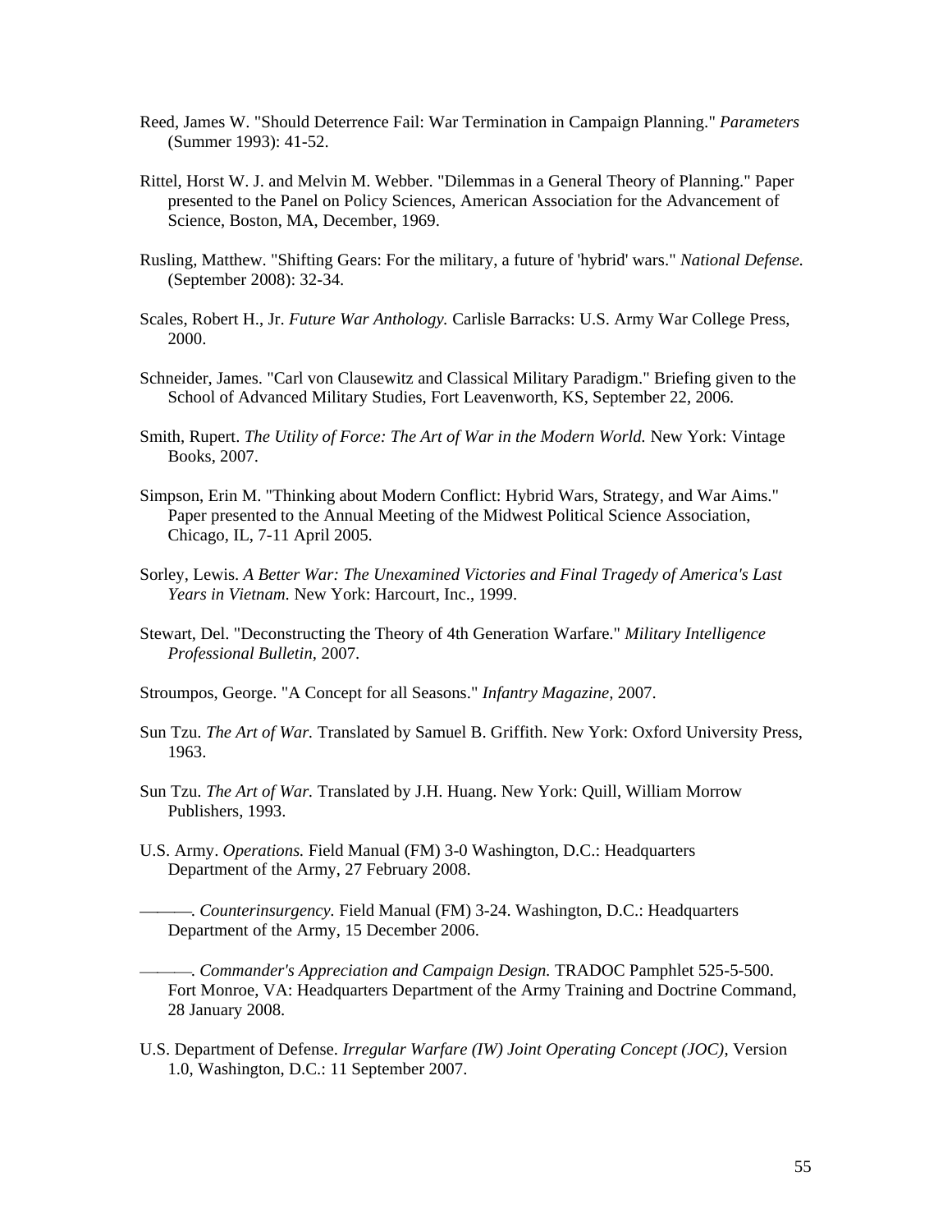Reed, James W. "Should Deterrence Fail: War Termination in Campaign Planning." *Parameters* (Summer 1993): 41-52.

Rittel, Horst W. J. and Melvin M. Webber. "Dilemmas in a General Theory of Planning." Paper presented to the Panel on Policy Sciences, American Association for the Advancement of Science, Boston, MA, December, 1969.

Rusling, Matthew. "Shifting Gears: For the military, a future of 'hybrid' wars." *National Defense.* (September 2008): 32-34.

Scales, Robert H., Jr. *Future War Anthology.* Carlisle Barracks: U.S. Army War College Press, 2000.

Schneider, James. "Carl von Clausewitz and Classical Military Paradigm." Briefing given to the School of Advanced Military Studies, Fort Leavenworth, KS, September 22, 2006.

Smith, Rupert. *The Utility of Force: The Art of War in the Modern World.* New York: Vintage Books, 2007.

Simpson, Erin M. "Thinking about Modern Conflict: Hybrid Wars, Strategy, and War Aims." Paper presented to the Annual Meeting of the Midwest Political Science Association, Chicago, IL, 7-11 April 2005.

Sorley, Lewis. *A Better War: The Unexamined Victories and Final Tragedy of America's Last Years in Vietnam.* New York: Harcourt, Inc., 1999.

Stewart, Del. "Deconstructing the Theory of 4th Generation Warfare." *Military Intelligence Professional Bulletin*, 2007.

Stroumpos, George. "A Concept for all Seasons." *Infantry Magazine*, 2007.

Sun Tzu. *The Art of War.* Translated by Samuel B. Griffith. New York: Oxford University Press, 1963.

Sun Tzu. *The Art of War.* Translated by J.H. Huang. New York: Quill, William Morrow Publishers, 1993.

U.S. Army. *Operations.* Field Manual (FM) 3-0 Washington, D.C.: Headquarters Department of the Army, 27 February 2008.

———. *Counterinsurgency.* Field Manual (FM) 3-24. Washington, D.C.: Headquarters Department of the Army, 15 December 2006.

———. *Commander's Appreciation and Campaign Design.* TRADOC Pamphlet 525-5-500. Fort Monroe, VA: Headquarters Department of the Army Training and Doctrine Command, 28 January 2008.

U.S. Department of Defense. *Irregular Warfare (IW) Joint Operating Concept (JOC)*, Version 1.0, Washington, D.C.: 11 September 2007.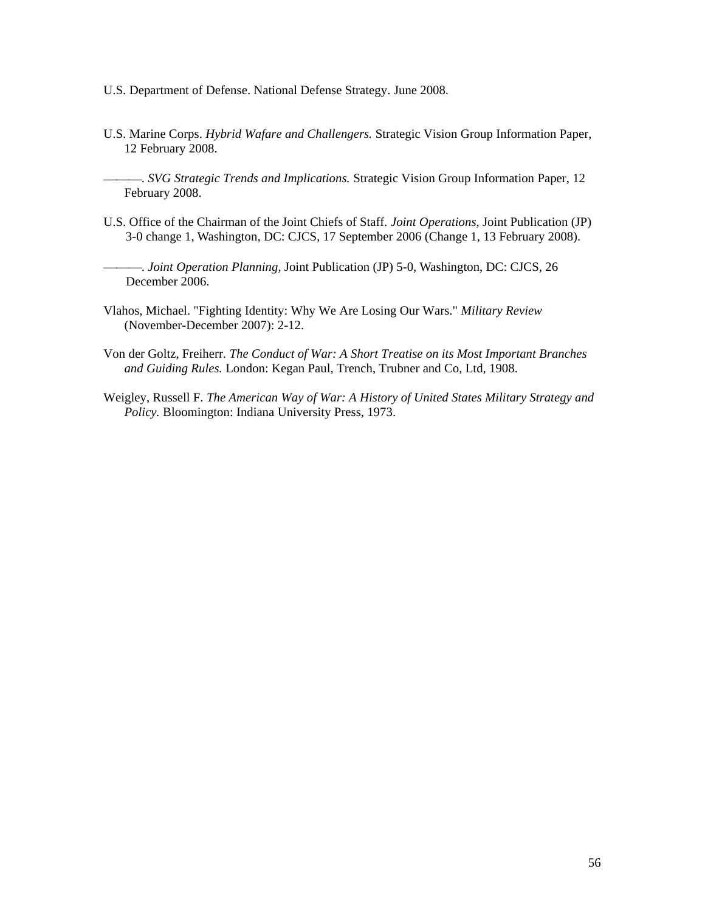U.S. Department of Defense. National Defense Strategy. June 2008.

U.S. Marine Corps. *Hybrid Wafare and Challengers.* Strategic Vision Group Information Paper, 12 February 2008.

———. *SVG Strategic Trends and Implications.* Strategic Vision Group Information Paper, 12 February 2008.

U.S. Office of the Chairman of the Joint Chiefs of Staff. *Joint Operations*, Joint Publication (JP) 3-0 change 1, Washington, DC: CJCS, 17 September 2006 (Change 1, 13 February 2008).

———. *Joint Operation Planning*, Joint Publication (JP) 5-0, Washington, DC: CJCS, 26 December 2006.

Vlahos, Michael. "Fighting Identity: Why We Are Losing Our Wars." *Military Review* (November-December 2007): 2-12.

Von der Goltz, Freiherr. *The Conduct of War: A Short Treatise on its Most Important Branches and Guiding Rules.* London: Kegan Paul, Trench, Trubner and Co, Ltd, 1908.

Weigley, Russell F. *The American Way of War: A History of United States Military Strategy and Policy.* Bloomington: Indiana University Press, 1973.